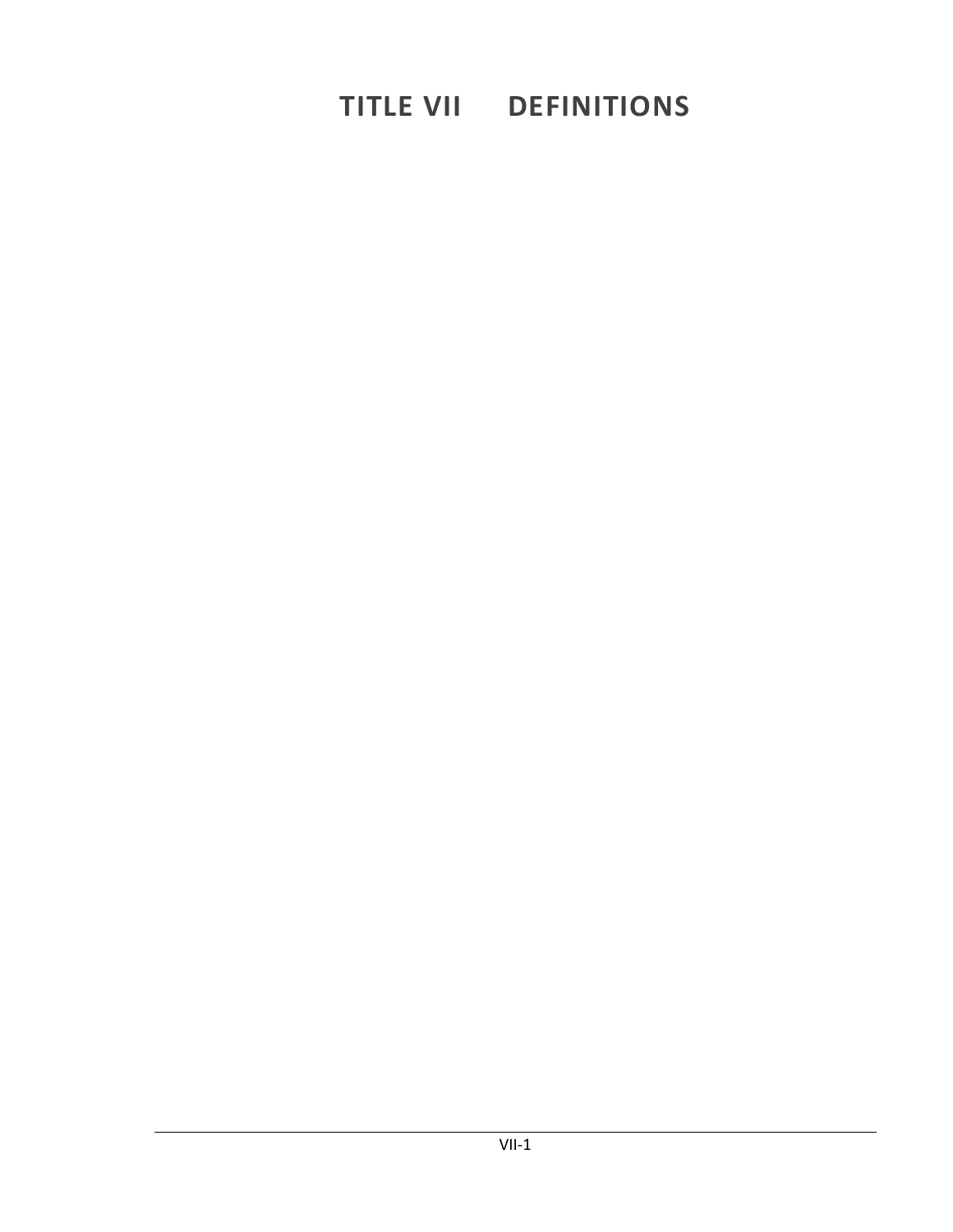# TITLE VII DEFINITIONS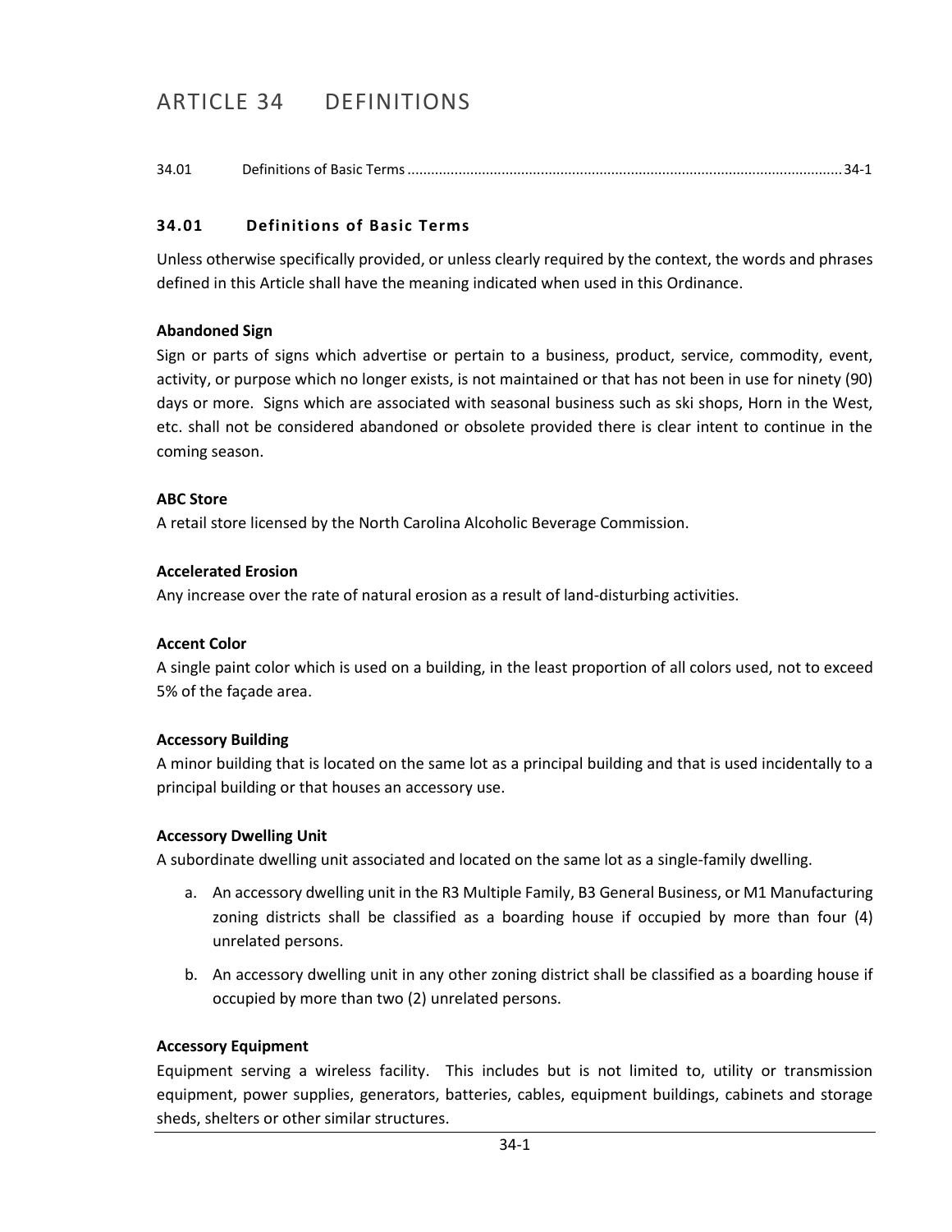# ARTICLE 34 DEFINITIONS

34.01 Definitions of Basic Terms .......... 34-1

## 34.01 Definitions of Basic Terms

Unless otherwise specifically provided, or unless clearly required by the context, the words and phrases defined in this Article shall have the meaning indicated when used in this Ordinance.

**Abandoned Sign**

Sign or parts of signs which advertise or pertain to a business, product, service, commodity, event, activity, or purpose which no longer exists, is not maintained or that has not been in use for ninety (90) days or more. Signs which are associated with seasonal business such as ski shops, Horn in the West, etc. shall not be considered abandoned or obsolete provided there is clear intent to continue in the coming season.

**ABC Store**

A retail store licensed by the North Carolina Alcoholic Beverage Commission.

**Accelerated Erosion**

Any increase over the rate of natural erosion as a result of land-disturbing activities.

**Accent Color**

A single paint color which is used on a building, in the least proportion of all colors used, not to exceed 5% of the façade area.

**Accessory Building**

A minor building that is located on the same lot as a principal building and that is used incidentally to a principal building or that houses an accessory use.

**Accessory Dwelling Unit**

A subordinate dwelling unit associated and located on the same lot as a single-family dwelling.

a. An accessory dwelling unit in the R3 Multiple Family, B3 General Business, or M1 Manufacturing zoning districts shall be classified as a boarding house if occupied by more than four (4) unrelated persons.

b. An accessory dwelling unit in any other zoning district shall be classified as a boarding house if occupied by more than two (2) unrelated persons.

**Accessory Equipment**

Equipment serving a wireless facility. This includes but is not limited to, utility or transmission equipment, power supplies, generators, batteries, cables, equipment buildings, cabinets and storage sheds, shelters or other similar structures.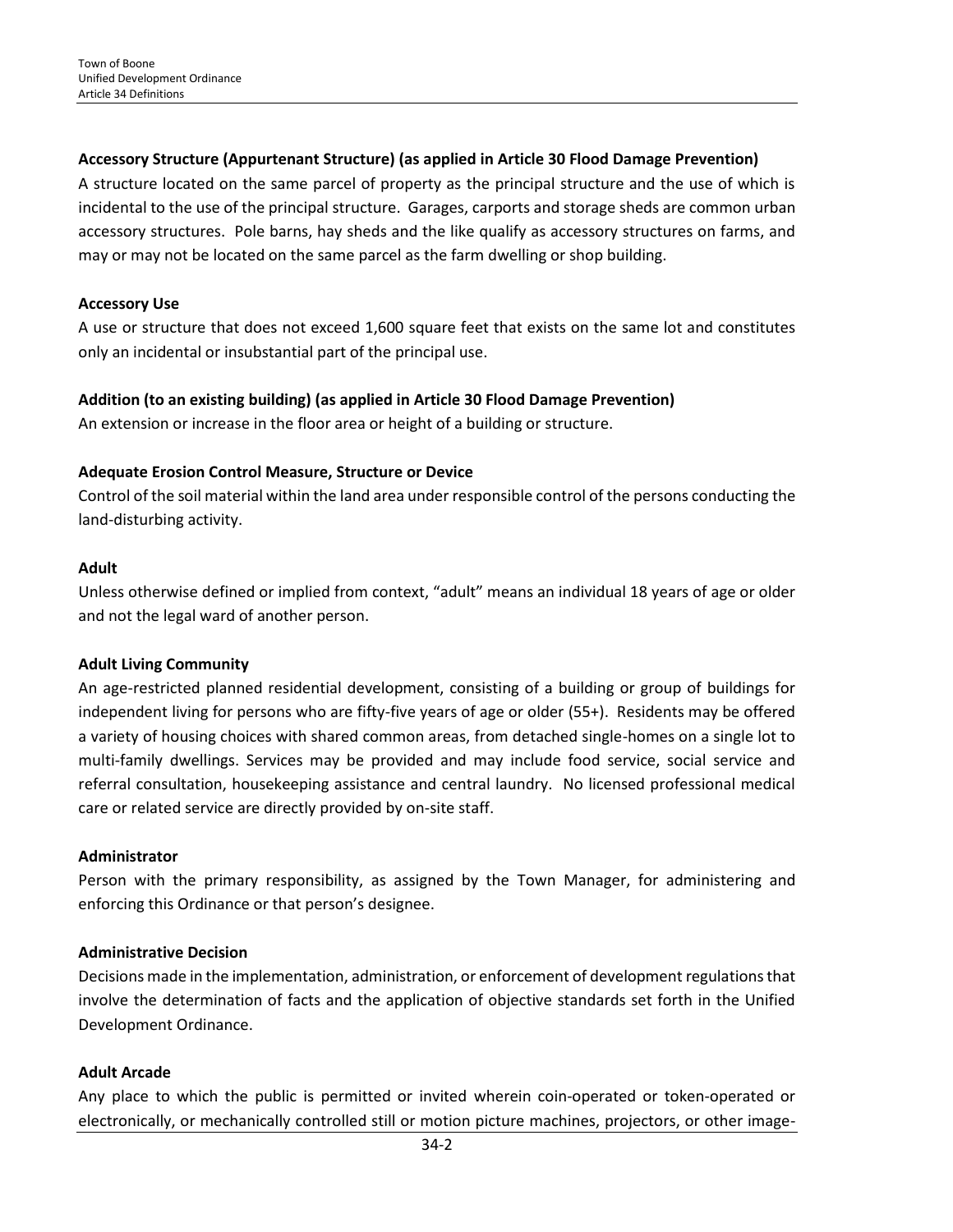**Accessory Structure (Appurtenant Structure) (as applied in Article 30 Flood Damage Prevention)**

A structure located on the same parcel of property as the principal structure and the use of which is incidental to the use of the principal structure. Garages, carports and storage sheds are common urban accessory structures. Pole barns, hay sheds and the like qualify as accessory structures on farms, and may or may not be located on the same parcel as the farm dwelling or shop building.

**Accessory Use**

A use or structure that does not exceed 1,600 square feet that exists on the same lot and constitutes only an incidental or insubstantial part of the principal use.

**Addition (to an existing building) (as applied in Article 30 Flood Damage Prevention)**

An extension or increase in the floor area or height of a building or structure.

**Adequate Erosion Control Measure, Structure or Device**

Control of the soil material within the land area under responsible control of the persons conducting the land-disturbing activity.

**Adult**

Unless otherwise defined or implied from context, "adult" means an individual 18 years of age or older and not the legal ward of another person.

**Adult Living Community**

An age-restricted planned residential development, consisting of a building or group of buildings for independent living for persons who are fifty-five years of age or older (55+). Residents may be offered a variety of housing choices with shared common areas, from detached single-homes on a single lot to multi-family dwellings. Services may be provided and may include food service, social service and referral consultation, housekeeping assistance and central laundry. No licensed professional medical care or related service are directly provided by on-site staff.

**Administrator**

Person with the primary responsibility, as assigned by the Town Manager, for administering and enforcing this Ordinance or that person's designee.

**Administrative Decision**

Decisions made in the implementation, administration, or enforcement of development regulations that involve the determination of facts and the application of objective standards set forth in the Unified Development Ordinance.

**Adult Arcade**

Any place to which the public is permitted or invited wherein coin-operated or token-operated or electronically, or mechanically controlled still or motion picture machines, projectors, or other image-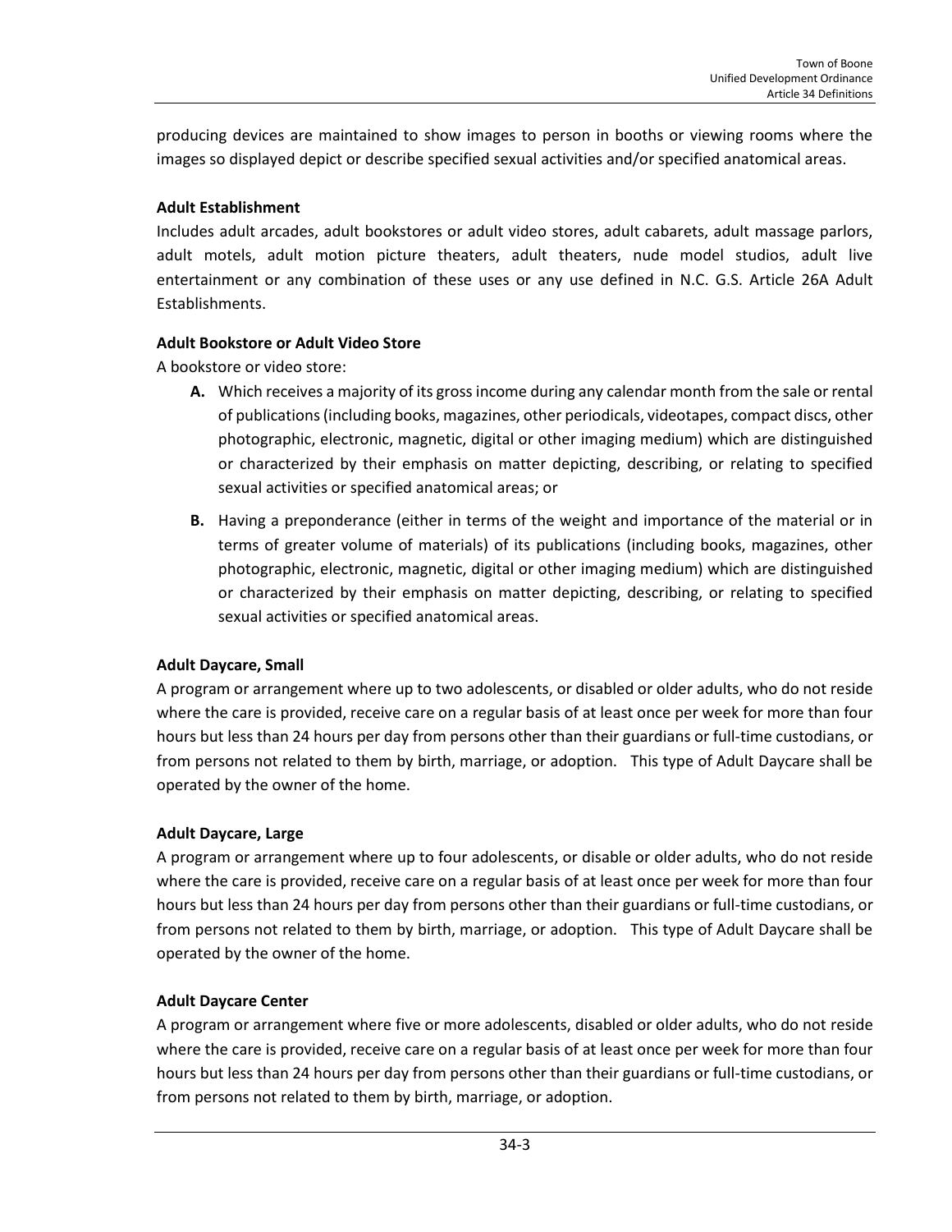producing devices are maintained to show images to person in booths or viewing rooms where the images so displayed depict or describe specified sexual activities and/or specified anatomical areas.

**Adult Establishment**

Includes adult arcades, adult bookstores or adult video stores, adult cabarets, adult massage parlors, adult motels, adult motion picture theaters, adult theaters, nude model studios, adult live entertainment or any combination of these uses or any use defined in N.C. G.S. Article 26A Adult Establishments.

**Adult Bookstore or Adult Video Store**

A bookstore or video store:

- **A.** Which receives a majority of its gross income during any calendar month from the sale or rental of publications (including books, magazines, other periodicals, videotapes, compact discs, other photographic, electronic, magnetic, digital or other imaging medium) which are distinguished or characterized by their emphasis on matter depicting, describing, or relating to specified sexual activities or specified anatomical areas; or
- **B.** Having a preponderance (either in terms of the weight and importance of the material or in terms of greater volume of materials) of its publications (including books, magazines, other photographic, electronic, magnetic, digital or other imaging medium) which are distinguished or characterized by their emphasis on matter depicting, describing, or relating to specified sexual activities or specified anatomical areas.

**Adult Daycare, Small**

A program or arrangement where up to two adolescents, or disabled or older adults, who do not reside where the care is provided, receive care on a regular basis of at least once per week for more than four hours but less than 24 hours per day from persons other than their guardians or full-time custodians, or from persons not related to them by birth, marriage, or adoption. This type of Adult Daycare shall be operated by the owner of the home.

**Adult Daycare, Large**

A program or arrangement where up to four adolescents, or disable or older adults, who do not reside where the care is provided, receive care on a regular basis of at least once per week for more than four hours but less than 24 hours per day from persons other than their guardians or full-time custodians, or from persons not related to them by birth, marriage, or adoption. This type of Adult Daycare shall be operated by the owner of the home.

**Adult Daycare Center**

A program or arrangement where five or more adolescents, disabled or older adults, who do not reside where the care is provided, receive care on a regular basis of at least once per week for more than four hours but less than 24 hours per day from persons other than their guardians or full-time custodians, or from persons not related to them by birth, marriage, or adoption.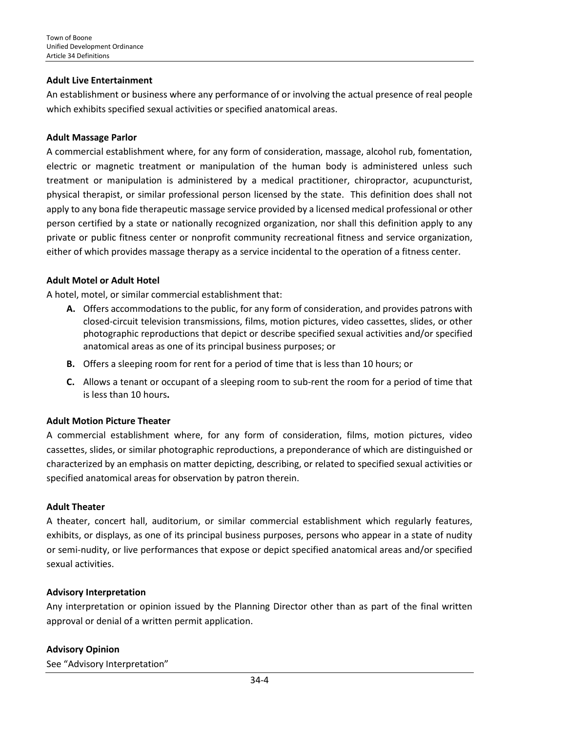**Adult Live Entertainment**

An establishment or business where any performance of or involving the actual presence of real people which exhibits specified sexual activities or specified anatomical areas.

**Adult Massage Parlor**

A commercial establishment where, for any form of consideration, massage, alcohol rub, fomentation, electric or magnetic treatment or manipulation of the human body is administered unless such treatment or manipulation is administered by a medical practitioner, chiropractor, acupuncturist, physical therapist, or similar professional person licensed by the state. This definition does shall not apply to any bona fide therapeutic massage service provided by a licensed medical professional or other person certified by a state or nationally recognized organization, nor shall this definition apply to any private or public fitness center or nonprofit community recreational fitness and service organization, either of which provides massage therapy as a service incidental to the operation of a fitness center.

**Adult Motel or Adult Hotel**

A hotel, motel, or similar commercial establishment that:

- **A.** Offers accommodations to the public, for any form of consideration, and provides patrons with closed-circuit television transmissions, films, motion pictures, video cassettes, slides, or other photographic reproductions that depict or describe specified sexual activities and/or specified anatomical areas as one of its principal business purposes; or
- **B.** Offers a sleeping room for rent for a period of time that is less than 10 hours; or
- **C.** Allows a tenant or occupant of a sleeping room to sub-rent the room for a period of time that is less than 10 hours**.**

**Adult Motion Picture Theater**

A commercial establishment where, for any form of consideration, films, motion pictures, video cassettes, slides, or similar photographic reproductions, a preponderance of which are distinguished or characterized by an emphasis on matter depicting, describing, or related to specified sexual activities or specified anatomical areas for observation by patron therein.

**Adult Theater**

A theater, concert hall, auditorium, or similar commercial establishment which regularly features, exhibits, or displays, as one of its principal business purposes, persons who appear in a state of nudity or semi-nudity, or live performances that expose or depict specified anatomical areas and/or specified sexual activities.

**Advisory Interpretation**

Any interpretation or opinion issued by the Planning Director other than as part of the final written approval or denial of a written permit application.

**Advisory Opinion**

See "Advisory Interpretation"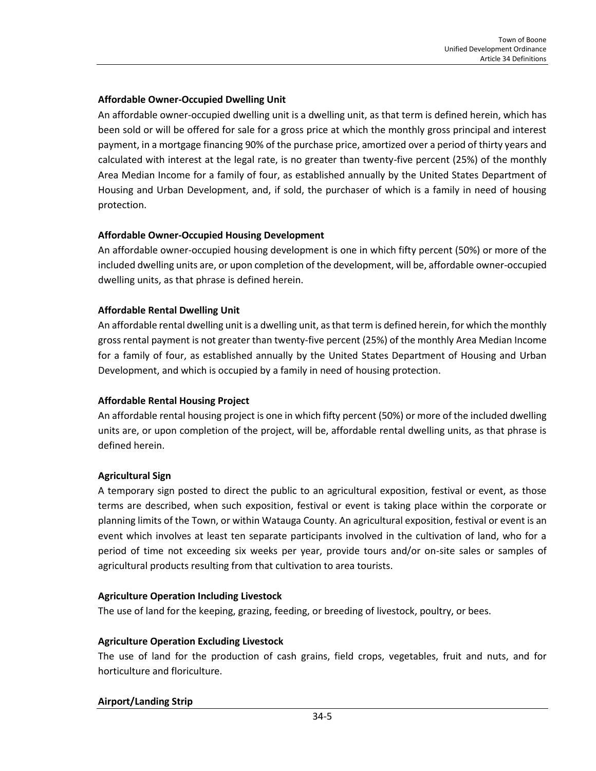**Affordable Owner-Occupied Dwelling Unit**

An affordable owner-occupied dwelling unit is a dwelling unit, as that term is defined herein, which has been sold or will be offered for sale for a gross price at which the monthly gross principal and interest payment, in a mortgage financing 90% of the purchase price, amortized over a period of thirty years and calculated with interest at the legal rate, is no greater than twenty-five percent (25%) of the monthly Area Median Income for a family of four, as established annually by the United States Department of Housing and Urban Development, and, if sold, the purchaser of which is a family in need of housing protection.

**Affordable Owner-Occupied Housing Development**

An affordable owner-occupied housing development is one in which fifty percent (50%) or more of the included dwelling units are, or upon completion of the development, will be, affordable owner-occupied dwelling units, as that phrase is defined herein.

**Affordable Rental Dwelling Unit**

An affordable rental dwelling unit is a dwelling unit, as that term is defined herein, for which the monthly gross rental payment is not greater than twenty-five percent (25%) of the monthly Area Median Income for a family of four, as established annually by the United States Department of Housing and Urban Development, and which is occupied by a family in need of housing protection.

**Affordable Rental Housing Project**

An affordable rental housing project is one in which fifty percent (50%) or more of the included dwelling units are, or upon completion of the project, will be, affordable rental dwelling units, as that phrase is defined herein.

**Agricultural Sign**

A temporary sign posted to direct the public to an agricultural exposition, festival or event, as those terms are described, when such exposition, festival or event is taking place within the corporate or planning limits of the Town, or within Watauga County. An agricultural exposition, festival or event is an event which involves at least ten separate participants involved in the cultivation of land, who for a period of time not exceeding six weeks per year, provide tours and/or on-site sales or samples of agricultural products resulting from that cultivation to area tourists.

**Agriculture Operation Including Livestock**

The use of land for the keeping, grazing, feeding, or breeding of livestock, poultry, or bees.

**Agriculture Operation Excluding Livestock**

The use of land for the production of cash grains, field crops, vegetables, fruit and nuts, and for horticulture and floriculture.

**Airport/Landing Strip**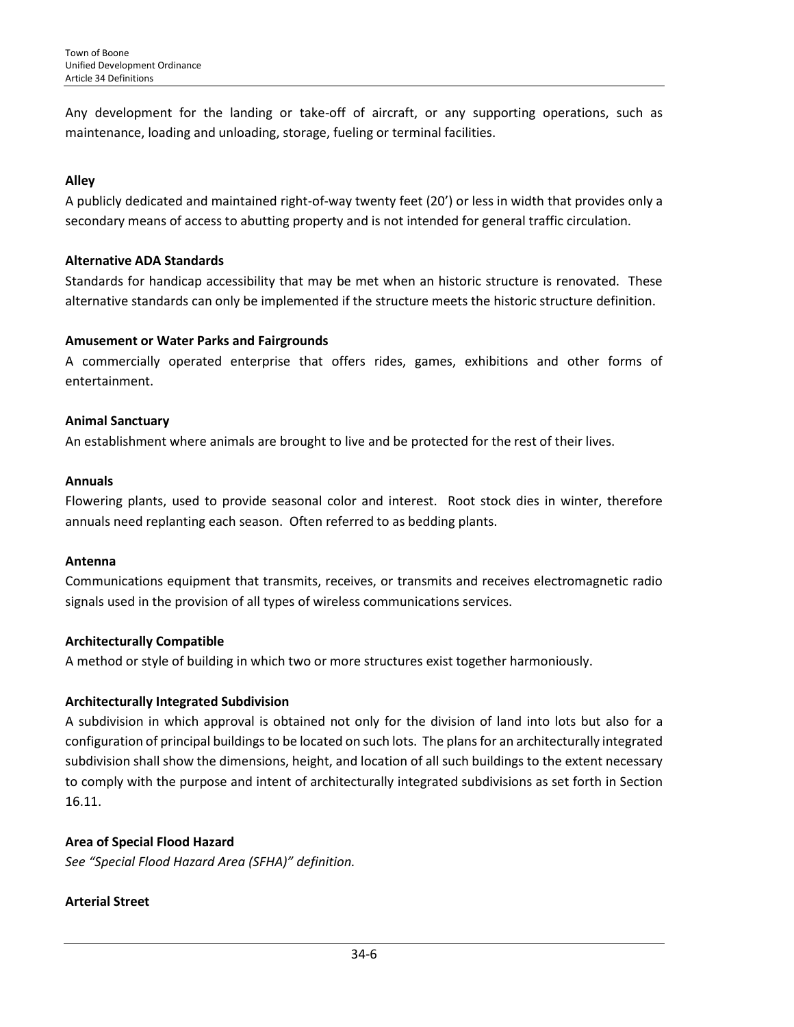Any development for the landing or take-off of aircraft, or any supporting operations, such as maintenance, loading and unloading, storage, fueling or terminal facilities.

**Alley**

A publicly dedicated and maintained right-of-way twenty feet (20') or less in width that provides only a secondary means of access to abutting property and is not intended for general traffic circulation.

**Alternative ADA Standards**

Standards for handicap accessibility that may be met when an historic structure is renovated. These alternative standards can only be implemented if the structure meets the historic structure definition.

**Amusement or Water Parks and Fairgrounds**

A commercially operated enterprise that offers rides, games, exhibitions and other forms of entertainment.

**Animal Sanctuary**

An establishment where animals are brought to live and be protected for the rest of their lives.

**Annuals**

Flowering plants, used to provide seasonal color and interest. Root stock dies in winter, therefore annuals need replanting each season. Often referred to as bedding plants.

**Antenna**

Communications equipment that transmits, receives, or transmits and receives electromagnetic radio signals used in the provision of all types of wireless communications services.

**Architecturally Compatible**

A method or style of building in which two or more structures exist together harmoniously.

**Architecturally Integrated Subdivision**

A subdivision in which approval is obtained not only for the division of land into lots but also for a configuration of principal buildings to be located on such lots. The plans for an architecturally integrated subdivision shall show the dimensions, height, and location of all such buildings to the extent necessary to comply with the purpose and intent of architecturally integrated subdivisions as set forth in Section 16.11.

**Area of Special Flood Hazard**

*See "Special Flood Hazard Area (SFHA)" definition.*

**Arterial Street**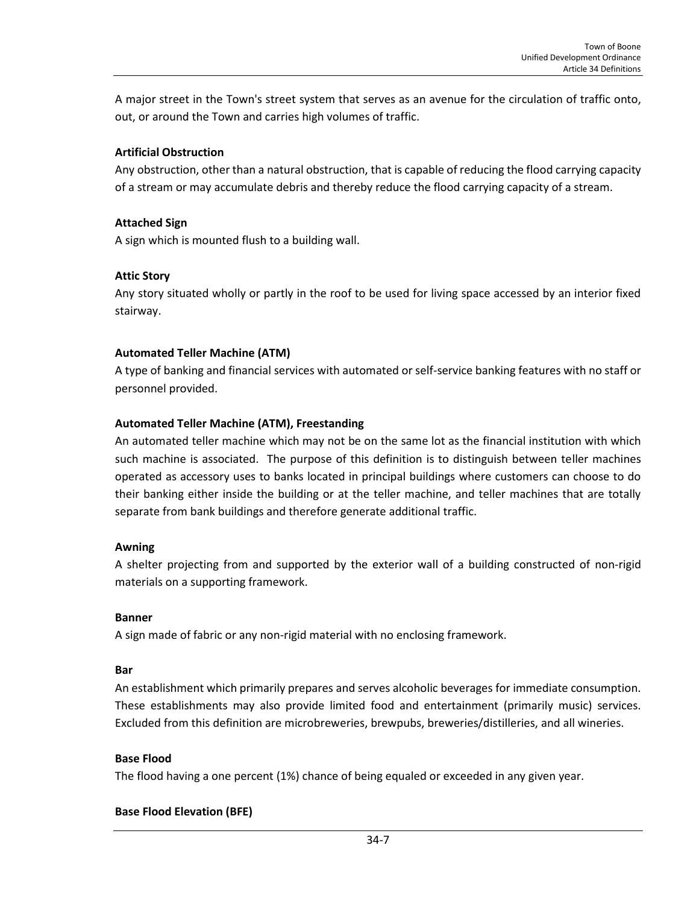A major street in the Town's street system that serves as an avenue for the circulation of traffic onto, out, or around the Town and carries high volumes of traffic.

**Artificial Obstruction**

Any obstruction, other than a natural obstruction, that is capable of reducing the flood carrying capacity of a stream or may accumulate debris and thereby reduce the flood carrying capacity of a stream.

**Attached Sign**

A sign which is mounted flush to a building wall.

**Attic Story**

Any story situated wholly or partly in the roof to be used for living space accessed by an interior fixed stairway.

**Automated Teller Machine (ATM)**

A type of banking and financial services with automated or self-service banking features with no staff or personnel provided.

**Automated Teller Machine (ATM), Freestanding**

An automated teller machine which may not be on the same lot as the financial institution with which such machine is associated. The purpose of this definition is to distinguish between teller machines operated as accessory uses to banks located in principal buildings where customers can choose to do their banking either inside the building or at the teller machine, and teller machines that are totally separate from bank buildings and therefore generate additional traffic.

**Awning**

A shelter projecting from and supported by the exterior wall of a building constructed of non-rigid materials on a supporting framework.

**Banner**

A sign made of fabric or any non-rigid material with no enclosing framework.

**Bar**

An establishment which primarily prepares and serves alcoholic beverages for immediate consumption. These establishments may also provide limited food and entertainment (primarily music) services. Excluded from this definition are microbreweries, brewpubs, breweries/distilleries, and all wineries.

**Base Flood**

The flood having a one percent (1%) chance of being equaled or exceeded in any given year.

**Base Flood Elevation (BFE)**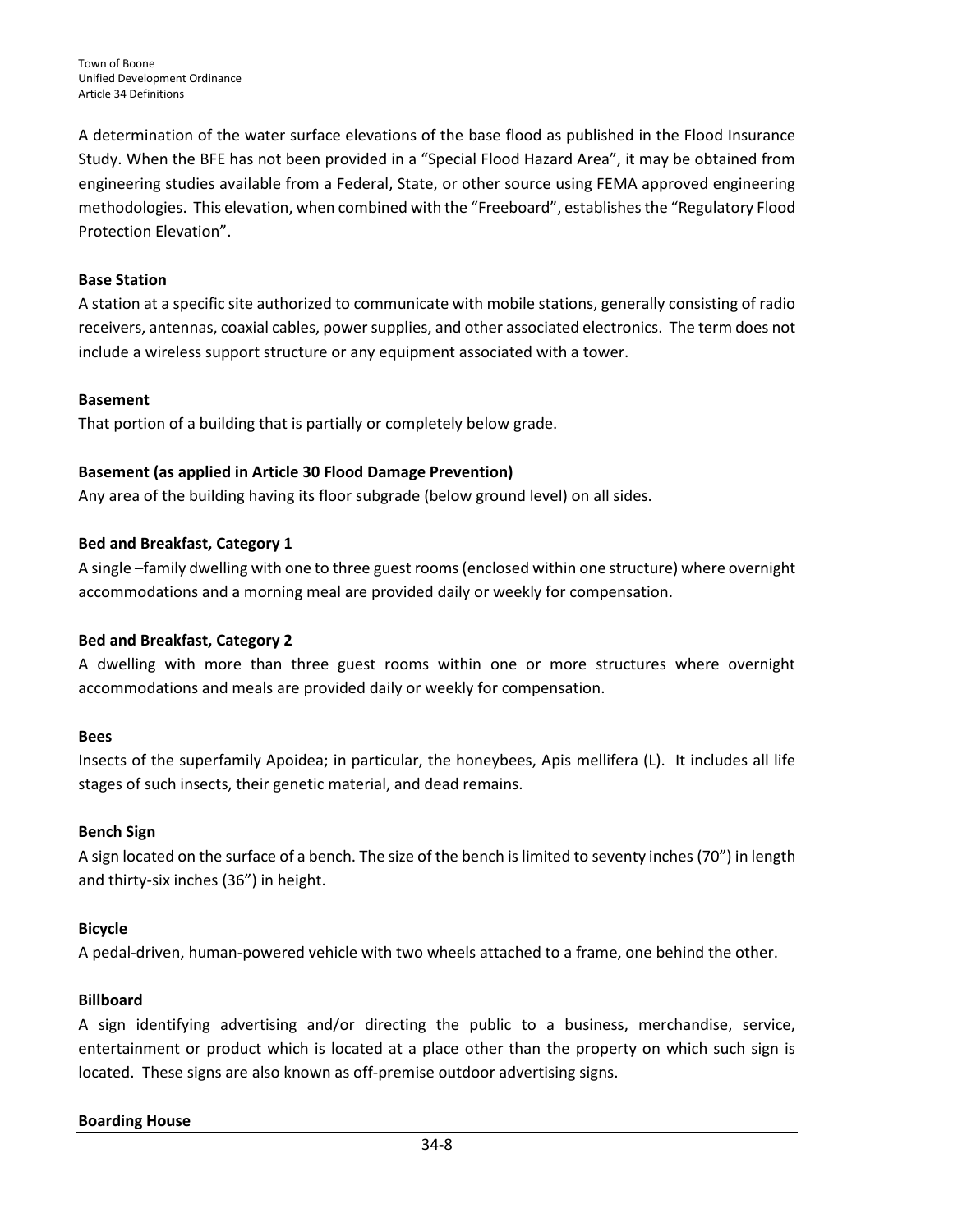A determination of the water surface elevations of the base flood as published in the Flood Insurance Study. When the BFE has not been provided in a "Special Flood Hazard Area", it may be obtained from engineering studies available from a Federal, State, or other source using FEMA approved engineering methodologies. This elevation, when combined with the "Freeboard", establishes the "Regulatory Flood Protection Elevation".

**Base Station**

A station at a specific site authorized to communicate with mobile stations, generally consisting of radio receivers, antennas, coaxial cables, power supplies, and other associated electronics. The term does not include a wireless support structure or any equipment associated with a tower.

**Basement**

That portion of a building that is partially or completely below grade.

**Basement (as applied in Article 30 Flood Damage Prevention)**

Any area of the building having its floor subgrade (below ground level) on all sides.

**Bed and Breakfast, Category 1**

A single –family dwelling with one to three guest rooms (enclosed within one structure) where overnight accommodations and a morning meal are provided daily or weekly for compensation.

**Bed and Breakfast, Category 2**

A dwelling with more than three guest rooms within one or more structures where overnight accommodations and meals are provided daily or weekly for compensation.

**Bees**

Insects of the superfamily Apoidea; in particular, the honeybees, Apis mellifera (L). It includes all life stages of such insects, their genetic material, and dead remains.

**Bench Sign**

A sign located on the surface of a bench. The size of the bench is limited to seventy inches (70") in length and thirty-six inches (36") in height.

**Bicycle**

A pedal-driven, human-powered vehicle with two wheels attached to a frame, one behind the other.

**Billboard**

A sign identifying advertising and/or directing the public to a business, merchandise, service, entertainment or product which is located at a place other than the property on which such sign is located. These signs are also known as off-premise outdoor advertising signs.

**Boarding House**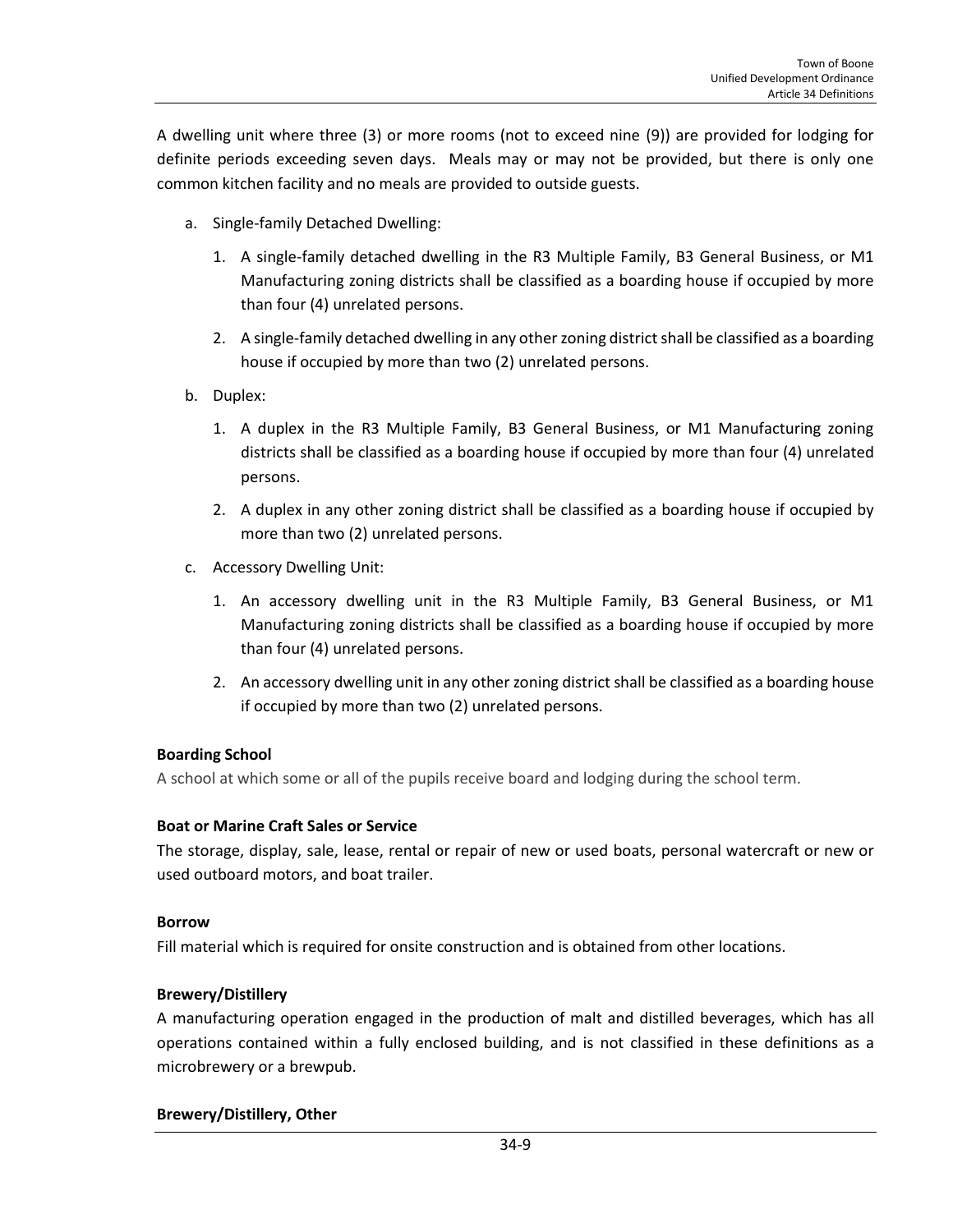A dwelling unit where three (3) or more rooms (not to exceed nine (9)) are provided for lodging for definite periods exceeding seven days. Meals may or may not be provided, but there is only one common kitchen facility and no meals are provided to outside guests.

a. Single-family Detached Dwelling:

   1. A single-family detached dwelling in the R3 Multiple Family, B3 General Business, or M1 Manufacturing zoning districts shall be classified as a boarding house if occupied by more than four (4) unrelated persons.

   2. A single-family detached dwelling in any other zoning district shall be classified as a boarding house if occupied by more than two (2) unrelated persons.

b. Duplex:

   1. A duplex in the R3 Multiple Family, B3 General Business, or M1 Manufacturing zoning districts shall be classified as a boarding house if occupied by more than four (4) unrelated persons.

   2. A duplex in any other zoning district shall be classified as a boarding house if occupied by more than two (2) unrelated persons.

c. Accessory Dwelling Unit:

   1. An accessory dwelling unit in the R3 Multiple Family, B3 General Business, or M1 Manufacturing zoning districts shall be classified as a boarding house if occupied by more than four (4) unrelated persons.

   2. An accessory dwelling unit in any other zoning district shall be classified as a boarding house if occupied by more than two (2) unrelated persons.

**Boarding School**

A school at which some or all of the pupils receive board and lodging during the school term.

**Boat or Marine Craft Sales or Service**

The storage, display, sale, lease, rental or repair of new or used boats, personal watercraft or new or used outboard motors, and boat trailer.

**Borrow**

Fill material which is required for onsite construction and is obtained from other locations.

**Brewery/Distillery**

A manufacturing operation engaged in the production of malt and distilled beverages, which has all operations contained within a fully enclosed building, and is not classified in these definitions as a microbrewery or a brewpub.

**Brewery/Distillery, Other**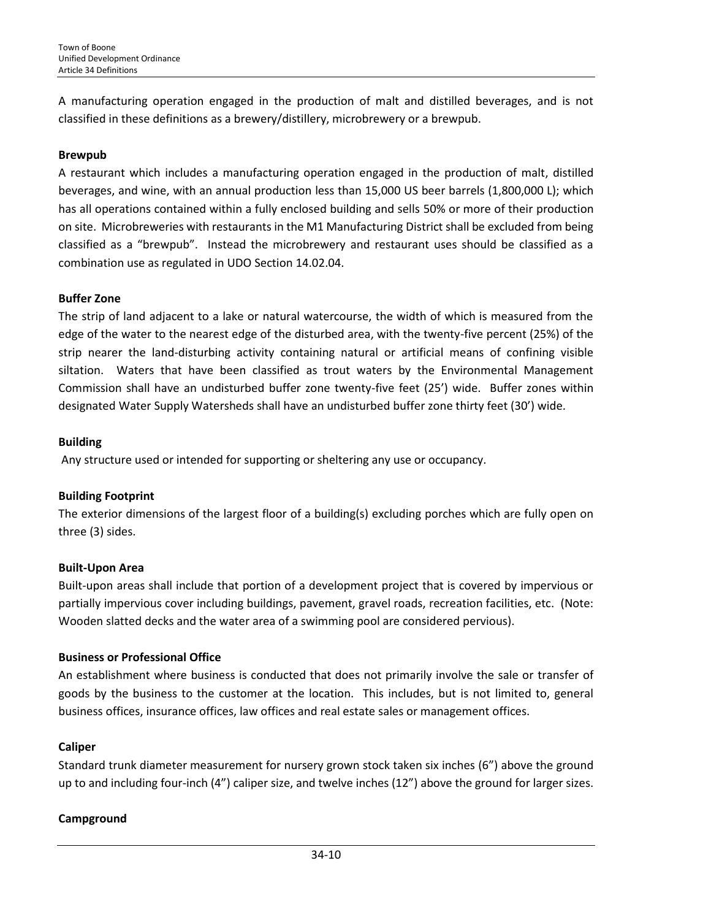A manufacturing operation engaged in the production of malt and distilled beverages, and is not classified in these definitions as a brewery/distillery, microbrewery or a brewpub.

**Brewpub**

A restaurant which includes a manufacturing operation engaged in the production of malt, distilled beverages, and wine, with an annual production less than 15,000 US beer barrels (1,800,000 L); which has all operations contained within a fully enclosed building and sells 50% or more of their production on site. Microbreweries with restaurants in the M1 Manufacturing District shall be excluded from being classified as a "brewpub". Instead the microbrewery and restaurant uses should be classified as a combination use as regulated in UDO Section 14.02.04.

**Buffer Zone**

The strip of land adjacent to a lake or natural watercourse, the width of which is measured from the edge of the water to the nearest edge of the disturbed area, with the twenty-five percent (25%) of the strip nearer the land-disturbing activity containing natural or artificial means of confining visible siltation. Waters that have been classified as trout waters by the Environmental Management Commission shall have an undisturbed buffer zone twenty-five feet (25') wide. Buffer zones within designated Water Supply Watersheds shall have an undisturbed buffer zone thirty feet (30') wide.

**Building**

Any structure used or intended for supporting or sheltering any use or occupancy.

**Building Footprint**

The exterior dimensions of the largest floor of a building(s) excluding porches which are fully open on three (3) sides.

**Built-Upon Area**

Built-upon areas shall include that portion of a development project that is covered by impervious or partially impervious cover including buildings, pavement, gravel roads, recreation facilities, etc. (Note: Wooden slatted decks and the water area of a swimming pool are considered pervious).

**Business or Professional Office**

An establishment where business is conducted that does not primarily involve the sale or transfer of goods by the business to the customer at the location. This includes, but is not limited to, general business offices, insurance offices, law offices and real estate sales or management offices.

**Caliper**

Standard trunk diameter measurement for nursery grown stock taken six inches (6") above the ground up to and including four-inch (4") caliper size, and twelve inches (12") above the ground for larger sizes.

**Campground**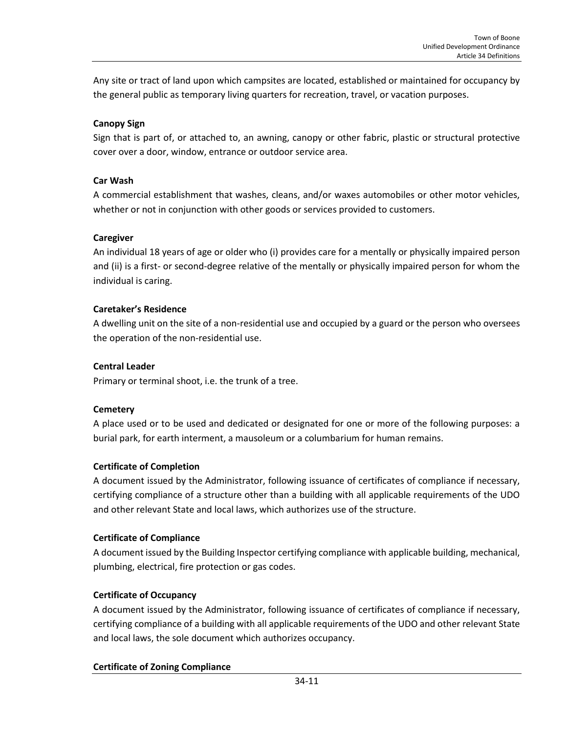Any site or tract of land upon which campsites are located, established or maintained for occupancy by the general public as temporary living quarters for recreation, travel, or vacation purposes.

**Canopy Sign**
Sign that is part of, or attached to, an awning, canopy or other fabric, plastic or structural protective cover over a door, window, entrance or outdoor service area.

**Car Wash**
A commercial establishment that washes, cleans, and/or waxes automobiles or other motor vehicles, whether or not in conjunction with other goods or services provided to customers.

**Caregiver**
An individual 18 years of age or older who (i) provides care for a mentally or physically impaired person and (ii) is a first- or second-degree relative of the mentally or physically impaired person for whom the individual is caring.

**Caretaker's Residence**
A dwelling unit on the site of a non-residential use and occupied by a guard or the person who oversees the operation of the non-residential use.

**Central Leader**
Primary or terminal shoot, i.e. the trunk of a tree.

**Cemetery**
A place used or to be used and dedicated or designated for one or more of the following purposes: a burial park, for earth interment, a mausoleum or a columbarium for human remains.

**Certificate of Completion**
A document issued by the Administrator, following issuance of certificates of compliance if necessary, certifying compliance of a structure other than a building with all applicable requirements of the UDO and other relevant State and local laws, which authorizes use of the structure.

**Certificate of Compliance**
A document issued by the Building Inspector certifying compliance with applicable building, mechanical, plumbing, electrical, fire protection or gas codes.

**Certificate of Occupancy**
A document issued by the Administrator, following issuance of certificates of compliance if necessary, certifying compliance of a building with all applicable requirements of the UDO and other relevant State and local laws, the sole document which authorizes occupancy.

**Certificate of Zoning Compliance**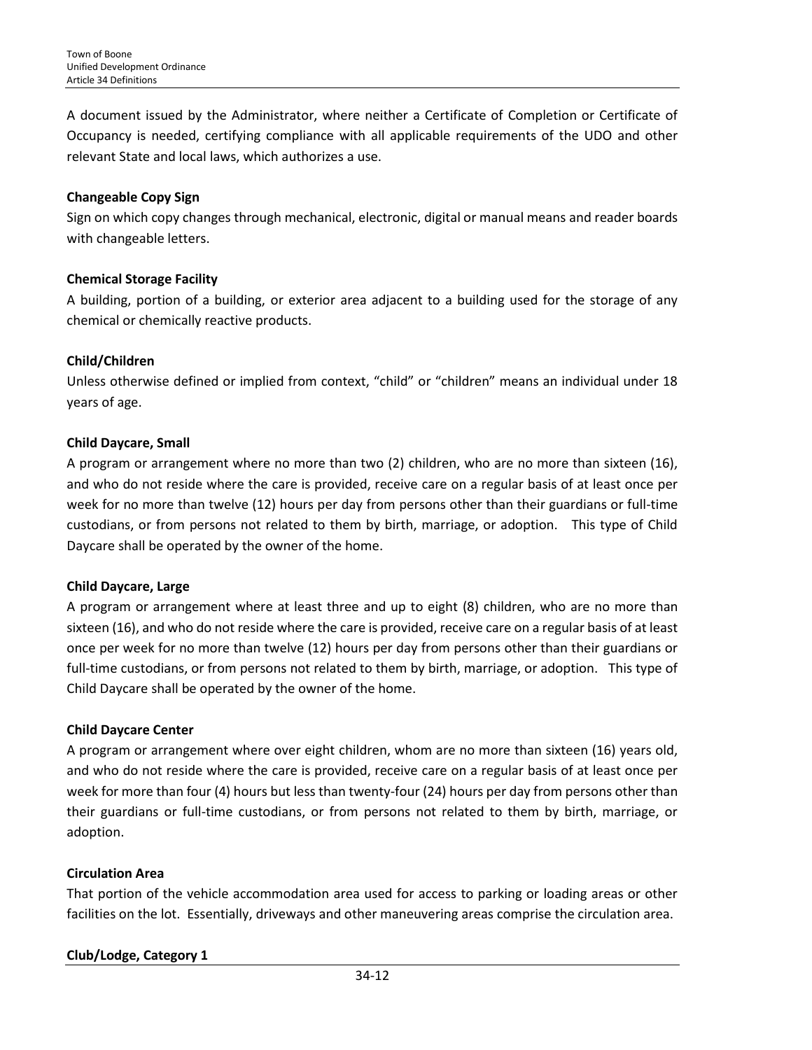A document issued by the Administrator, where neither a Certificate of Completion or Certificate of Occupancy is needed, certifying compliance with all applicable requirements of the UDO and other relevant State and local laws, which authorizes a use.

**Changeable Copy Sign**

Sign on which copy changes through mechanical, electronic, digital or manual means and reader boards with changeable letters.

**Chemical Storage Facility**

A building, portion of a building, or exterior area adjacent to a building used for the storage of any chemical or chemically reactive products.

**Child/Children**

Unless otherwise defined or implied from context, "child" or "children" means an individual under 18 years of age.

**Child Daycare, Small**

A program or arrangement where no more than two (2) children, who are no more than sixteen (16), and who do not reside where the care is provided, receive care on a regular basis of at least once per week for no more than twelve (12) hours per day from persons other than their guardians or full-time custodians, or from persons not related to them by birth, marriage, or adoption. This type of Child Daycare shall be operated by the owner of the home.

**Child Daycare, Large**

A program or arrangement where at least three and up to eight (8) children, who are no more than sixteen (16), and who do not reside where the care is provided, receive care on a regular basis of at least once per week for no more than twelve (12) hours per day from persons other than their guardians or full-time custodians, or from persons not related to them by birth, marriage, or adoption. This type of Child Daycare shall be operated by the owner of the home.

**Child Daycare Center**

A program or arrangement where over eight children, whom are no more than sixteen (16) years old, and who do not reside where the care is provided, receive care on a regular basis of at least once per week for more than four (4) hours but less than twenty-four (24) hours per day from persons other than their guardians or full-time custodians, or from persons not related to them by birth, marriage, or adoption.

**Circulation Area**

That portion of the vehicle accommodation area used for access to parking or loading areas or other facilities on the lot. Essentially, driveways and other maneuvering areas comprise the circulation area.

**Club/Lodge, Category 1**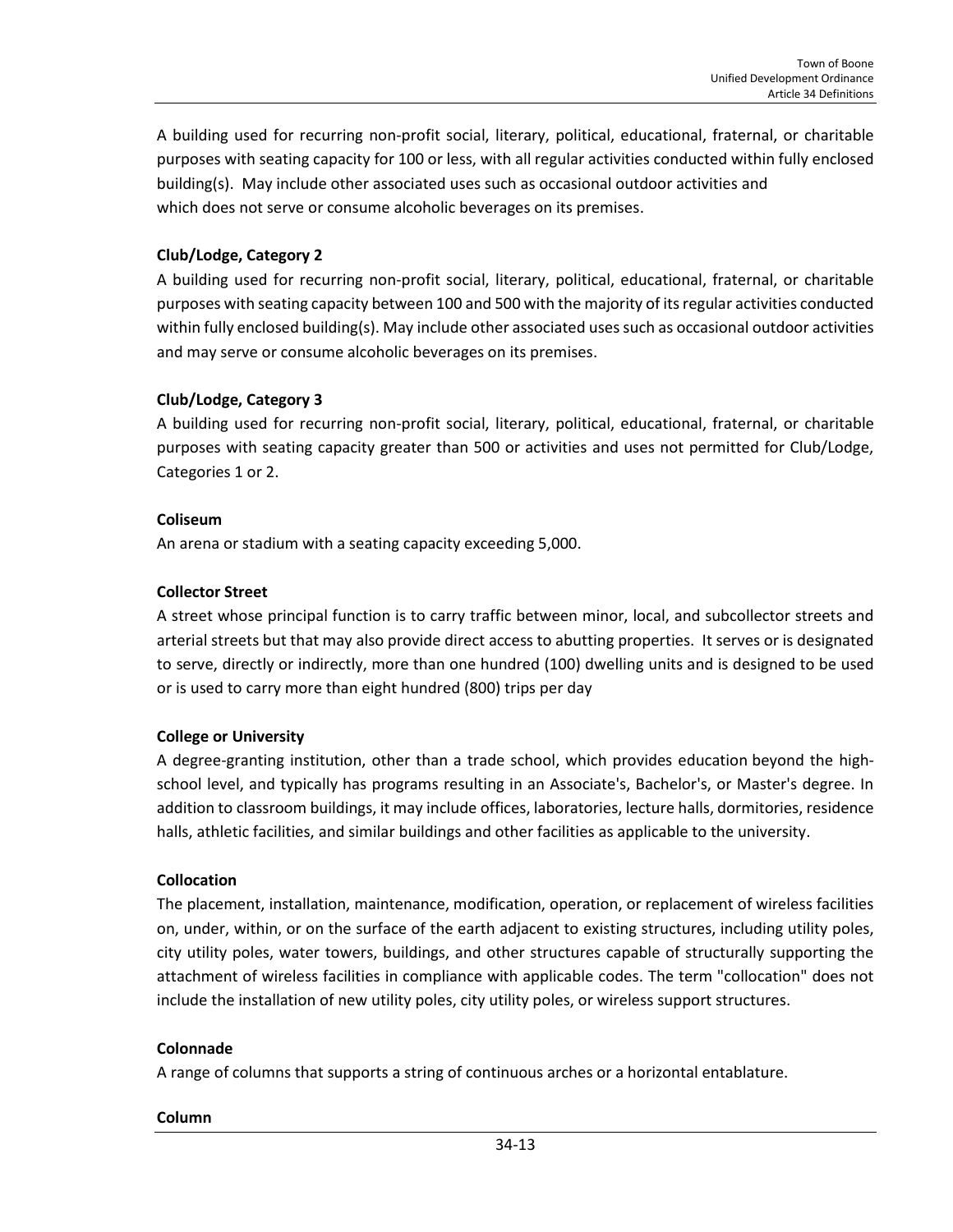A building used for recurring non-profit social, literary, political, educational, fraternal, or charitable purposes with seating capacity for 100 or less, with all regular activities conducted within fully enclosed building(s). May include other associated uses such as occasional outdoor activities and which does not serve or consume alcoholic beverages on its premises.

**Club/Lodge, Category 2**

A building used for recurring non-profit social, literary, political, educational, fraternal, or charitable purposes with seating capacity between 100 and 500 with the majority of its regular activities conducted within fully enclosed building(s). May include other associated uses such as occasional outdoor activities and may serve or consume alcoholic beverages on its premises.

**Club/Lodge, Category 3**

A building used for recurring non-profit social, literary, political, educational, fraternal, or charitable purposes with seating capacity greater than 500 or activities and uses not permitted for Club/Lodge, Categories 1 or 2.

**Coliseum**

An arena or stadium with a seating capacity exceeding 5,000.

**Collector Street**

A street whose principal function is to carry traffic between minor, local, and subcollector streets and arterial streets but that may also provide direct access to abutting properties. It serves or is designated to serve, directly or indirectly, more than one hundred (100) dwelling units and is designed to be used or is used to carry more than eight hundred (800) trips per day

**College or University**

A degree-granting institution, other than a trade school, which provides education beyond the high-school level, and typically has programs resulting in an Associate's, Bachelor's, or Master's degree. In addition to classroom buildings, it may include offices, laboratories, lecture halls, dormitories, residence halls, athletic facilities, and similar buildings and other facilities as applicable to the university.

**Collocation**

The placement, installation, maintenance, modification, operation, or replacement of wireless facilities on, under, within, or on the surface of the earth adjacent to existing structures, including utility poles, city utility poles, water towers, buildings, and other structures capable of structurally supporting the attachment of wireless facilities in compliance with applicable codes. The term "collocation" does not include the installation of new utility poles, city utility poles, or wireless support structures.

**Colonnade**

A range of columns that supports a string of continuous arches or a horizontal entablature.

**Column**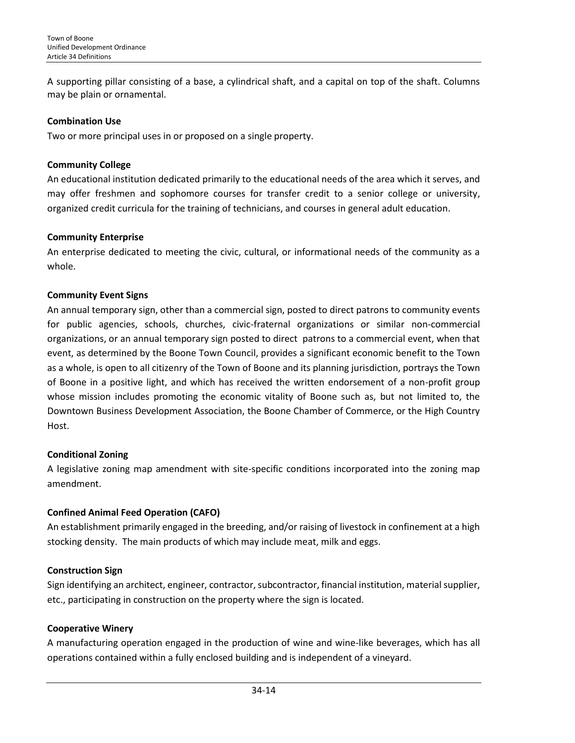A supporting pillar consisting of a base, a cylindrical shaft, and a capital on top of the shaft. Columns may be plain or ornamental.

**Combination Use**

Two or more principal uses in or proposed on a single property.

**Community College**

An educational institution dedicated primarily to the educational needs of the area which it serves, and may offer freshmen and sophomore courses for transfer credit to a senior college or university, organized credit curricula for the training of technicians, and courses in general adult education.

**Community Enterprise**

An enterprise dedicated to meeting the civic, cultural, or informational needs of the community as a whole.

**Community Event Signs**

An annual temporary sign, other than a commercial sign, posted to direct patrons to community events for public agencies, schools, churches, civic-fraternal organizations or similar non-commercial organizations, or an annual temporary sign posted to direct patrons to a commercial event, when that event, as determined by the Boone Town Council, provides a significant economic benefit to the Town as a whole, is open to all citizenry of the Town of Boone and its planning jurisdiction, portrays the Town of Boone in a positive light, and which has received the written endorsement of a non-profit group whose mission includes promoting the economic vitality of Boone such as, but not limited to, the Downtown Business Development Association, the Boone Chamber of Commerce, or the High Country Host.

**Conditional Zoning**

A legislative zoning map amendment with site-specific conditions incorporated into the zoning map amendment.

**Confined Animal Feed Operation (CAFO)**

An establishment primarily engaged in the breeding, and/or raising of livestock in confinement at a high stocking density. The main products of which may include meat, milk and eggs.

**Construction Sign**

Sign identifying an architect, engineer, contractor, subcontractor, financial institution, material supplier, etc., participating in construction on the property where the sign is located.

**Cooperative Winery**

A manufacturing operation engaged in the production of wine and wine-like beverages, which has all operations contained within a fully enclosed building and is independent of a vineyard.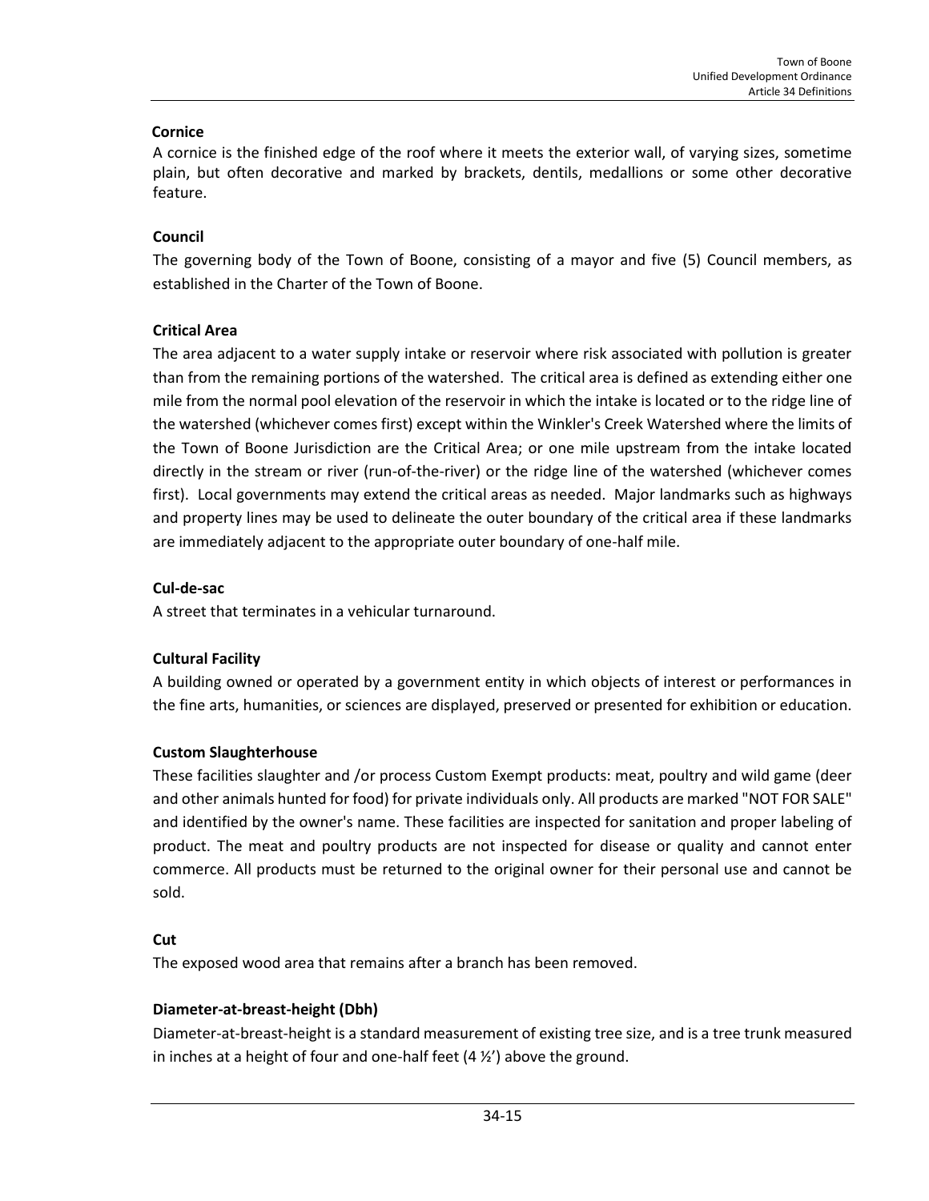**Cornice**

A cornice is the finished edge of the roof where it meets the exterior wall, of varying sizes, sometime plain, but often decorative and marked by brackets, dentils, medallions or some other decorative feature.

**Council**

The governing body of the Town of Boone, consisting of a mayor and five (5) Council members, as established in the Charter of the Town of Boone.

**Critical Area**

The area adjacent to a water supply intake or reservoir where risk associated with pollution is greater than from the remaining portions of the watershed. The critical area is defined as extending either one mile from the normal pool elevation of the reservoir in which the intake is located or to the ridge line of the watershed (whichever comes first) except within the Winkler's Creek Watershed where the limits of the Town of Boone Jurisdiction are the Critical Area; or one mile upstream from the intake located directly in the stream or river (run-of-the-river) or the ridge line of the watershed (whichever comes first). Local governments may extend the critical areas as needed. Major landmarks such as highways and property lines may be used to delineate the outer boundary of the critical area if these landmarks are immediately adjacent to the appropriate outer boundary of one-half mile.

**Cul-de-sac**

A street that terminates in a vehicular turnaround.

**Cultural Facility**

A building owned or operated by a government entity in which objects of interest or performances in the fine arts, humanities, or sciences are displayed, preserved or presented for exhibition or education.

**Custom Slaughterhouse**

These facilities slaughter and /or process Custom Exempt products: meat, poultry and wild game (deer and other animals hunted for food) for private individuals only. All products are marked "NOT FOR SALE" and identified by the owner's name. These facilities are inspected for sanitation and proper labeling of product. The meat and poultry products are not inspected for disease or quality and cannot enter commerce. All products must be returned to the original owner for their personal use and cannot be sold.

**Cut**

The exposed wood area that remains after a branch has been removed.

**Diameter-at-breast-height (Dbh)**

Diameter-at-breast-height is a standard measurement of existing tree size, and is a tree trunk measured in inches at a height of four and one-half feet (4 ½') above the ground.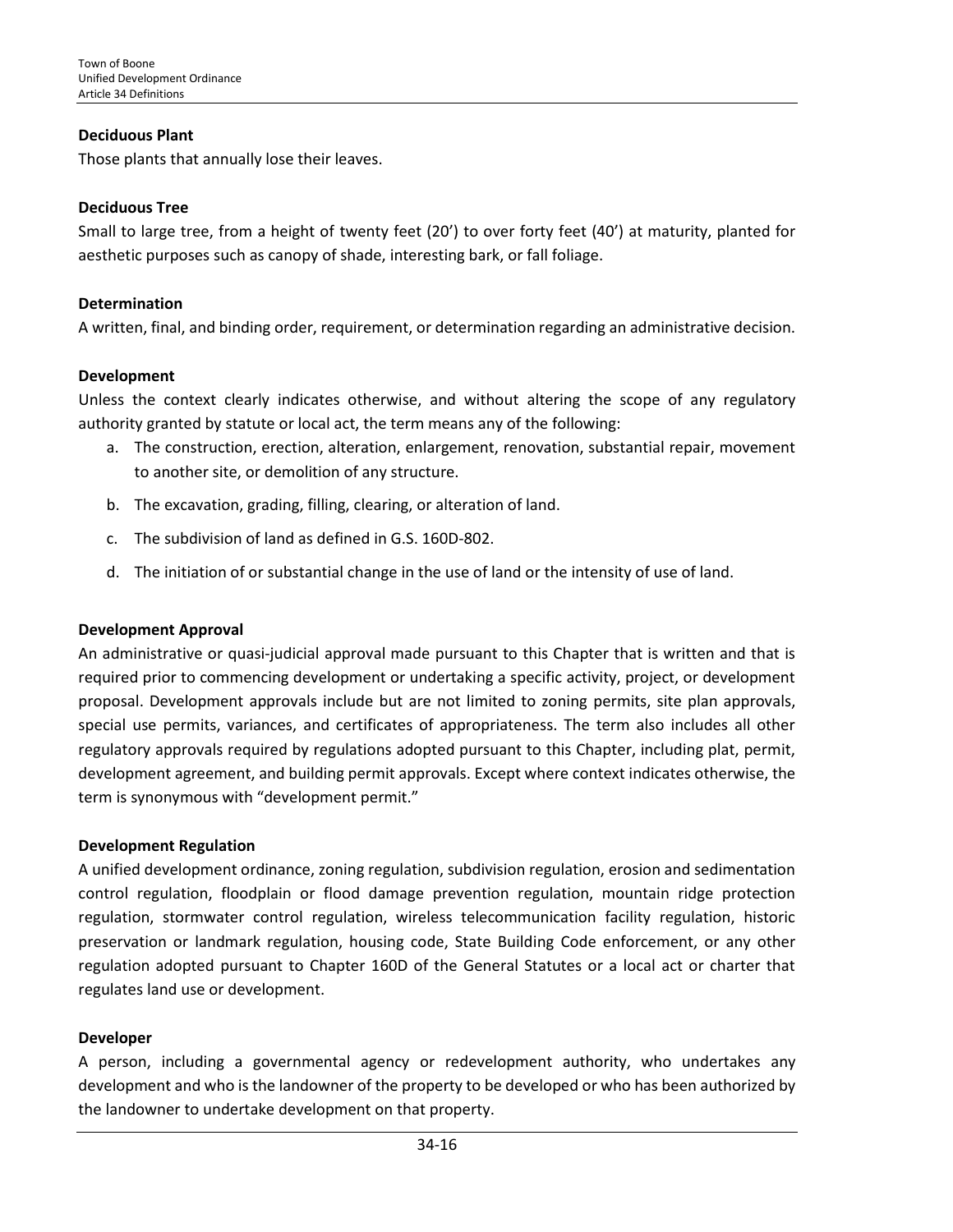**Deciduous Plant**

Those plants that annually lose their leaves.

**Deciduous Tree**

Small to large tree, from a height of twenty feet (20') to over forty feet (40') at maturity, planted for aesthetic purposes such as canopy of shade, interesting bark, or fall foliage.

**Determination**

A written, final, and binding order, requirement, or determination regarding an administrative decision.

**Development**

Unless the context clearly indicates otherwise, and without altering the scope of any regulatory authority granted by statute or local act, the term means any of the following:

a. The construction, erection, alteration, enlargement, renovation, substantial repair, movement to another site, or demolition of any structure.
b. The excavation, grading, filling, clearing, or alteration of land.
c. The subdivision of land as defined in G.S. 160D-802.
d. The initiation of or substantial change in the use of land or the intensity of use of land.

**Development Approval**

An administrative or quasi-judicial approval made pursuant to this Chapter that is written and that is required prior to commencing development or undertaking a specific activity, project, or development proposal. Development approvals include but are not limited to zoning permits, site plan approvals, special use permits, variances, and certificates of appropriateness. The term also includes all other regulatory approvals required by regulations adopted pursuant to this Chapter, including plat, permit, development agreement, and building permit approvals. Except where context indicates otherwise, the term is synonymous with "development permit."

**Development Regulation**

A unified development ordinance, zoning regulation, subdivision regulation, erosion and sedimentation control regulation, floodplain or flood damage prevention regulation, mountain ridge protection regulation, stormwater control regulation, wireless telecommunication facility regulation, historic preservation or landmark regulation, housing code, State Building Code enforcement, or any other regulation adopted pursuant to Chapter 160D of the General Statutes or a local act or charter that regulates land use or development.

**Developer**

A person, including a governmental agency or redevelopment authority, who undertakes any development and who is the landowner of the property to be developed or who has been authorized by the landowner to undertake development on that property.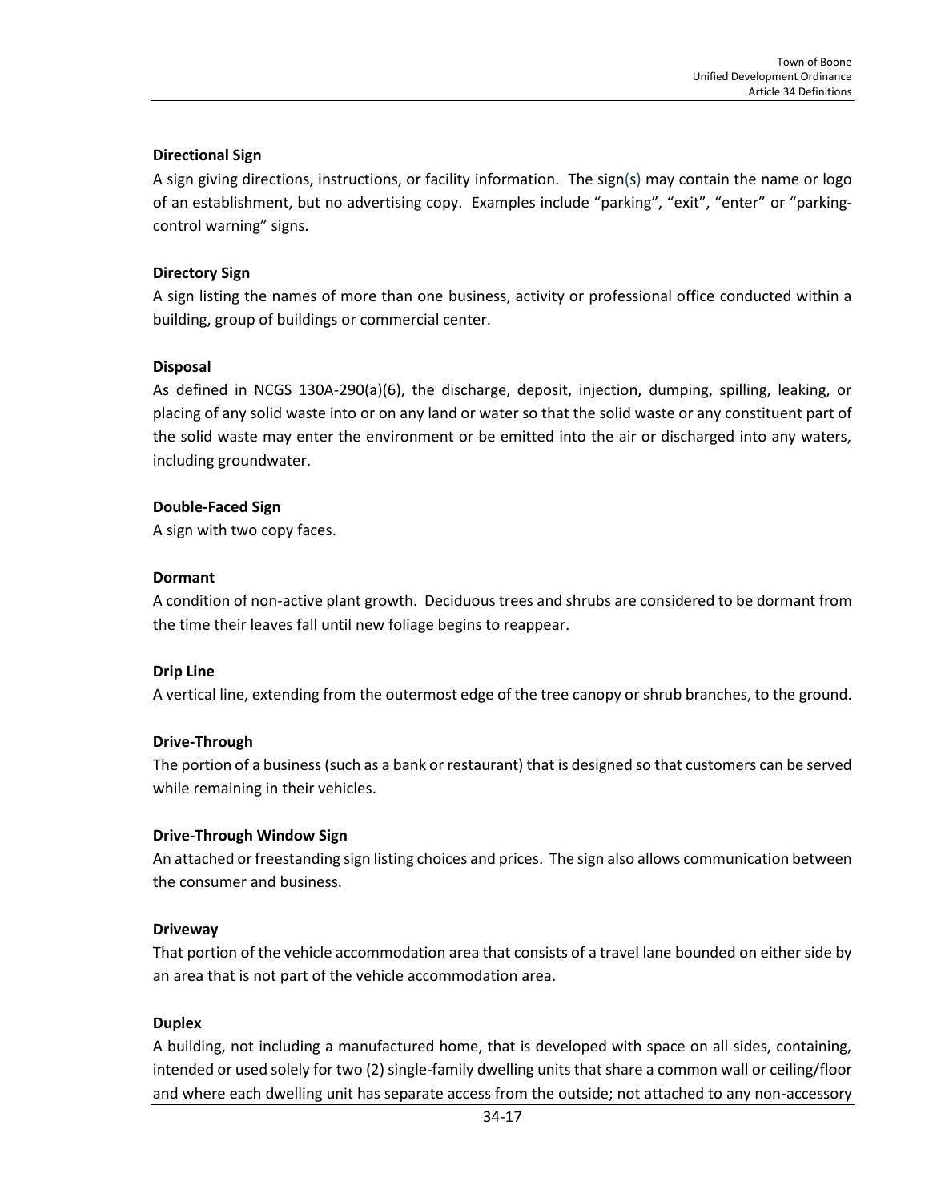**Directional Sign**

A sign giving directions, instructions, or facility information. The sign(s) may contain the name or logo of an establishment, but no advertising copy. Examples include "parking", "exit", "enter" or "parking-control warning" signs.

**Directory Sign**

A sign listing the names of more than one business, activity or professional office conducted within a building, group of buildings or commercial center.

**Disposal**

As defined in NCGS 130A-290(a)(6), the discharge, deposit, injection, dumping, spilling, leaking, or placing of any solid waste into or on any land or water so that the solid waste or any constituent part of the solid waste may enter the environment or be emitted into the air or discharged into any waters, including groundwater.

**Double-Faced Sign**

A sign with two copy faces.

**Dormant**

A condition of non-active plant growth. Deciduous trees and shrubs are considered to be dormant from the time their leaves fall until new foliage begins to reappear.

**Drip Line**

A vertical line, extending from the outermost edge of the tree canopy or shrub branches, to the ground.

**Drive-Through**

The portion of a business (such as a bank or restaurant) that is designed so that customers can be served while remaining in their vehicles.

**Drive-Through Window Sign**

An attached or freestanding sign listing choices and prices. The sign also allows communication between the consumer and business.

**Driveway**

That portion of the vehicle accommodation area that consists of a travel lane bounded on either side by an area that is not part of the vehicle accommodation area.

**Duplex**

A building, not including a manufactured home, that is developed with space on all sides, containing, intended or used solely for two (2) single-family dwelling units that share a common wall or ceiling/floor and where each dwelling unit has separate access from the outside; not attached to any non-accessory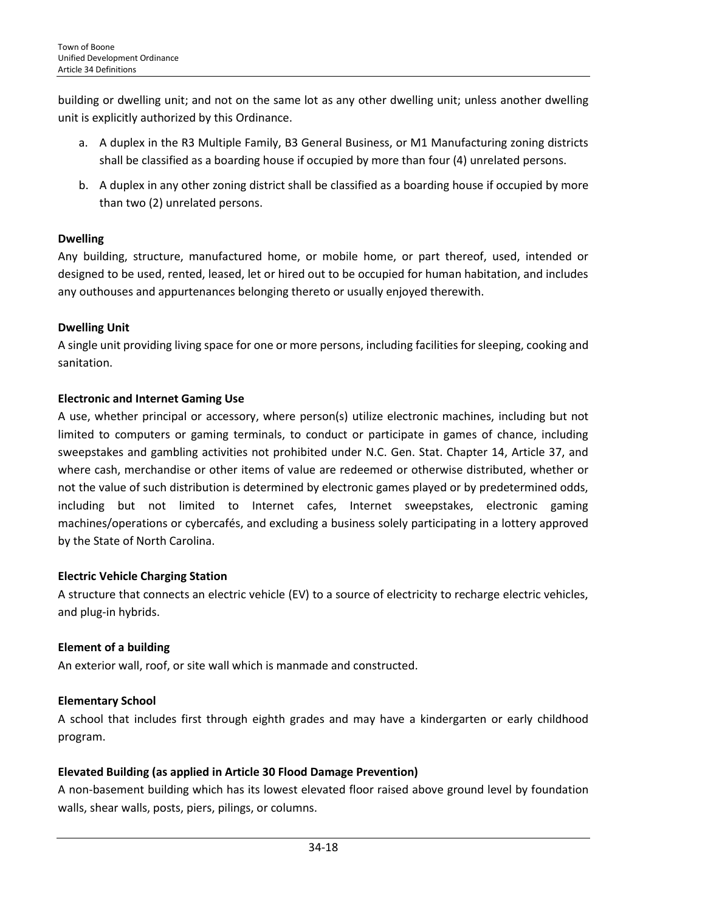building or dwelling unit; and not on the same lot as any other dwelling unit; unless another dwelling unit is explicitly authorized by this Ordinance.

a. A duplex in the R3 Multiple Family, B3 General Business, or M1 Manufacturing zoning districts shall be classified as a boarding house if occupied by more than four (4) unrelated persons.

b. A duplex in any other zoning district shall be classified as a boarding house if occupied by more than two (2) unrelated persons.

**Dwelling**

Any building, structure, manufactured home, or mobile home, or part thereof, used, intended or designed to be used, rented, leased, let or hired out to be occupied for human habitation, and includes any outhouses and appurtenances belonging thereto or usually enjoyed therewith.

**Dwelling Unit**

A single unit providing living space for one or more persons, including facilities for sleeping, cooking and sanitation.

**Electronic and Internet Gaming Use**

A use, whether principal or accessory, where person(s) utilize electronic machines, including but not limited to computers or gaming terminals, to conduct or participate in games of chance, including sweepstakes and gambling activities not prohibited under N.C. Gen. Stat. Chapter 14, Article 37, and where cash, merchandise or other items of value are redeemed or otherwise distributed, whether or not the value of such distribution is determined by electronic games played or by predetermined odds, including but not limited to Internet cafes, Internet sweepstakes, electronic gaming machines/operations or cybercafés, and excluding a business solely participating in a lottery approved by the State of North Carolina.

**Electric Vehicle Charging Station**

A structure that connects an electric vehicle (EV) to a source of electricity to recharge electric vehicles, and plug-in hybrids.

**Element of a building**

An exterior wall, roof, or site wall which is manmade and constructed.

**Elementary School**

A school that includes first through eighth grades and may have a kindergarten or early childhood program.

**Elevated Building (as applied in Article 30 Flood Damage Prevention)**

A non-basement building which has its lowest elevated floor raised above ground level by foundation walls, shear walls, posts, piers, pilings, or columns.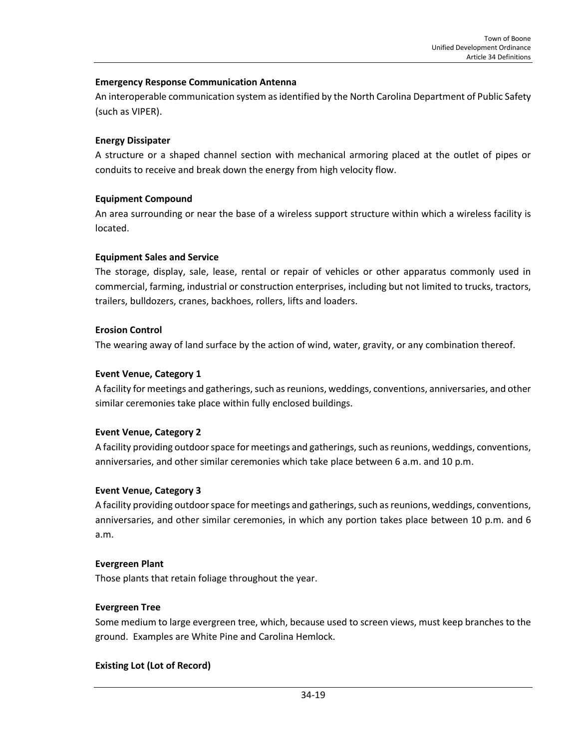**Emergency Response Communication Antenna**

An interoperable communication system as identified by the North Carolina Department of Public Safety (such as VIPER).

**Energy Dissipater**

A structure or a shaped channel section with mechanical armoring placed at the outlet of pipes or conduits to receive and break down the energy from high velocity flow.

**Equipment Compound**

An area surrounding or near the base of a wireless support structure within which a wireless facility is located.

**Equipment Sales and Service**

The storage, display, sale, lease, rental or repair of vehicles or other apparatus commonly used in commercial, farming, industrial or construction enterprises, including but not limited to trucks, tractors, trailers, bulldozers, cranes, backhoes, rollers, lifts and loaders.

**Erosion Control**

The wearing away of land surface by the action of wind, water, gravity, or any combination thereof.

**Event Venue, Category 1**

A facility for meetings and gatherings, such as reunions, weddings, conventions, anniversaries, and other similar ceremonies take place within fully enclosed buildings.

**Event Venue, Category 2**

A facility providing outdoor space for meetings and gatherings, such as reunions, weddings, conventions, anniversaries, and other similar ceremonies which take place between 6 a.m. and 10 p.m.

**Event Venue, Category 3**

A facility providing outdoor space for meetings and gatherings, such as reunions, weddings, conventions, anniversaries, and other similar ceremonies, in which any portion takes place between 10 p.m. and 6 a.m.

**Evergreen Plant**

Those plants that retain foliage throughout the year.

**Evergreen Tree**

Some medium to large evergreen tree, which, because used to screen views, must keep branches to the ground. Examples are White Pine and Carolina Hemlock.

**Existing Lot (Lot of Record)**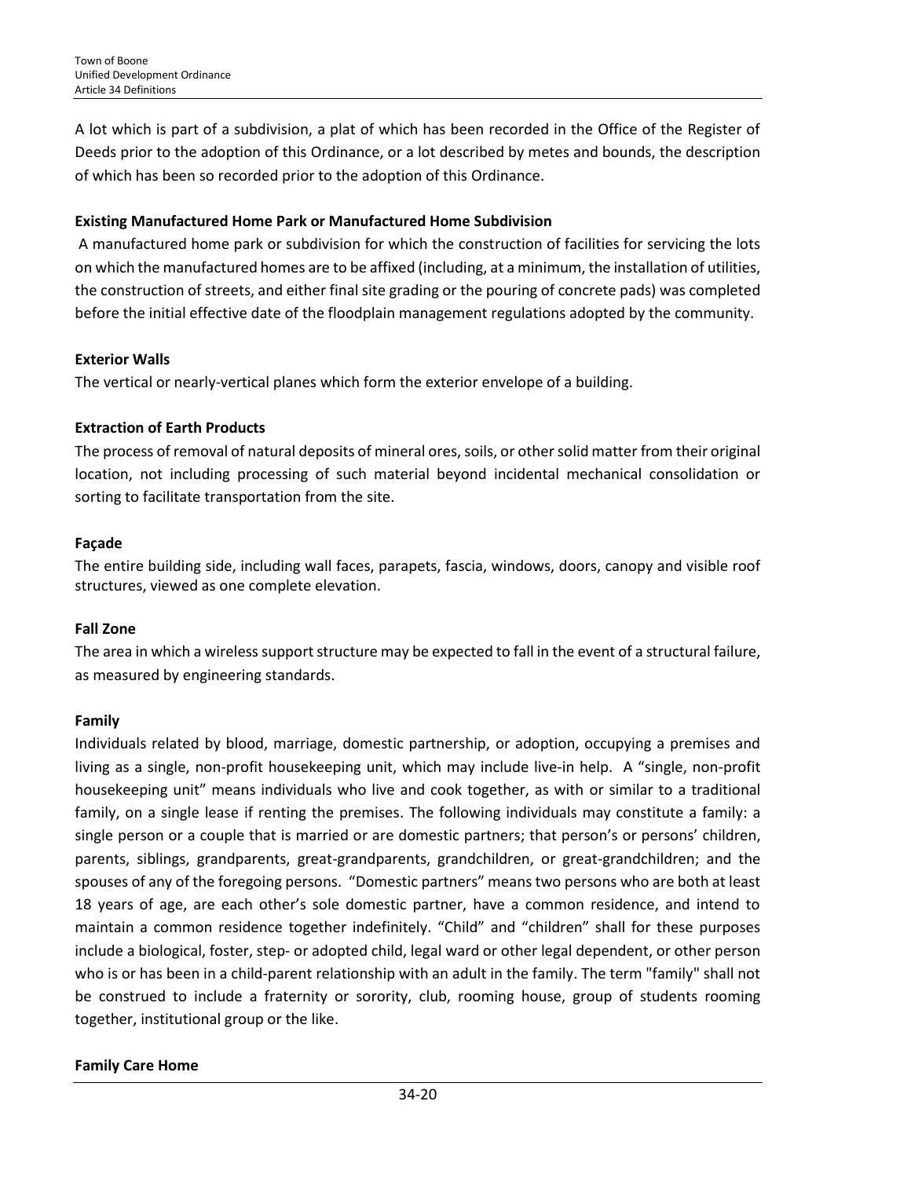A lot which is part of a subdivision, a plat of which has been recorded in the Office of the Register of Deeds prior to the adoption of this Ordinance, or a lot described by metes and bounds, the description of which has been so recorded prior to the adoption of this Ordinance.

**Existing Manufactured Home Park or Manufactured Home Subdivision**

A manufactured home park or subdivision for which the construction of facilities for servicing the lots on which the manufactured homes are to be affixed (including, at a minimum, the installation of utilities, the construction of streets, and either final site grading or the pouring of concrete pads) was completed before the initial effective date of the floodplain management regulations adopted by the community.

**Exterior Walls**

The vertical or nearly-vertical planes which form the exterior envelope of a building.

**Extraction of Earth Products**

The process of removal of natural deposits of mineral ores, soils, or other solid matter from their original location, not including processing of such material beyond incidental mechanical consolidation or sorting to facilitate transportation from the site.

**Façade**

The entire building side, including wall faces, parapets, fascia, windows, doors, canopy and visible roof structures, viewed as one complete elevation.

**Fall Zone**

The area in which a wireless support structure may be expected to fall in the event of a structural failure, as measured by engineering standards.

**Family**

Individuals related by blood, marriage, domestic partnership, or adoption, occupying a premises and living as a single, non-profit housekeeping unit, which may include live-in help. A "single, non-profit housekeeping unit" means individuals who live and cook together, as with or similar to a traditional family, on a single lease if renting the premises. The following individuals may constitute a family: a single person or a couple that is married or are domestic partners; that person's or persons' children, parents, siblings, grandparents, great-grandparents, grandchildren, or great-grandchildren; and the spouses of any of the foregoing persons. "Domestic partners" means two persons who are both at least 18 years of age, are each other's sole domestic partner, have a common residence, and intend to maintain a common residence together indefinitely. "Child" and "children" shall for these purposes include a biological, foster, step- or adopted child, legal ward or other legal dependent, or other person who is or has been in a child-parent relationship with an adult in the family. The term "family" shall not be construed to include a fraternity or sorority, club, rooming house, group of students rooming together, institutional group or the like.

**Family Care Home**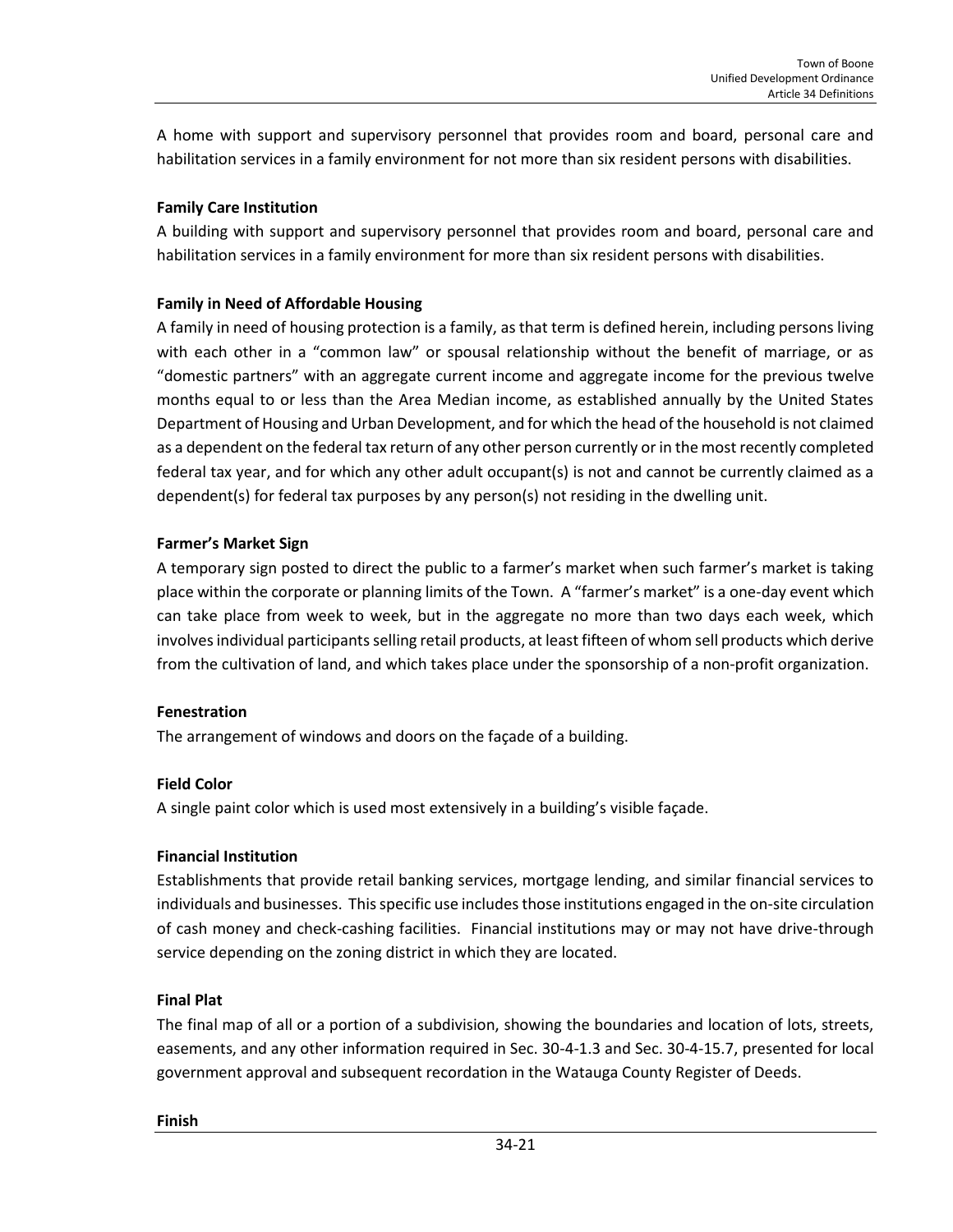A home with support and supervisory personnel that provides room and board, personal care and habilitation services in a family environment for not more than six resident persons with disabilities.

**Family Care Institution**

A building with support and supervisory personnel that provides room and board, personal care and habilitation services in a family environment for more than six resident persons with disabilities.

**Family in Need of Affordable Housing**

A family in need of housing protection is a family, as that term is defined herein, including persons living with each other in a "common law" or spousal relationship without the benefit of marriage, or as "domestic partners" with an aggregate current income and aggregate income for the previous twelve months equal to or less than the Area Median income, as established annually by the United States Department of Housing and Urban Development, and for which the head of the household is not claimed as a dependent on the federal tax return of any other person currently or in the most recently completed federal tax year, and for which any other adult occupant(s) is not and cannot be currently claimed as a dependent(s) for federal tax purposes by any person(s) not residing in the dwelling unit.

**Farmer's Market Sign**

A temporary sign posted to direct the public to a farmer's market when such farmer's market is taking place within the corporate or planning limits of the Town. A "farmer's market" is a one-day event which can take place from week to week, but in the aggregate no more than two days each week, which involves individual participants selling retail products, at least fifteen of whom sell products which derive from the cultivation of land, and which takes place under the sponsorship of a non-profit organization.

**Fenestration**

The arrangement of windows and doors on the façade of a building.

**Field Color**

A single paint color which is used most extensively in a building's visible façade.

**Financial Institution**

Establishments that provide retail banking services, mortgage lending, and similar financial services to individuals and businesses. This specific use includes those institutions engaged in the on-site circulation of cash money and check-cashing facilities. Financial institutions may or may not have drive-through service depending on the zoning district in which they are located.

**Final Plat**

The final map of all or a portion of a subdivision, showing the boundaries and location of lots, streets, easements, and any other information required in Sec. 30-4-1.3 and Sec. 30-4-15.7, presented for local government approval and subsequent recordation in the Watauga County Register of Deeds.

**Finish**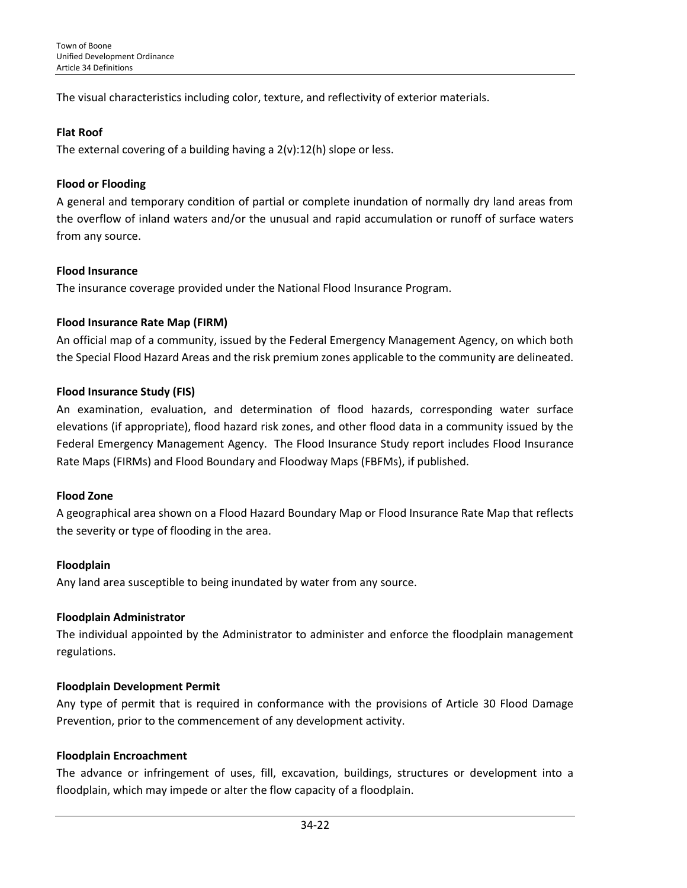The visual characteristics including color, texture, and reflectivity of exterior materials.

**Flat Roof**

The external covering of a building having a 2(v):12(h) slope or less.

**Flood or Flooding**

A general and temporary condition of partial or complete inundation of normally dry land areas from the overflow of inland waters and/or the unusual and rapid accumulation or runoff of surface waters from any source.

**Flood Insurance**

The insurance coverage provided under the National Flood Insurance Program.

**Flood Insurance Rate Map (FIRM)**

An official map of a community, issued by the Federal Emergency Management Agency, on which both the Special Flood Hazard Areas and the risk premium zones applicable to the community are delineated.

**Flood Insurance Study (FIS)**

An examination, evaluation, and determination of flood hazards, corresponding water surface elevations (if appropriate), flood hazard risk zones, and other flood data in a community issued by the Federal Emergency Management Agency. The Flood Insurance Study report includes Flood Insurance Rate Maps (FIRMs) and Flood Boundary and Floodway Maps (FBFMs), if published.

**Flood Zone**

A geographical area shown on a Flood Hazard Boundary Map or Flood Insurance Rate Map that reflects the severity or type of flooding in the area.

**Floodplain**

Any land area susceptible to being inundated by water from any source.

**Floodplain Administrator**

The individual appointed by the Administrator to administer and enforce the floodplain management regulations.

**Floodplain Development Permit**

Any type of permit that is required in conformance with the provisions of Article 30 Flood Damage Prevention, prior to the commencement of any development activity.

**Floodplain Encroachment**

The advance or infringement of uses, fill, excavation, buildings, structures or development into a floodplain, which may impede or alter the flow capacity of a floodplain.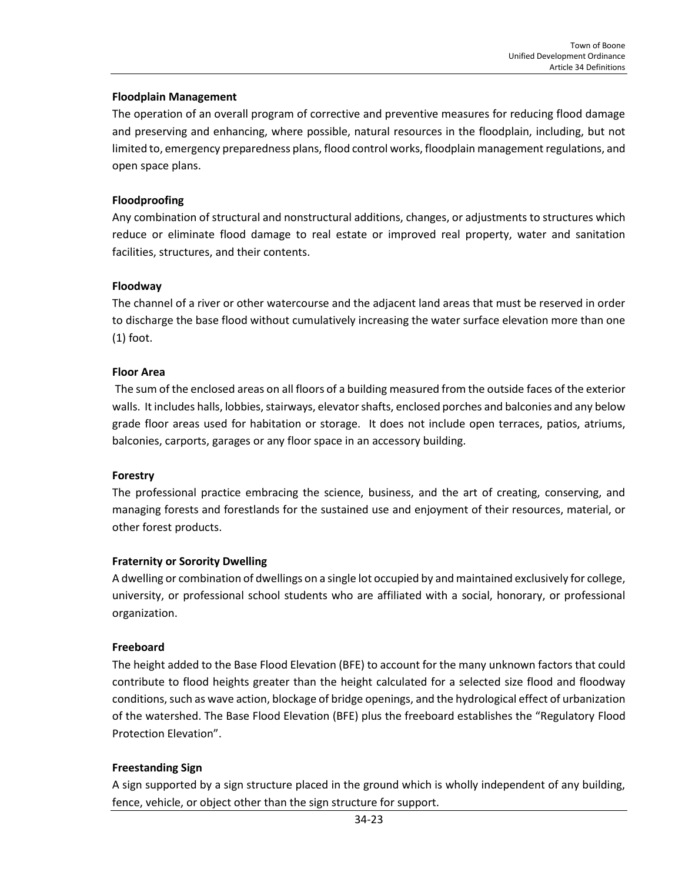**Floodplain Management**

The operation of an overall program of corrective and preventive measures for reducing flood damage and preserving and enhancing, where possible, natural resources in the floodplain, including, but not limited to, emergency preparedness plans, flood control works, floodplain management regulations, and open space plans.

**Floodproofing**

Any combination of structural and nonstructural additions, changes, or adjustments to structures which reduce or eliminate flood damage to real estate or improved real property, water and sanitation facilities, structures, and their contents.

**Floodway**

The channel of a river or other watercourse and the adjacent land areas that must be reserved in order to discharge the base flood without cumulatively increasing the water surface elevation more than one (1) foot.

**Floor Area**

The sum of the enclosed areas on all floors of a building measured from the outside faces of the exterior walls. It includes halls, lobbies, stairways, elevator shafts, enclosed porches and balconies and any below grade floor areas used for habitation or storage. It does not include open terraces, patios, atriums, balconies, carports, garages or any floor space in an accessory building.

**Forestry**

The professional practice embracing the science, business, and the art of creating, conserving, and managing forests and forestlands for the sustained use and enjoyment of their resources, material, or other forest products.

**Fraternity or Sorority Dwelling**

A dwelling or combination of dwellings on a single lot occupied by and maintained exclusively for college, university, or professional school students who are affiliated with a social, honorary, or professional organization.

**Freeboard**

The height added to the Base Flood Elevation (BFE) to account for the many unknown factors that could contribute to flood heights greater than the height calculated for a selected size flood and floodway conditions, such as wave action, blockage of bridge openings, and the hydrological effect of urbanization of the watershed. The Base Flood Elevation (BFE) plus the freeboard establishes the "Regulatory Flood Protection Elevation".

**Freestanding Sign**

A sign supported by a sign structure placed in the ground which is wholly independent of any building, fence, vehicle, or object other than the sign structure for support.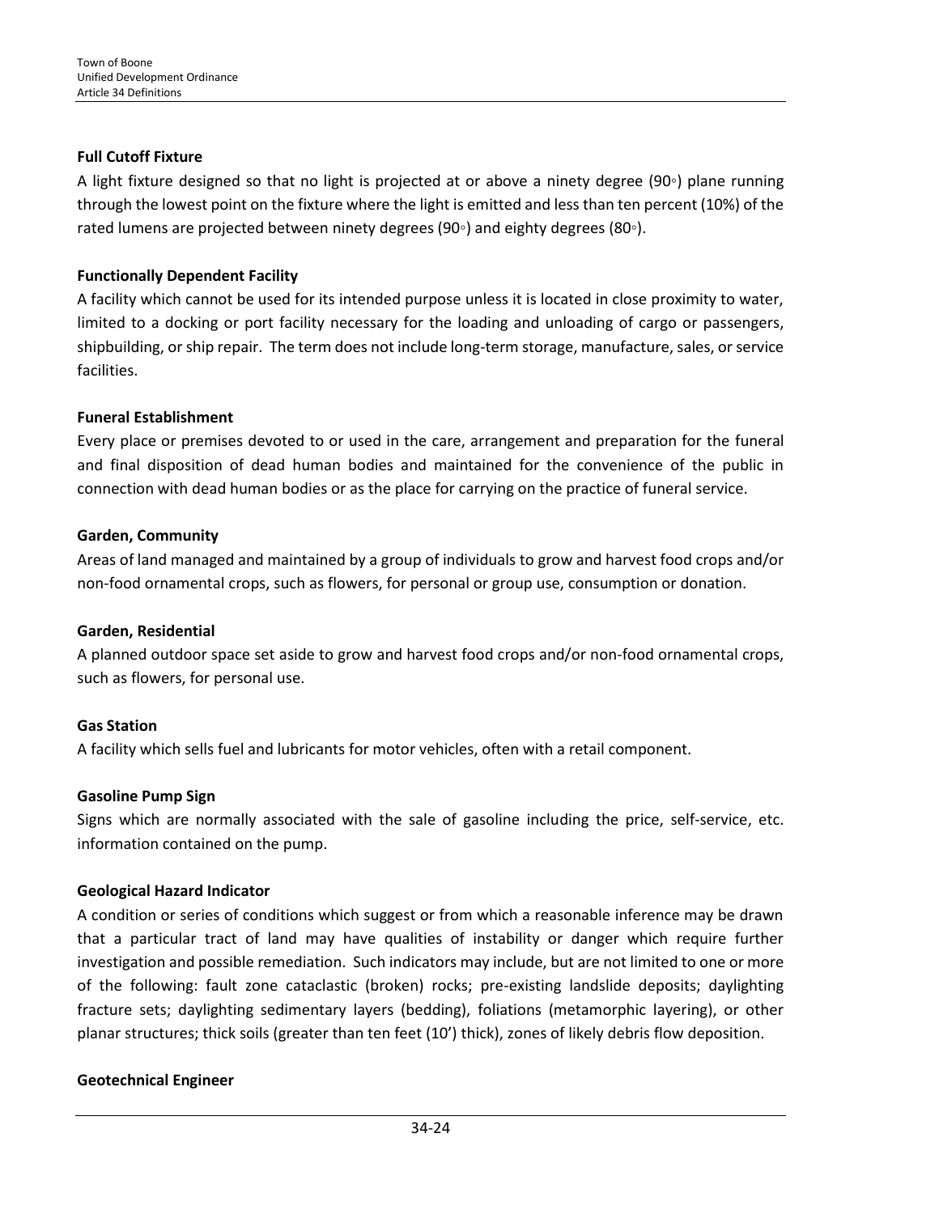**Full Cutoff Fixture**

A light fixture designed so that no light is projected at or above a ninety degree (90◦) plane running through the lowest point on the fixture where the light is emitted and less than ten percent (10%) of the rated lumens are projected between ninety degrees (90◦) and eighty degrees (80◦).

**Functionally Dependent Facility**

A facility which cannot be used for its intended purpose unless it is located in close proximity to water, limited to a docking or port facility necessary for the loading and unloading of cargo or passengers, shipbuilding, or ship repair. The term does not include long-term storage, manufacture, sales, or service facilities.

**Funeral Establishment**

Every place or premises devoted to or used in the care, arrangement and preparation for the funeral and final disposition of dead human bodies and maintained for the convenience of the public in connection with dead human bodies or as the place for carrying on the practice of funeral service.

**Garden, Community**

Areas of land managed and maintained by a group of individuals to grow and harvest food crops and/or non-food ornamental crops, such as flowers, for personal or group use, consumption or donation.

**Garden, Residential**

A planned outdoor space set aside to grow and harvest food crops and/or non-food ornamental crops, such as flowers, for personal use.

**Gas Station**

A facility which sells fuel and lubricants for motor vehicles, often with a retail component.

**Gasoline Pump Sign**

Signs which are normally associated with the sale of gasoline including the price, self-service, etc. information contained on the pump.

**Geological Hazard Indicator**

A condition or series of conditions which suggest or from which a reasonable inference may be drawn that a particular tract of land may have qualities of instability or danger which require further investigation and possible remediation. Such indicators may include, but are not limited to one or more of the following: fault zone cataclastic (broken) rocks; pre-existing landslide deposits; daylighting fracture sets; daylighting sedimentary layers (bedding), foliations (metamorphic layering), or other planar structures; thick soils (greater than ten feet (10') thick), zones of likely debris flow deposition.

**Geotechnical Engineer**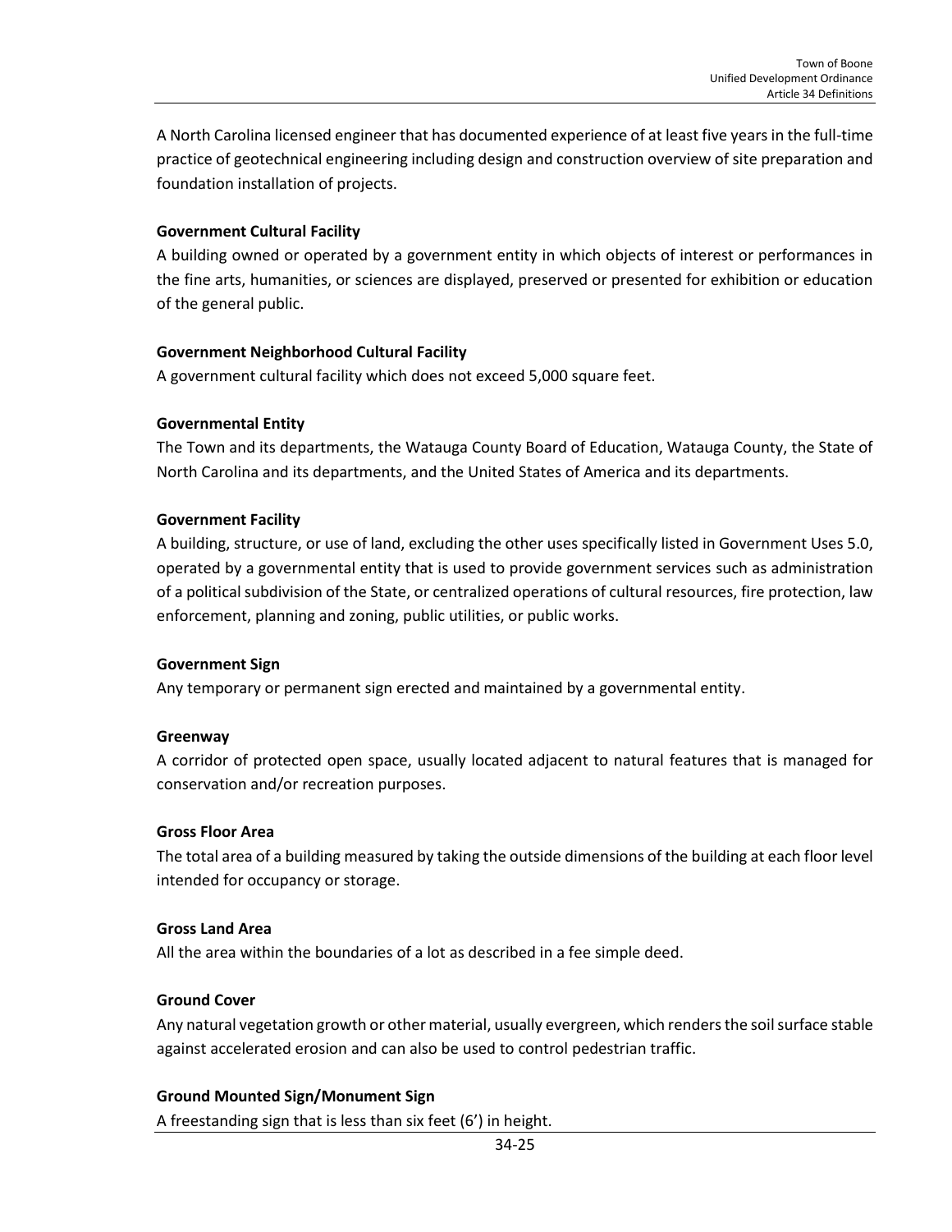A North Carolina licensed engineer that has documented experience of at least five years in the full-time practice of geotechnical engineering including design and construction overview of site preparation and foundation installation of projects.

**Government Cultural Facility**

A building owned or operated by a government entity in which objects of interest or performances in the fine arts, humanities, or sciences are displayed, preserved or presented for exhibition or education of the general public.

**Government Neighborhood Cultural Facility**

A government cultural facility which does not exceed 5,000 square feet.

**Governmental Entity**

The Town and its departments, the Watauga County Board of Education, Watauga County, the State of North Carolina and its departments, and the United States of America and its departments.

**Government Facility**

A building, structure, or use of land, excluding the other uses specifically listed in Government Uses 5.0, operated by a governmental entity that is used to provide government services such as administration of a political subdivision of the State, or centralized operations of cultural resources, fire protection, law enforcement, planning and zoning, public utilities, or public works.

**Government Sign**

Any temporary or permanent sign erected and maintained by a governmental entity.

**Greenway**

A corridor of protected open space, usually located adjacent to natural features that is managed for conservation and/or recreation purposes.

**Gross Floor Area**

The total area of a building measured by taking the outside dimensions of the building at each floor level intended for occupancy or storage.

**Gross Land Area**

All the area within the boundaries of a lot as described in a fee simple deed.

**Ground Cover**

Any natural vegetation growth or other material, usually evergreen, which renders the soil surface stable against accelerated erosion and can also be used to control pedestrian traffic.

**Ground Mounted Sign/Monument Sign**

A freestanding sign that is less than six feet (6') in height.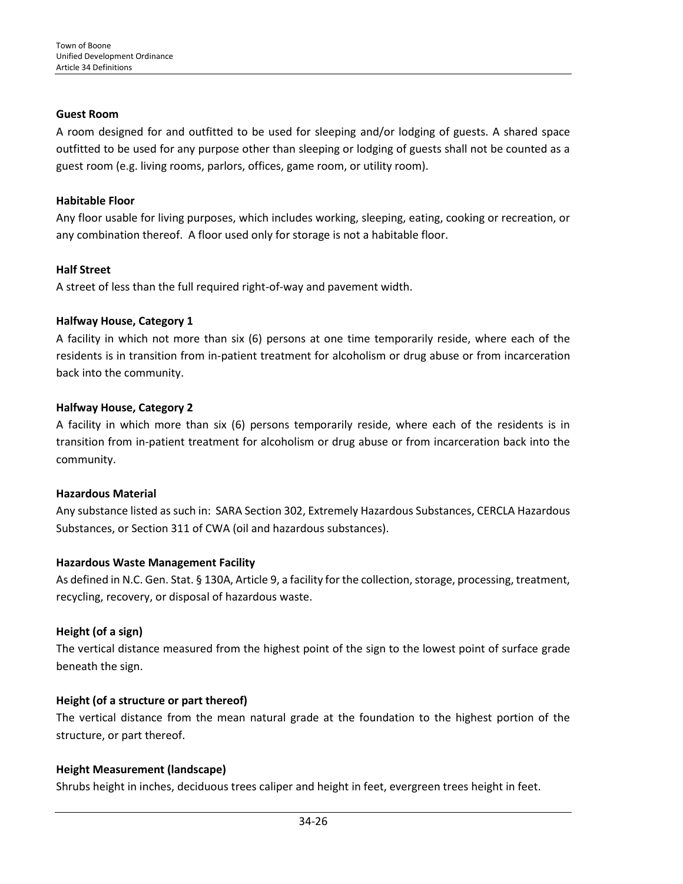**Guest Room**

A room designed for and outfitted to be used for sleeping and/or lodging of guests. A shared space outfitted to be used for any purpose other than sleeping or lodging of guests shall not be counted as a guest room (e.g. living rooms, parlors, offices, game room, or utility room).

**Habitable Floor**

Any floor usable for living purposes, which includes working, sleeping, eating, cooking or recreation, or any combination thereof. A floor used only for storage is not a habitable floor.

**Half Street**

A street of less than the full required right-of-way and pavement width.

**Halfway House, Category 1**

A facility in which not more than six (6) persons at one time temporarily reside, where each of the residents is in transition from in-patient treatment for alcoholism or drug abuse or from incarceration back into the community.

**Halfway House, Category 2**

A facility in which more than six (6) persons temporarily reside, where each of the residents is in transition from in-patient treatment for alcoholism or drug abuse or from incarceration back into the community.

**Hazardous Material**

Any substance listed as such in: SARA Section 302, Extremely Hazardous Substances, CERCLA Hazardous Substances, or Section 311 of CWA (oil and hazardous substances).

**Hazardous Waste Management Facility**

As defined in N.C. Gen. Stat. § 130A, Article 9, a facility for the collection, storage, processing, treatment, recycling, recovery, or disposal of hazardous waste.

**Height (of a sign)**

The vertical distance measured from the highest point of the sign to the lowest point of surface grade beneath the sign.

**Height (of a structure or part thereof)**

The vertical distance from the mean natural grade at the foundation to the highest portion of the structure, or part thereof.

**Height Measurement (landscape)**

Shrubs height in inches, deciduous trees caliper and height in feet, evergreen trees height in feet.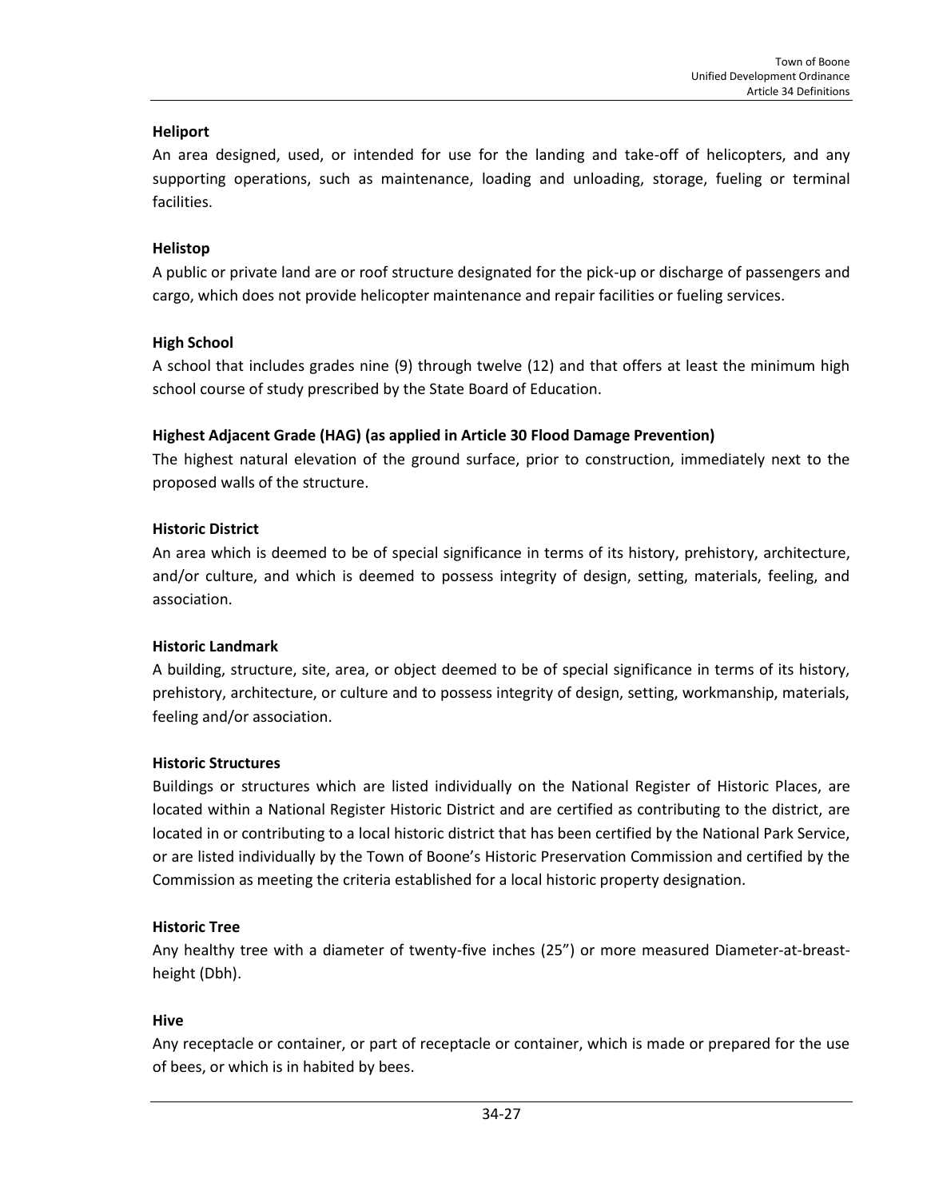**Heliport**

An area designed, used, or intended for use for the landing and take-off of helicopters, and any supporting operations, such as maintenance, loading and unloading, storage, fueling or terminal facilities.

**Helistop**

A public or private land are or roof structure designated for the pick-up or discharge of passengers and cargo, which does not provide helicopter maintenance and repair facilities or fueling services.

**High School**

A school that includes grades nine (9) through twelve (12) and that offers at least the minimum high school course of study prescribed by the State Board of Education.

**Highest Adjacent Grade (HAG) (as applied in Article 30 Flood Damage Prevention)**

The highest natural elevation of the ground surface, prior to construction, immediately next to the proposed walls of the structure.

**Historic District**

An area which is deemed to be of special significance in terms of its history, prehistory, architecture, and/or culture, and which is deemed to possess integrity of design, setting, materials, feeling, and association.

**Historic Landmark**

A building, structure, site, area, or object deemed to be of special significance in terms of its history, prehistory, architecture, or culture and to possess integrity of design, setting, workmanship, materials, feeling and/or association.

**Historic Structures**

Buildings or structures which are listed individually on the National Register of Historic Places, are located within a National Register Historic District and are certified as contributing to the district, are located in or contributing to a local historic district that has been certified by the National Park Service, or are listed individually by the Town of Boone's Historic Preservation Commission and certified by the Commission as meeting the criteria established for a local historic property designation.

**Historic Tree**

Any healthy tree with a diameter of twenty-five inches (25") or more measured Diameter-at-breast-height (Dbh).

**Hive**

Any receptacle or container, or part of receptacle or container, which is made or prepared for the use of bees, or which is in habited by bees.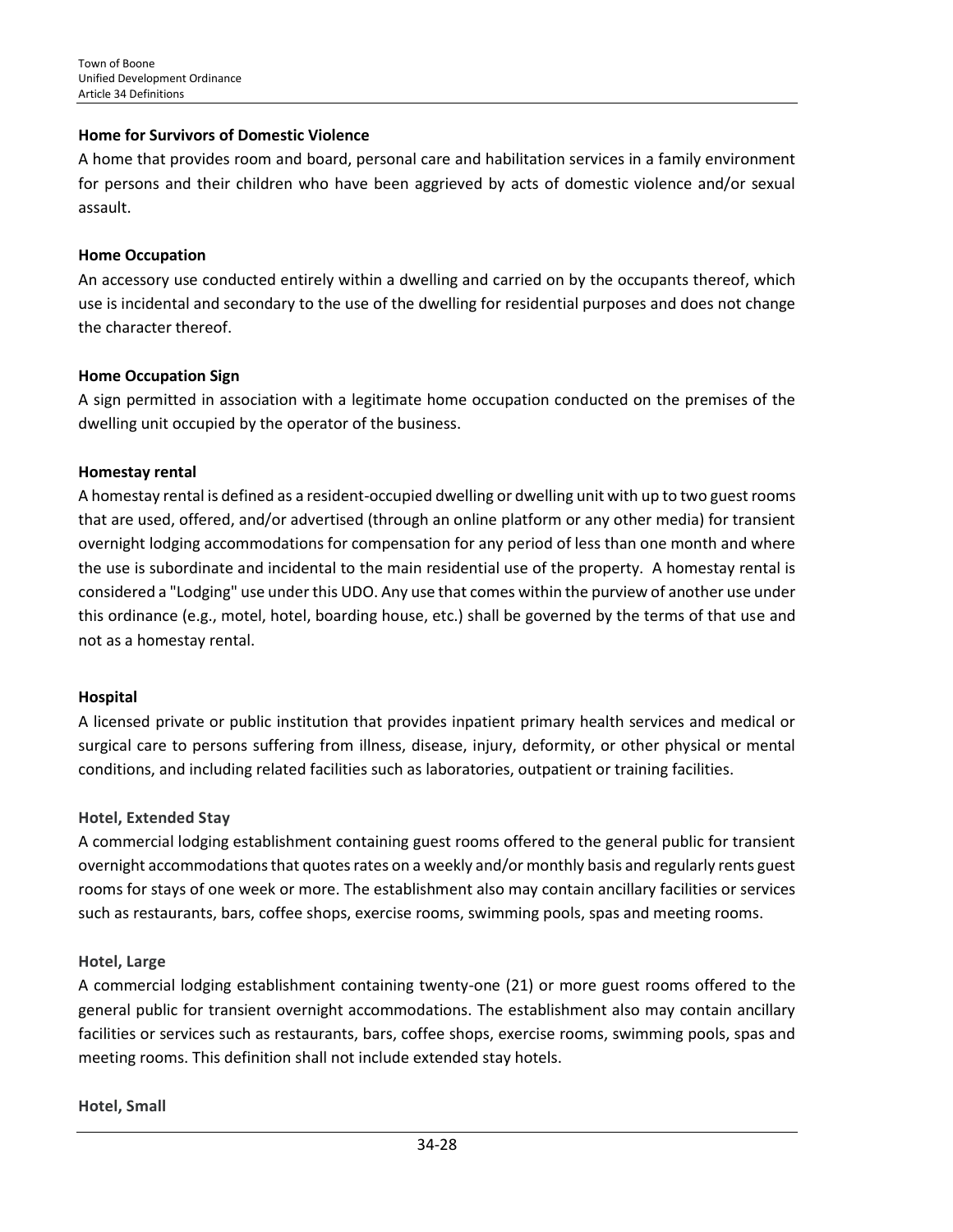**Home for Survivors of Domestic Violence**

A home that provides room and board, personal care and habilitation services in a family environment for persons and their children who have been aggrieved by acts of domestic violence and/or sexual assault.

**Home Occupation**

An accessory use conducted entirely within a dwelling and carried on by the occupants thereof, which use is incidental and secondary to the use of the dwelling for residential purposes and does not change the character thereof.

**Home Occupation Sign**

A sign permitted in association with a legitimate home occupation conducted on the premises of the dwelling unit occupied by the operator of the business.

**Homestay rental**

A homestay rental is defined as a resident-occupied dwelling or dwelling unit with up to two guest rooms that are used, offered, and/or advertised (through an online platform or any other media) for transient overnight lodging accommodations for compensation for any period of less than one month and where the use is subordinate and incidental to the main residential use of the property. A homestay rental is considered a "Lodging" use under this UDO. Any use that comes within the purview of another use under this ordinance (e.g., motel, hotel, boarding house, etc.) shall be governed by the terms of that use and not as a homestay rental.

**Hospital**

A licensed private or public institution that provides inpatient primary health services and medical or surgical care to persons suffering from illness, disease, injury, deformity, or other physical or mental conditions, and including related facilities such as laboratories, outpatient or training facilities.

**Hotel, Extended Stay**

A commercial lodging establishment containing guest rooms offered to the general public for transient overnight accommodations that quotes rates on a weekly and/or monthly basis and regularly rents guest rooms for stays of one week or more. The establishment also may contain ancillary facilities or services such as restaurants, bars, coffee shops, exercise rooms, swimming pools, spas and meeting rooms.

**Hotel, Large**

A commercial lodging establishment containing twenty-one (21) or more guest rooms offered to the general public for transient overnight accommodations. The establishment also may contain ancillary facilities or services such as restaurants, bars, coffee shops, exercise rooms, swimming pools, spas and meeting rooms. This definition shall not include extended stay hotels.

**Hotel, Small**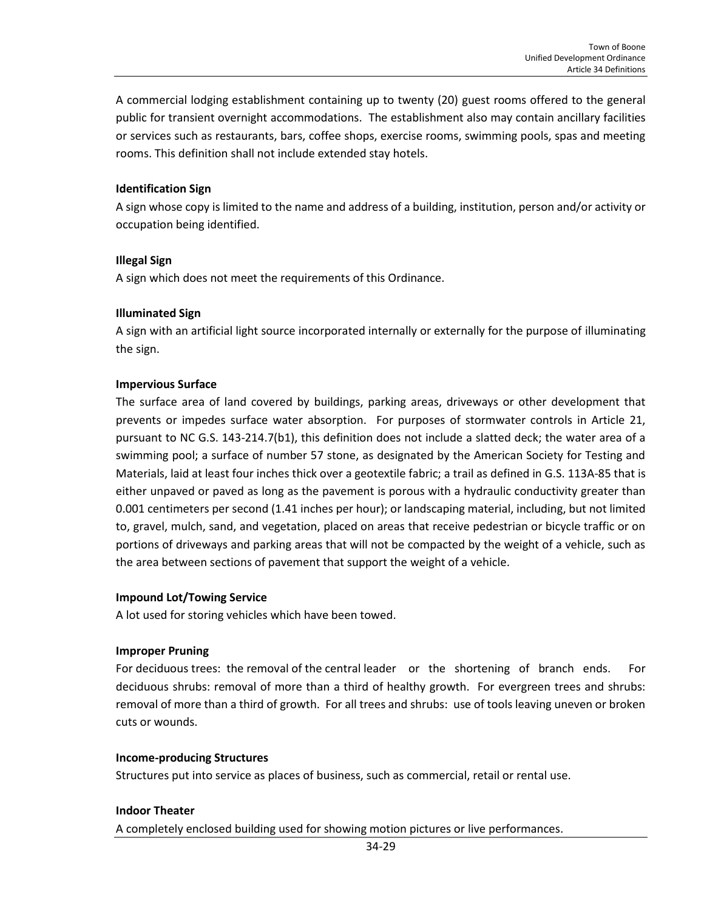A commercial lodging establishment containing up to twenty (20) guest rooms offered to the general public for transient overnight accommodations. The establishment also may contain ancillary facilities or services such as restaurants, bars, coffee shops, exercise rooms, swimming pools, spas and meeting rooms. This definition shall not include extended stay hotels.

**Identification Sign**
A sign whose copy is limited to the name and address of a building, institution, person and/or activity or occupation being identified.

**Illegal Sign**
A sign which does not meet the requirements of this Ordinance.

**Illuminated Sign**
A sign with an artificial light source incorporated internally or externally for the purpose of illuminating the sign.

**Impervious Surface**
The surface area of land covered by buildings, parking areas, driveways or other development that prevents or impedes surface water absorption. For purposes of stormwater controls in Article 21, pursuant to NC G.S. 143-214.7(b1), this definition does not include a slatted deck; the water area of a swimming pool; a surface of number 57 stone, as designated by the American Society for Testing and Materials, laid at least four inches thick over a geotextile fabric; a trail as defined in G.S. 113A-85 that is either unpaved or paved as long as the pavement is porous with a hydraulic conductivity greater than 0.001 centimeters per second (1.41 inches per hour); or landscaping material, including, but not limited to, gravel, mulch, sand, and vegetation, placed on areas that receive pedestrian or bicycle traffic or on portions of driveways and parking areas that will not be compacted by the weight of a vehicle, such as the area between sections of pavement that support the weight of a vehicle.

**Impound Lot/Towing Service**
A lot used for storing vehicles which have been towed.

**Improper Pruning**
For deciduous trees: the removal of the central leader or the shortening of branch ends. For deciduous shrubs: removal of more than a third of healthy growth. For evergreen trees and shrubs: removal of more than a third of growth. For all trees and shrubs: use of tools leaving uneven or broken cuts or wounds.

**Income-producing Structures**
Structures put into service as places of business, such as commercial, retail or rental use.

**Indoor Theater**
A completely enclosed building used for showing motion pictures or live performances.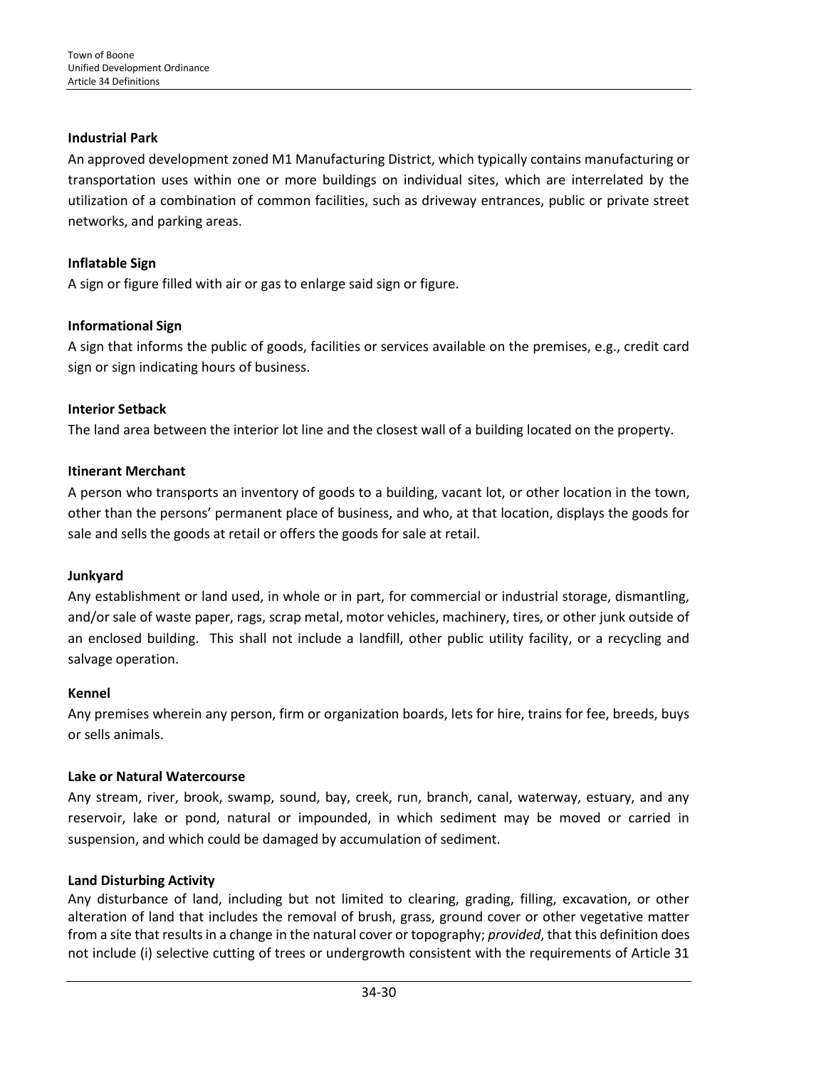**Industrial Park**

An approved development zoned M1 Manufacturing District, which typically contains manufacturing or transportation uses within one or more buildings on individual sites, which are interrelated by the utilization of a combination of common facilities, such as driveway entrances, public or private street networks, and parking areas.

**Inflatable Sign**

A sign or figure filled with air or gas to enlarge said sign or figure.

**Informational Sign**

A sign that informs the public of goods, facilities or services available on the premises, e.g., credit card sign or sign indicating hours of business.

**Interior Setback**

The land area between the interior lot line and the closest wall of a building located on the property.

**Itinerant Merchant**

A person who transports an inventory of goods to a building, vacant lot, or other location in the town, other than the persons' permanent place of business, and who, at that location, displays the goods for sale and sells the goods at retail or offers the goods for sale at retail.

**Junkyard**

Any establishment or land used, in whole or in part, for commercial or industrial storage, dismantling, and/or sale of waste paper, rags, scrap metal, motor vehicles, machinery, tires, or other junk outside of an enclosed building. This shall not include a landfill, other public utility facility, or a recycling and salvage operation.

**Kennel**

Any premises wherein any person, firm or organization boards, lets for hire, trains for fee, breeds, buys or sells animals.

**Lake or Natural Watercourse**

Any stream, river, brook, swamp, sound, bay, creek, run, branch, canal, waterway, estuary, and any reservoir, lake or pond, natural or impounded, in which sediment may be moved or carried in suspension, and which could be damaged by accumulation of sediment.

**Land Disturbing Activity**

Any disturbance of land, including but not limited to clearing, grading, filling, excavation, or other alteration of land that includes the removal of brush, grass, ground cover or other vegetative matter from a site that results in a change in the natural cover or topography; *provided*, that this definition does not include (i) selective cutting of trees or undergrowth consistent with the requirements of Article 31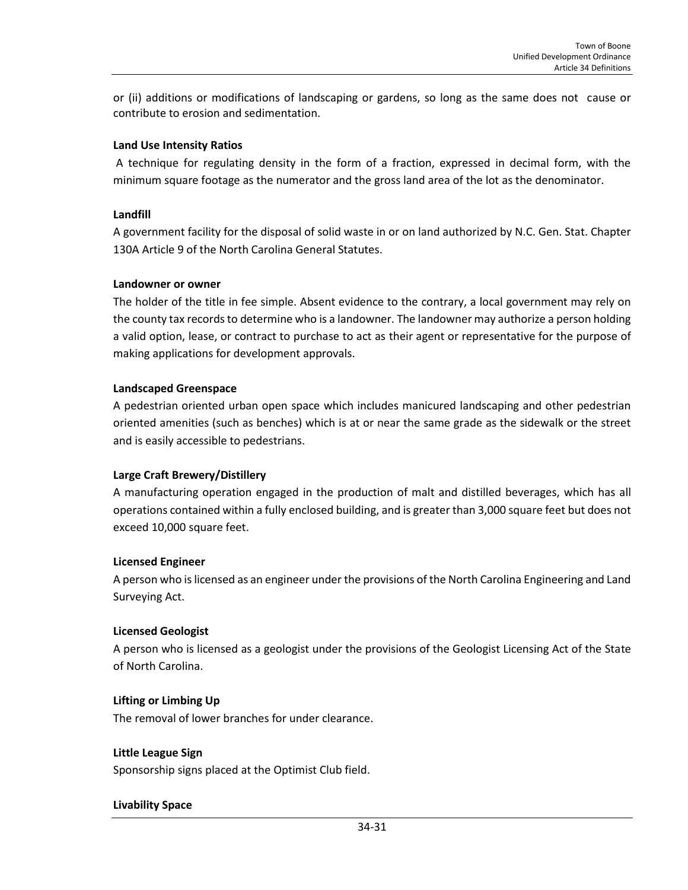or (ii) additions or modifications of landscaping or gardens, so long as the same does not cause or contribute to erosion and sedimentation.

**Land Use Intensity Ratios**

A technique for regulating density in the form of a fraction, expressed in decimal form, with the minimum square footage as the numerator and the gross land area of the lot as the denominator.

**Landfill**

A government facility for the disposal of solid waste in or on land authorized by N.C. Gen. Stat. Chapter 130A Article 9 of the North Carolina General Statutes.

**Landowner or owner**

The holder of the title in fee simple. Absent evidence to the contrary, a local government may rely on the county tax records to determine who is a landowner. The landowner may authorize a person holding a valid option, lease, or contract to purchase to act as their agent or representative for the purpose of making applications for development approvals.

**Landscaped Greenspace**

A pedestrian oriented urban open space which includes manicured landscaping and other pedestrian oriented amenities (such as benches) which is at or near the same grade as the sidewalk or the street and is easily accessible to pedestrians.

**Large Craft Brewery/Distillery**

A manufacturing operation engaged in the production of malt and distilled beverages, which has all operations contained within a fully enclosed building, and is greater than 3,000 square feet but does not exceed 10,000 square feet.

**Licensed Engineer**

A person who is licensed as an engineer under the provisions of the North Carolina Engineering and Land Surveying Act.

**Licensed Geologist**

A person who is licensed as a geologist under the provisions of the Geologist Licensing Act of the State of North Carolina.

**Lifting or Limbing Up**

The removal of lower branches for under clearance.

**Little League Sign**

Sponsorship signs placed at the Optimist Club field.

**Livability Space**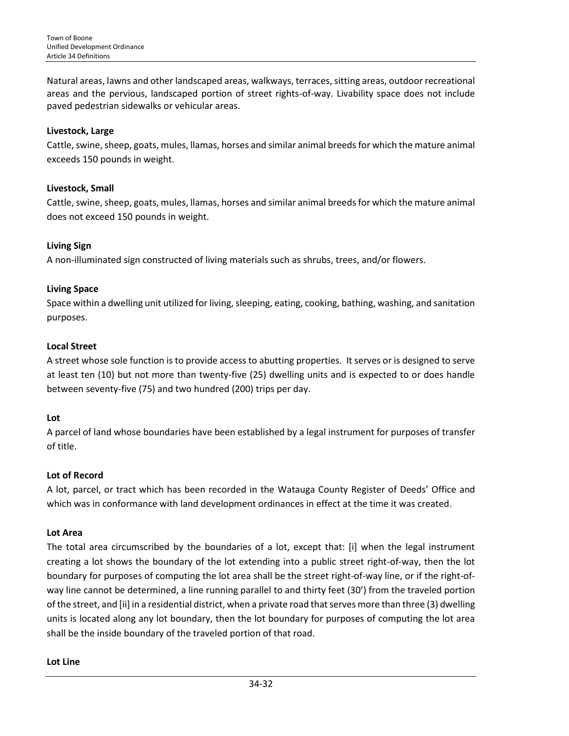Natural areas, lawns and other landscaped areas, walkways, terraces, sitting areas, outdoor recreational areas and the pervious, landscaped portion of street rights-of-way. Livability space does not include paved pedestrian sidewalks or vehicular areas.

**Livestock, Large**

Cattle, swine, sheep, goats, mules, llamas, horses and similar animal breeds for which the mature animal exceeds 150 pounds in weight.

**Livestock, Small**

Cattle, swine, sheep, goats, mules, llamas, horses and similar animal breeds for which the mature animal does not exceed 150 pounds in weight.

**Living Sign**

A non-illuminated sign constructed of living materials such as shrubs, trees, and/or flowers.

**Living Space**

Space within a dwelling unit utilized for living, sleeping, eating, cooking, bathing, washing, and sanitation purposes.

**Local Street**

A street whose sole function is to provide access to abutting properties. It serves or is designed to serve at least ten (10) but not more than twenty-five (25) dwelling units and is expected to or does handle between seventy-five (75) and two hundred (200) trips per day.

**Lot**

A parcel of land whose boundaries have been established by a legal instrument for purposes of transfer of title.

**Lot of Record**

A lot, parcel, or tract which has been recorded in the Watauga County Register of Deeds' Office and which was in conformance with land development ordinances in effect at the time it was created.

**Lot Area**

The total area circumscribed by the boundaries of a lot, except that: [i] when the legal instrument creating a lot shows the boundary of the lot extending into a public street right-of-way, then the lot boundary for purposes of computing the lot area shall be the street right-of-way line, or if the right-of-way line cannot be determined, a line running parallel to and thirty feet (30') from the traveled portion of the street, and [ii] in a residential district, when a private road that serves more than three (3) dwelling units is located along any lot boundary, then the lot boundary for purposes of computing the lot area shall be the inside boundary of the traveled portion of that road.

**Lot Line**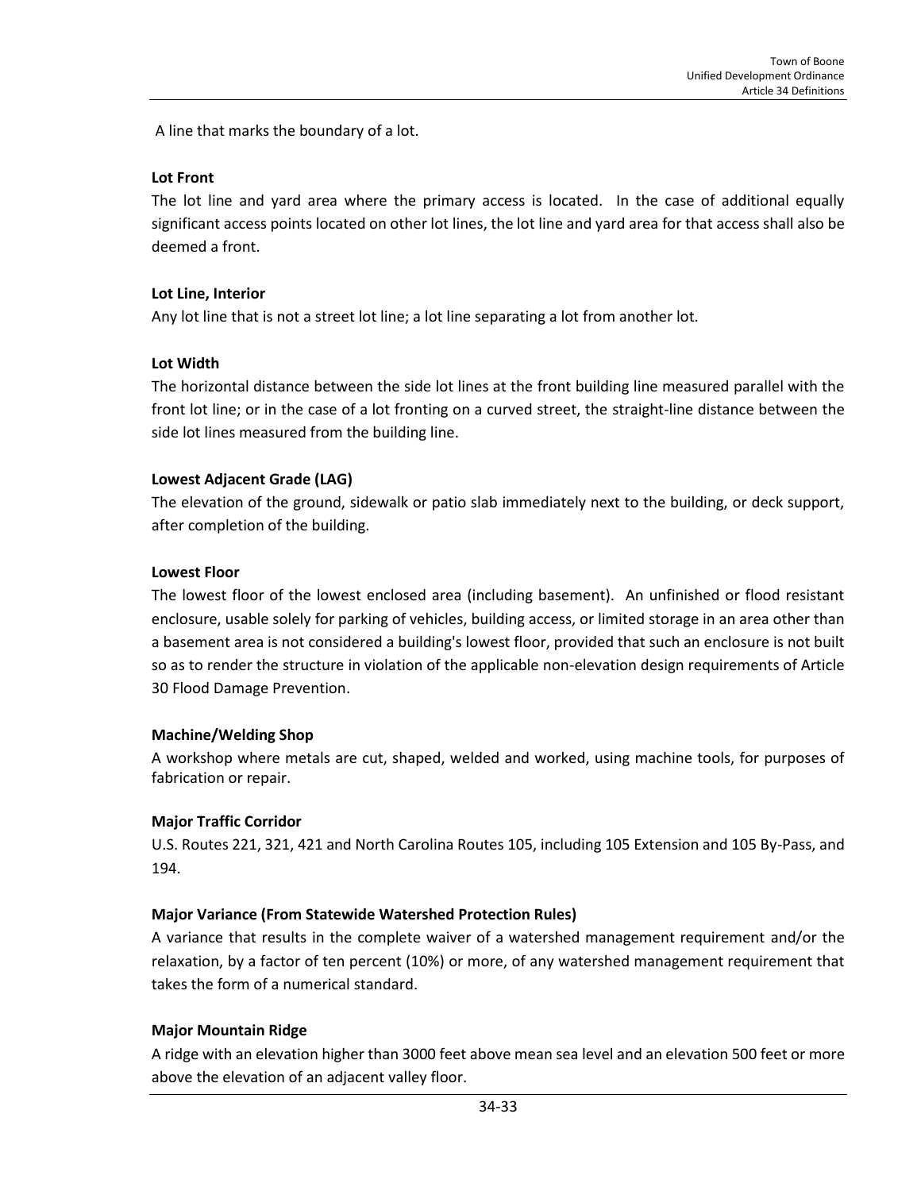A line that marks the boundary of a lot.

**Lot Front**

The lot line and yard area where the primary access is located. In the case of additional equally significant access points located on other lot lines, the lot line and yard area for that access shall also be deemed a front.

**Lot Line, Interior**

Any lot line that is not a street lot line; a lot line separating a lot from another lot.

**Lot Width**

The horizontal distance between the side lot lines at the front building line measured parallel with the front lot line; or in the case of a lot fronting on a curved street, the straight-line distance between the side lot lines measured from the building line.

**Lowest Adjacent Grade (LAG)**

The elevation of the ground, sidewalk or patio slab immediately next to the building, or deck support, after completion of the building.

**Lowest Floor**

The lowest floor of the lowest enclosed area (including basement). An unfinished or flood resistant enclosure, usable solely for parking of vehicles, building access, or limited storage in an area other than a basement area is not considered a building's lowest floor, provided that such an enclosure is not built so as to render the structure in violation of the applicable non-elevation design requirements of Article 30 Flood Damage Prevention.

**Machine/Welding Shop**

A workshop where metals are cut, shaped, welded and worked, using machine tools, for purposes of fabrication or repair.

**Major Traffic Corridor**

U.S. Routes 221, 321, 421 and North Carolina Routes 105, including 105 Extension and 105 By-Pass, and 194.

**Major Variance (From Statewide Watershed Protection Rules)**

A variance that results in the complete waiver of a watershed management requirement and/or the relaxation, by a factor of ten percent (10%) or more, of any watershed management requirement that takes the form of a numerical standard.

**Major Mountain Ridge**

A ridge with an elevation higher than 3000 feet above mean sea level and an elevation 500 feet or more above the elevation of an adjacent valley floor.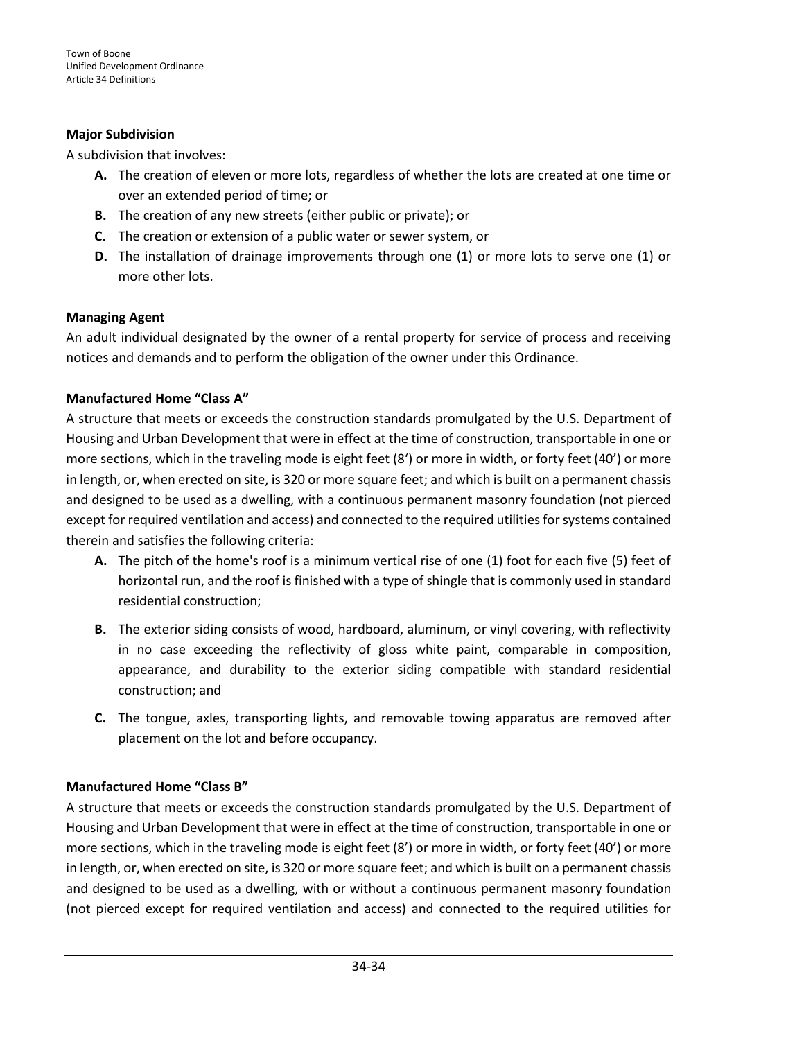**Major Subdivision**

A subdivision that involves:

- **A.** The creation of eleven or more lots, regardless of whether the lots are created at one time or over an extended period of time; or
- **B.** The creation of any new streets (either public or private); or
- **C.** The creation or extension of a public water or sewer system, or
- **D.** The installation of drainage improvements through one (1) or more lots to serve one (1) or more other lots.

**Managing Agent**

An adult individual designated by the owner of a rental property for service of process and receiving notices and demands and to perform the obligation of the owner under this Ordinance.

**Manufactured Home "Class A"**

A structure that meets or exceeds the construction standards promulgated by the U.S. Department of Housing and Urban Development that were in effect at the time of construction, transportable in one or more sections, which in the traveling mode is eight feet (8') or more in width, or forty feet (40') or more in length, or, when erected on site, is 320 or more square feet; and which is built on a permanent chassis and designed to be used as a dwelling, with a continuous permanent masonry foundation (not pierced except for required ventilation and access) and connected to the required utilities for systems contained therein and satisfies the following criteria:

- **A.** The pitch of the home's roof is a minimum vertical rise of one (1) foot for each five (5) feet of horizontal run, and the roof is finished with a type of shingle that is commonly used in standard residential construction;
- **B.** The exterior siding consists of wood, hardboard, aluminum, or vinyl covering, with reflectivity in no case exceeding the reflectivity of gloss white paint, comparable in composition, appearance, and durability to the exterior siding compatible with standard residential construction; and
- **C.** The tongue, axles, transporting lights, and removable towing apparatus are removed after placement on the lot and before occupancy.

**Manufactured Home "Class B"**

A structure that meets or exceeds the construction standards promulgated by the U.S. Department of Housing and Urban Development that were in effect at the time of construction, transportable in one or more sections, which in the traveling mode is eight feet (8') or more in width, or forty feet (40') or more in length, or, when erected on site, is 320 or more square feet; and which is built on a permanent chassis and designed to be used as a dwelling, with or without a continuous permanent masonry foundation (not pierced except for required ventilation and access) and connected to the required utilities for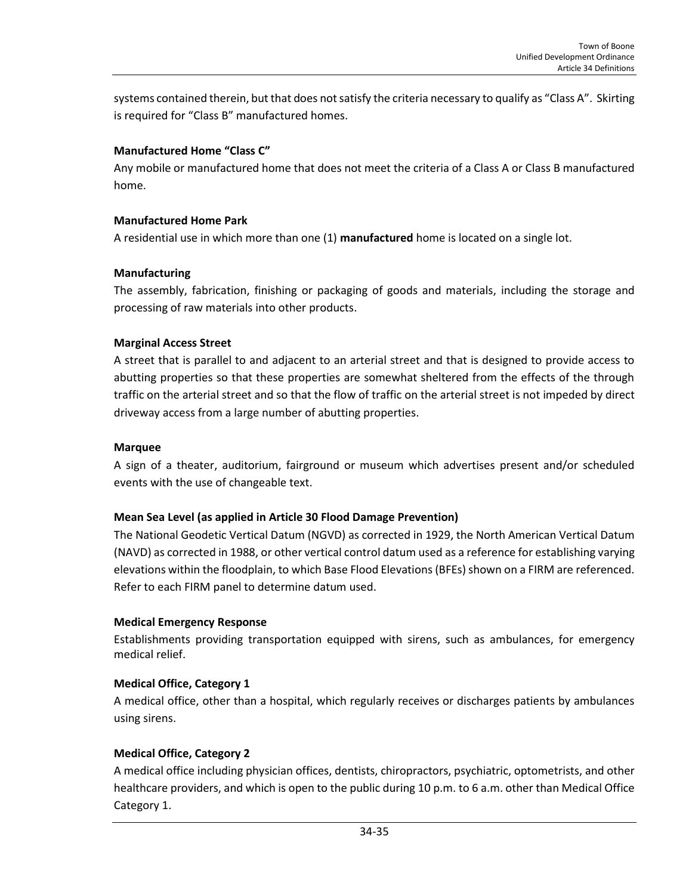systems contained therein, but that does not satisfy the criteria necessary to qualify as "Class A". Skirting is required for "Class B" manufactured homes.

**Manufactured Home "Class C"**

Any mobile or manufactured home that does not meet the criteria of a Class A or Class B manufactured home.

**Manufactured Home Park**

A residential use in which more than one (1) **manufactured** home is located on a single lot.

**Manufacturing**

The assembly, fabrication, finishing or packaging of goods and materials, including the storage and processing of raw materials into other products.

**Marginal Access Street**

A street that is parallel to and adjacent to an arterial street and that is designed to provide access to abutting properties so that these properties are somewhat sheltered from the effects of the through traffic on the arterial street and so that the flow of traffic on the arterial street is not impeded by direct driveway access from a large number of abutting properties.

**Marquee**

A sign of a theater, auditorium, fairground or museum which advertises present and/or scheduled events with the use of changeable text.

**Mean Sea Level (as applied in Article 30 Flood Damage Prevention)**

The National Geodetic Vertical Datum (NGVD) as corrected in 1929, the North American Vertical Datum (NAVD) as corrected in 1988, or other vertical control datum used as a reference for establishing varying elevations within the floodplain, to which Base Flood Elevations (BFEs) shown on a FIRM are referenced. Refer to each FIRM panel to determine datum used.

**Medical Emergency Response**

Establishments providing transportation equipped with sirens, such as ambulances, for emergency medical relief.

**Medical Office, Category 1**

A medical office, other than a hospital, which regularly receives or discharges patients by ambulances using sirens.

**Medical Office, Category 2**

A medical office including physician offices, dentists, chiropractors, psychiatric, optometrists, and other healthcare providers, and which is open to the public during 10 p.m. to 6 a.m. other than Medical Office Category 1.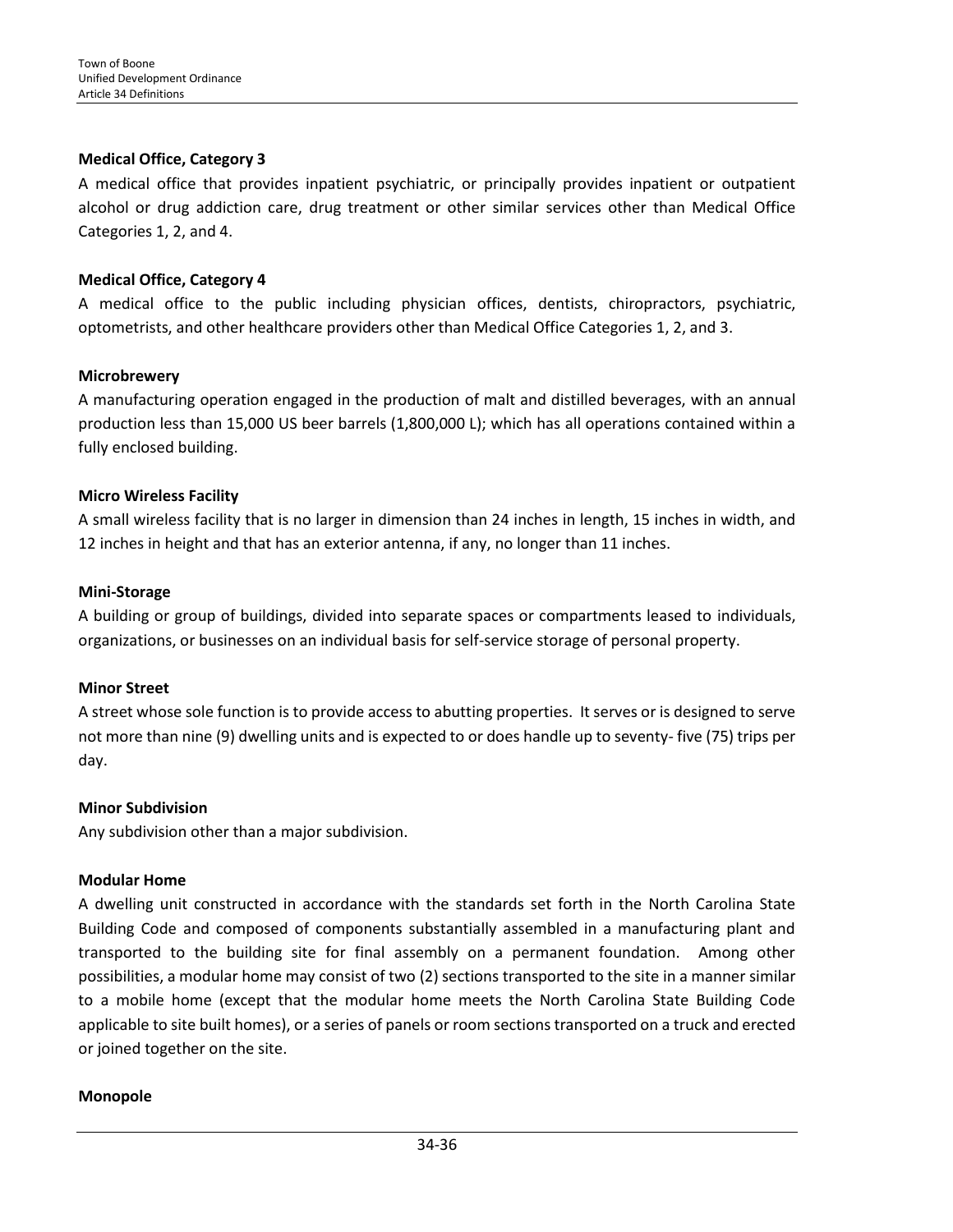**Medical Office, Category 3**

A medical office that provides inpatient psychiatric, or principally provides inpatient or outpatient alcohol or drug addiction care, drug treatment or other similar services other than Medical Office Categories 1, 2, and 4.

**Medical Office, Category 4**

A medical office to the public including physician offices, dentists, chiropractors, psychiatric, optometrists, and other healthcare providers other than Medical Office Categories 1, 2, and 3.

**Microbrewery**

A manufacturing operation engaged in the production of malt and distilled beverages, with an annual production less than 15,000 US beer barrels (1,800,000 L); which has all operations contained within a fully enclosed building.

**Micro Wireless Facility**

A small wireless facility that is no larger in dimension than 24 inches in length, 15 inches in width, and 12 inches in height and that has an exterior antenna, if any, no longer than 11 inches.

**Mini-Storage**

A building or group of buildings, divided into separate spaces or compartments leased to individuals, organizations, or businesses on an individual basis for self-service storage of personal property.

**Minor Street**

A street whose sole function is to provide access to abutting properties. It serves or is designed to serve not more than nine (9) dwelling units and is expected to or does handle up to seventy- five (75) trips per day.

**Minor Subdivision**

Any subdivision other than a major subdivision.

**Modular Home**

A dwelling unit constructed in accordance with the standards set forth in the North Carolina State Building Code and composed of components substantially assembled in a manufacturing plant and transported to the building site for final assembly on a permanent foundation. Among other possibilities, a modular home may consist of two (2) sections transported to the site in a manner similar to a mobile home (except that the modular home meets the North Carolina State Building Code applicable to site built homes), or a series of panels or room sections transported on a truck and erected or joined together on the site.

**Monopole**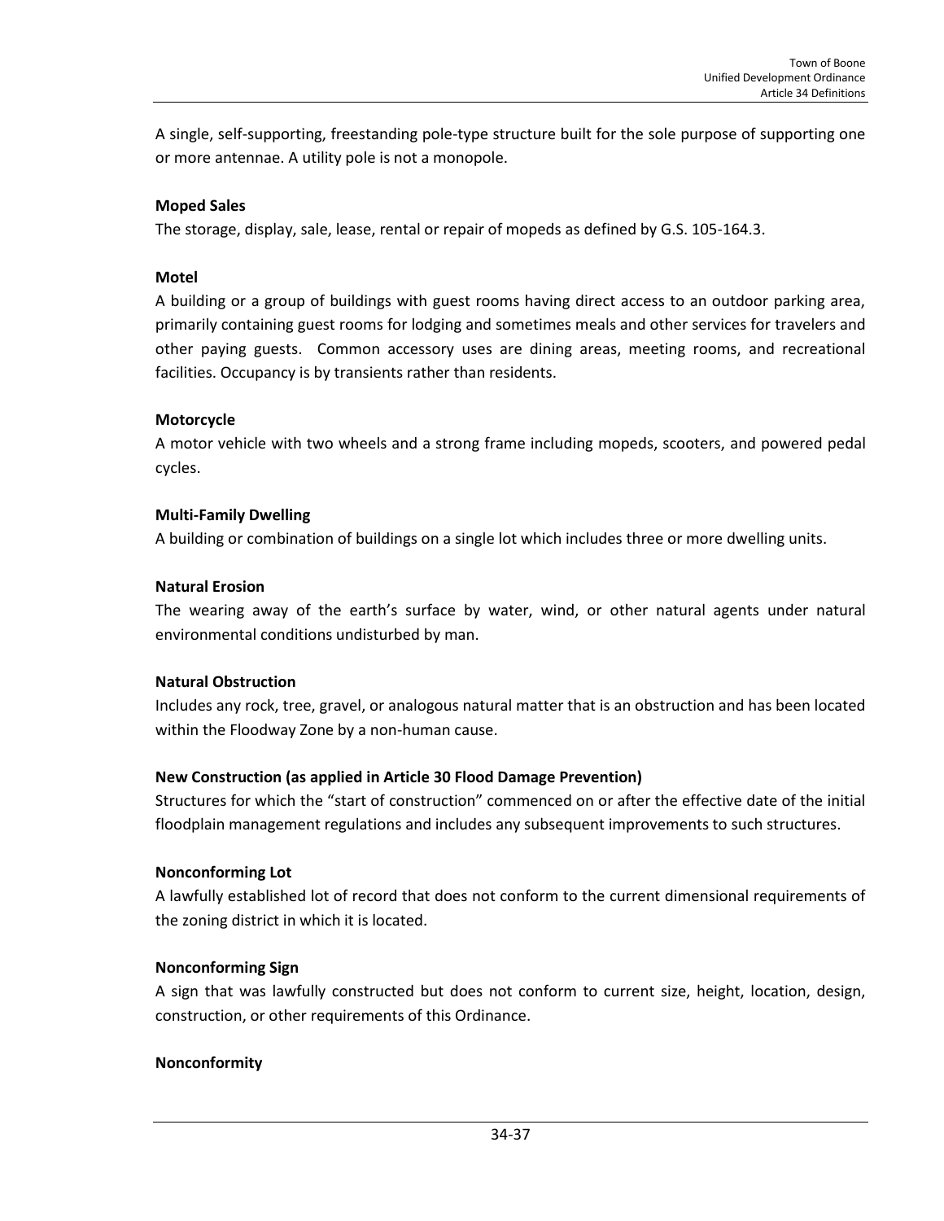A single, self-supporting, freestanding pole-type structure built for the sole purpose of supporting one or more antennae. A utility pole is not a monopole.

**Moped Sales**

The storage, display, sale, lease, rental or repair of mopeds as defined by G.S. 105-164.3.

**Motel**

A building or a group of buildings with guest rooms having direct access to an outdoor parking area, primarily containing guest rooms for lodging and sometimes meals and other services for travelers and other paying guests. Common accessory uses are dining areas, meeting rooms, and recreational facilities. Occupancy is by transients rather than residents.

**Motorcycle**

A motor vehicle with two wheels and a strong frame including mopeds, scooters, and powered pedal cycles.

**Multi-Family Dwelling**

A building or combination of buildings on a single lot which includes three or more dwelling units.

**Natural Erosion**

The wearing away of the earth's surface by water, wind, or other natural agents under natural environmental conditions undisturbed by man.

**Natural Obstruction**

Includes any rock, tree, gravel, or analogous natural matter that is an obstruction and has been located within the Floodway Zone by a non-human cause.

**New Construction (as applied in Article 30 Flood Damage Prevention)**

Structures for which the "start of construction" commenced on or after the effective date of the initial floodplain management regulations and includes any subsequent improvements to such structures.

**Nonconforming Lot**

A lawfully established lot of record that does not conform to the current dimensional requirements of the zoning district in which it is located.

**Nonconforming Sign**

A sign that was lawfully constructed but does not conform to current size, height, location, design, construction, or other requirements of this Ordinance.

**Nonconformity**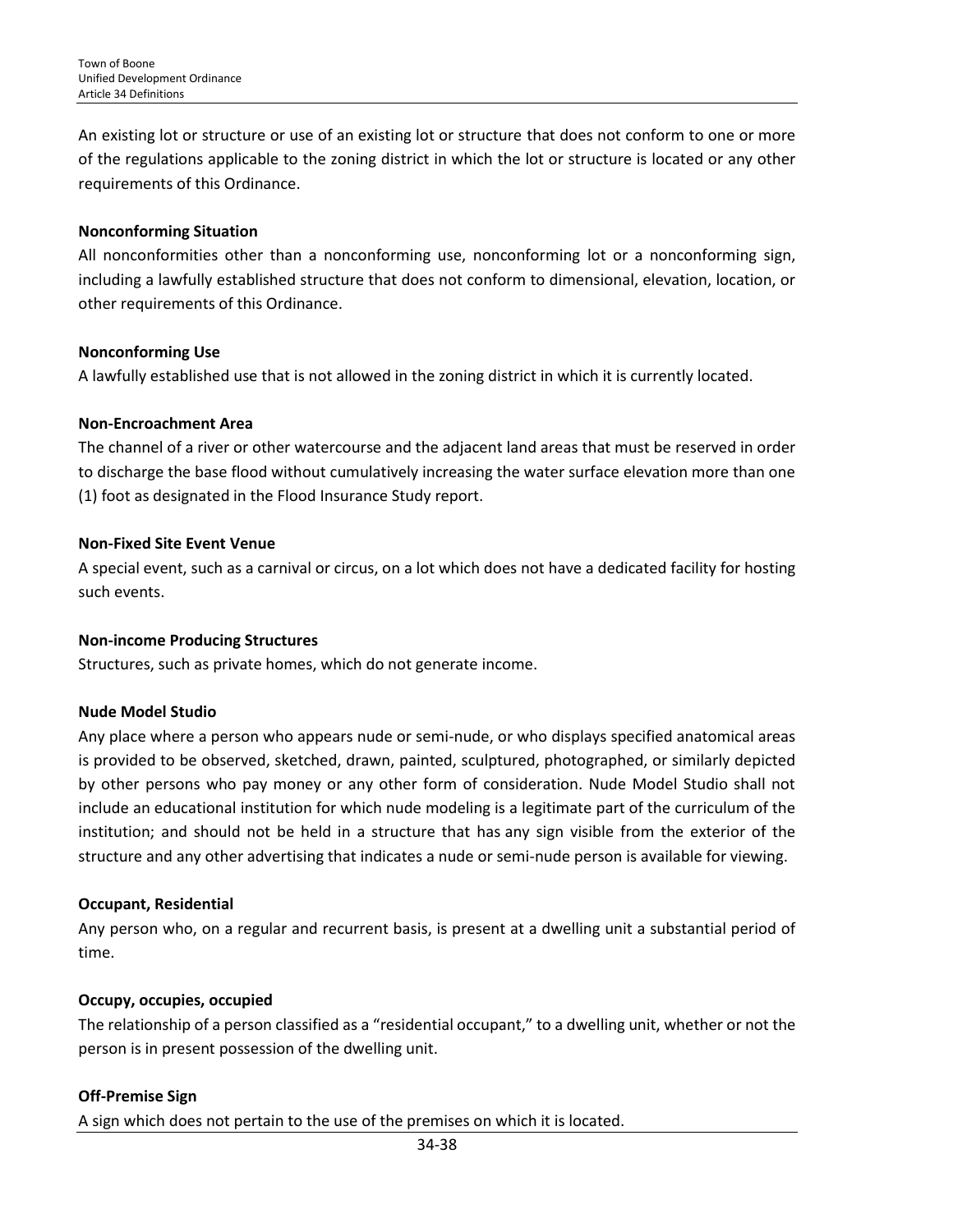An existing lot or structure or use of an existing lot or structure that does not conform to one or more of the regulations applicable to the zoning district in which the lot or structure is located or any other requirements of this Ordinance.

**Nonconforming Situation**

All nonconformities other than a nonconforming use, nonconforming lot or a nonconforming sign, including a lawfully established structure that does not conform to dimensional, elevation, location, or other requirements of this Ordinance.

**Nonconforming Use**

A lawfully established use that is not allowed in the zoning district in which it is currently located.

**Non-Encroachment Area**

The channel of a river or other watercourse and the adjacent land areas that must be reserved in order to discharge the base flood without cumulatively increasing the water surface elevation more than one (1) foot as designated in the Flood Insurance Study report.

**Non-Fixed Site Event Venue**

A special event, such as a carnival or circus, on a lot which does not have a dedicated facility for hosting such events.

**Non-income Producing Structures**

Structures, such as private homes, which do not generate income.

**Nude Model Studio**

Any place where a person who appears nude or semi-nude, or who displays specified anatomical areas is provided to be observed, sketched, drawn, painted, sculptured, photographed, or similarly depicted by other persons who pay money or any other form of consideration. Nude Model Studio shall not include an educational institution for which nude modeling is a legitimate part of the curriculum of the institution; and should not be held in a structure that has any sign visible from the exterior of the structure and any other advertising that indicates a nude or semi-nude person is available for viewing.

**Occupant, Residential**

Any person who, on a regular and recurrent basis, is present at a dwelling unit a substantial period of time.

**Occupy, occupies, occupied**

The relationship of a person classified as a "residential occupant," to a dwelling unit, whether or not the person is in present possession of the dwelling unit.

**Off-Premise Sign**

A sign which does not pertain to the use of the premises on which it is located.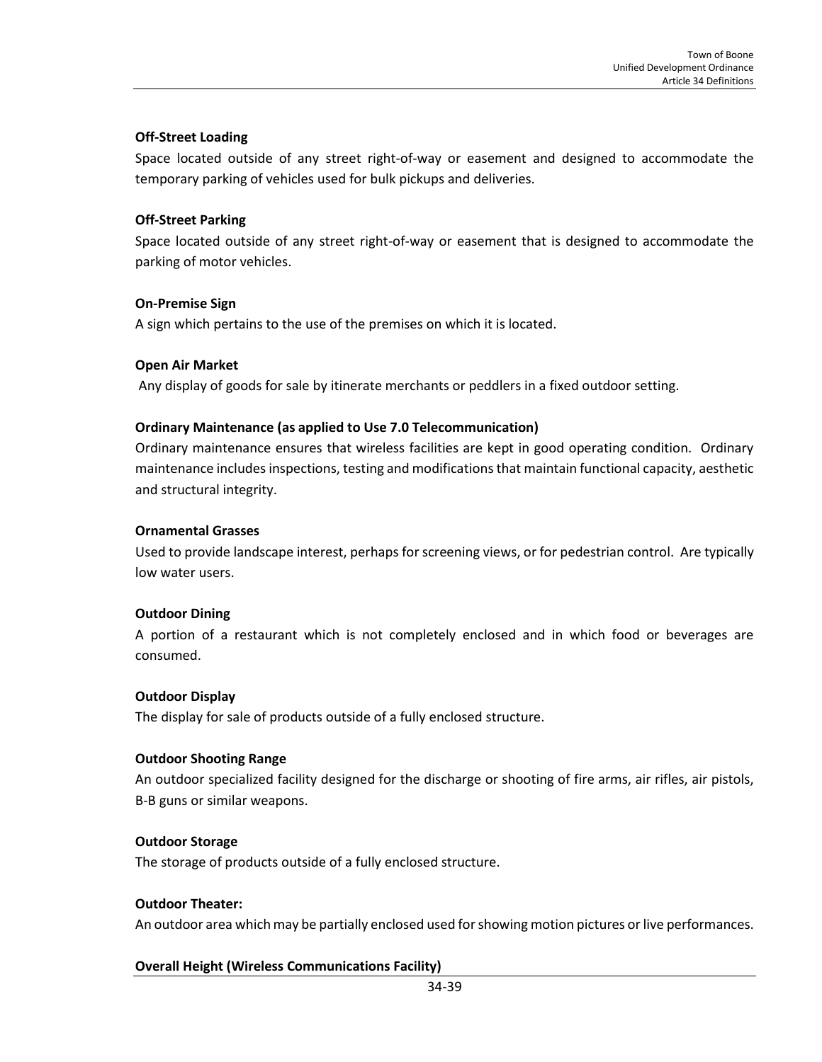**Off-Street Loading**

Space located outside of any street right-of-way or easement and designed to accommodate the temporary parking of vehicles used for bulk pickups and deliveries.

**Off-Street Parking**

Space located outside of any street right-of-way or easement that is designed to accommodate the parking of motor vehicles.

**On-Premise Sign**

A sign which pertains to the use of the premises on which it is located.

**Open Air Market**

Any display of goods for sale by itinerate merchants or peddlers in a fixed outdoor setting.

**Ordinary Maintenance (as applied to Use 7.0 Telecommunication)**

Ordinary maintenance ensures that wireless facilities are kept in good operating condition. Ordinary maintenance includes inspections, testing and modifications that maintain functional capacity, aesthetic and structural integrity.

**Ornamental Grasses**

Used to provide landscape interest, perhaps for screening views, or for pedestrian control. Are typically low water users.

**Outdoor Dining**

A portion of a restaurant which is not completely enclosed and in which food or beverages are consumed.

**Outdoor Display**

The display for sale of products outside of a fully enclosed structure.

**Outdoor Shooting Range**

An outdoor specialized facility designed for the discharge or shooting of fire arms, air rifles, air pistols, B-B guns or similar weapons.

**Outdoor Storage**

The storage of products outside of a fully enclosed structure.

**Outdoor Theater:**

An outdoor area which may be partially enclosed used for showing motion pictures or live performances.

**Overall Height (Wireless Communications Facility)**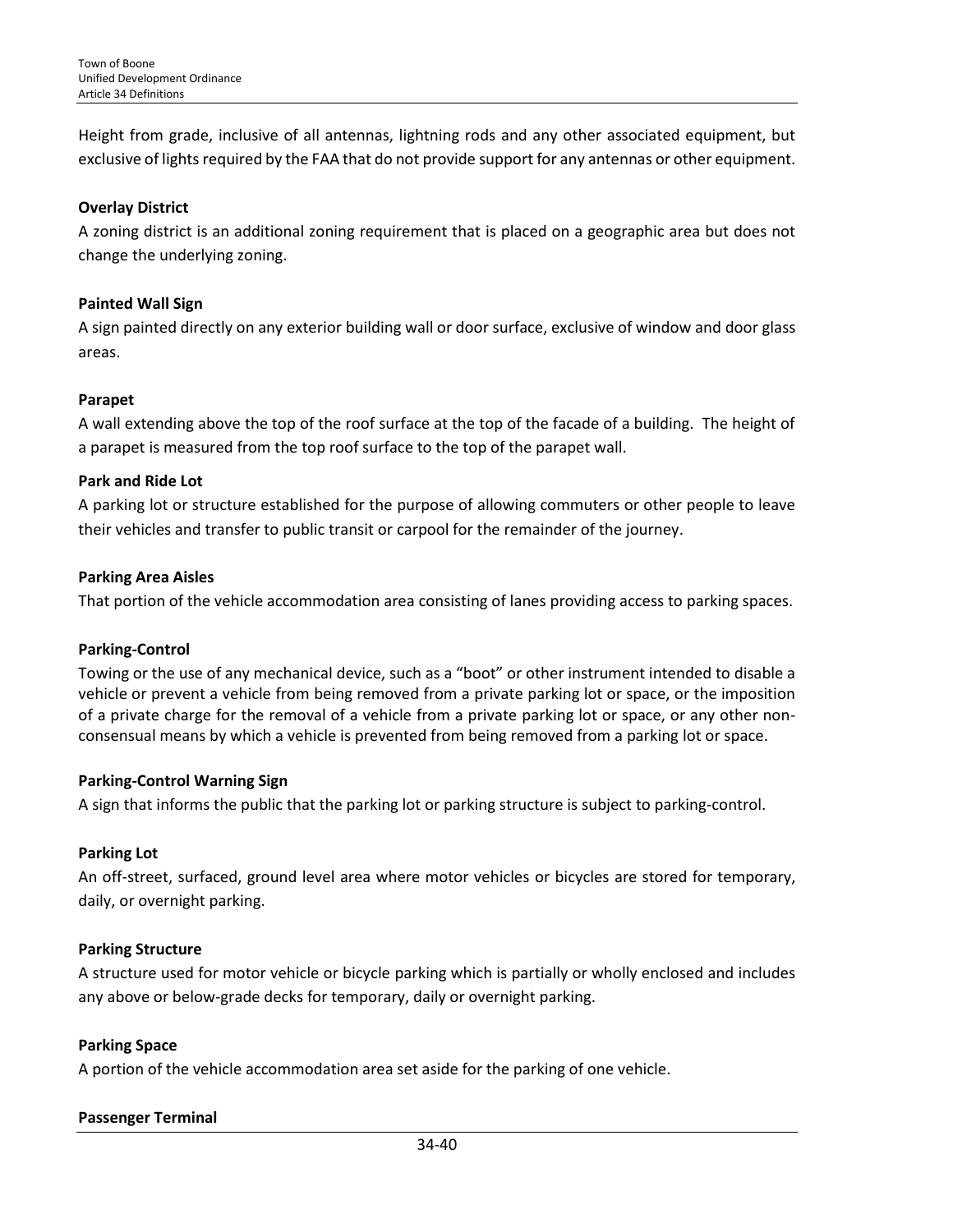Height from grade, inclusive of all antennas, lightning rods and any other associated equipment, but exclusive of lights required by the FAA that do not provide support for any antennas or other equipment.

**Overlay District**

A zoning district is an additional zoning requirement that is placed on a geographic area but does not change the underlying zoning.

**Painted Wall Sign**

A sign painted directly on any exterior building wall or door surface, exclusive of window and door glass areas.

**Parapet**

A wall extending above the top of the roof surface at the top of the facade of a building. The height of a parapet is measured from the top roof surface to the top of the parapet wall.

**Park and Ride Lot**

A parking lot or structure established for the purpose of allowing commuters or other people to leave their vehicles and transfer to public transit or carpool for the remainder of the journey.

**Parking Area Aisles**

That portion of the vehicle accommodation area consisting of lanes providing access to parking spaces.

**Parking-Control**

Towing or the use of any mechanical device, such as a "boot" or other instrument intended to disable a vehicle or prevent a vehicle from being removed from a private parking lot or space, or the imposition of a private charge for the removal of a vehicle from a private parking lot or space, or any other non-consensual means by which a vehicle is prevented from being removed from a parking lot or space.

**Parking-Control Warning Sign**

A sign that informs the public that the parking lot or parking structure is subject to parking-control.

**Parking Lot**

An off-street, surfaced, ground level area where motor vehicles or bicycles are stored for temporary, daily, or overnight parking.

**Parking Structure**

A structure used for motor vehicle or bicycle parking which is partially or wholly enclosed and includes any above or below-grade decks for temporary, daily or overnight parking.

**Parking Space**

A portion of the vehicle accommodation area set aside for the parking of one vehicle.

**Passenger Terminal**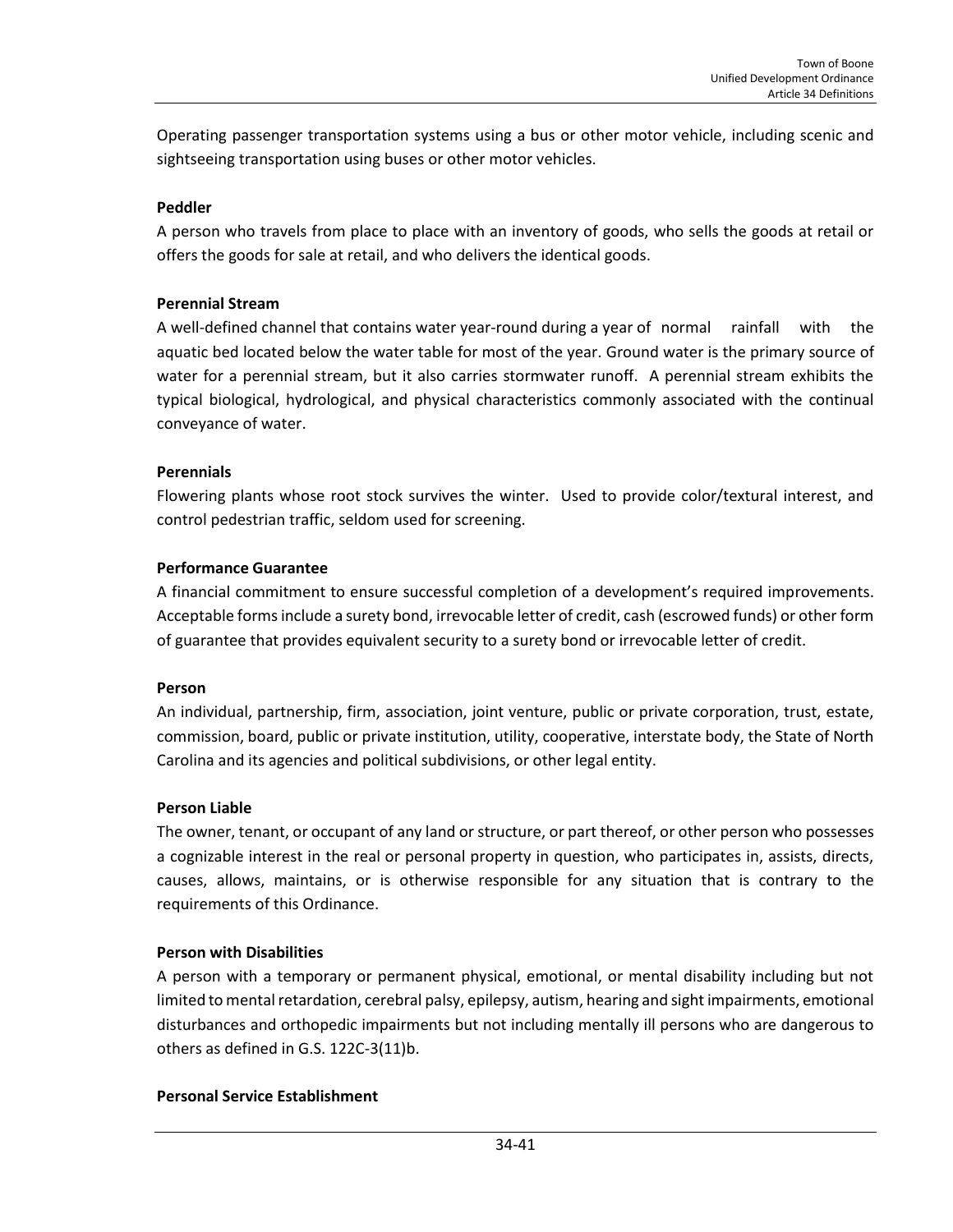Operating passenger transportation systems using a bus or other motor vehicle, including scenic and sightseeing transportation using buses or other motor vehicles.

**Peddler**

A person who travels from place to place with an inventory of goods, who sells the goods at retail or offers the goods for sale at retail, and who delivers the identical goods.

**Perennial Stream**

A well-defined channel that contains water year-round during a year of normal rainfall with the aquatic bed located below the water table for most of the year. Ground water is the primary source of water for a perennial stream, but it also carries stormwater runoff. A perennial stream exhibits the typical biological, hydrological, and physical characteristics commonly associated with the continual conveyance of water.

**Perennials**

Flowering plants whose root stock survives the winter. Used to provide color/textural interest, and control pedestrian traffic, seldom used for screening.

**Performance Guarantee**

A financial commitment to ensure successful completion of a development's required improvements. Acceptable forms include a surety bond, irrevocable letter of credit, cash (escrowed funds) or other form of guarantee that provides equivalent security to a surety bond or irrevocable letter of credit.

**Person**

An individual, partnership, firm, association, joint venture, public or private corporation, trust, estate, commission, board, public or private institution, utility, cooperative, interstate body, the State of North Carolina and its agencies and political subdivisions, or other legal entity.

**Person Liable**

The owner, tenant, or occupant of any land or structure, or part thereof, or other person who possesses a cognizable interest in the real or personal property in question, who participates in, assists, directs, causes, allows, maintains, or is otherwise responsible for any situation that is contrary to the requirements of this Ordinance.

**Person with Disabilities**

A person with a temporary or permanent physical, emotional, or mental disability including but not limited to mental retardation, cerebral palsy, epilepsy, autism, hearing and sight impairments, emotional disturbances and orthopedic impairments but not including mentally ill persons who are dangerous to others as defined in G.S. 122C-3(11)b.

**Personal Service Establishment**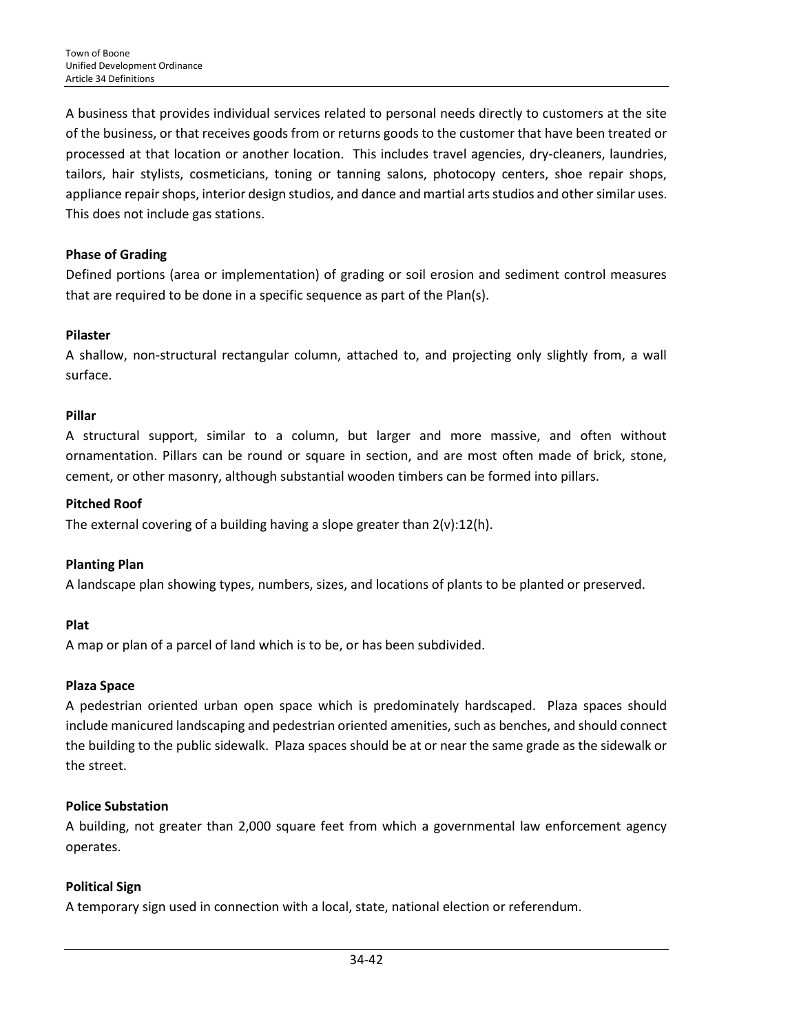A business that provides individual services related to personal needs directly to customers at the site of the business, or that receives goods from or returns goods to the customer that have been treated or processed at that location or another location. This includes travel agencies, dry-cleaners, laundries, tailors, hair stylists, cosmeticians, toning or tanning salons, photocopy centers, shoe repair shops, appliance repair shops, interior design studios, and dance and martial arts studios and other similar uses. This does not include gas stations.

**Phase of Grading**

Defined portions (area or implementation) of grading or soil erosion and sediment control measures that are required to be done in a specific sequence as part of the Plan(s).

**Pilaster**

A shallow, non-structural rectangular column, attached to, and projecting only slightly from, a wall surface.

**Pillar**

A structural support, similar to a column, but larger and more massive, and often without ornamentation. Pillars can be round or square in section, and are most often made of brick, stone, cement, or other masonry, although substantial wooden timbers can be formed into pillars.

**Pitched Roof**

The external covering of a building having a slope greater than 2(v):12(h).

**Planting Plan**

A landscape plan showing types, numbers, sizes, and locations of plants to be planted or preserved.

**Plat**

A map or plan of a parcel of land which is to be, or has been subdivided.

**Plaza Space**

A pedestrian oriented urban open space which is predominately hardscaped. Plaza spaces should include manicured landscaping and pedestrian oriented amenities, such as benches, and should connect the building to the public sidewalk. Plaza spaces should be at or near the same grade as the sidewalk or the street.

**Police Substation**

A building, not greater than 2,000 square feet from which a governmental law enforcement agency operates.

**Political Sign**

A temporary sign used in connection with a local, state, national election or referendum.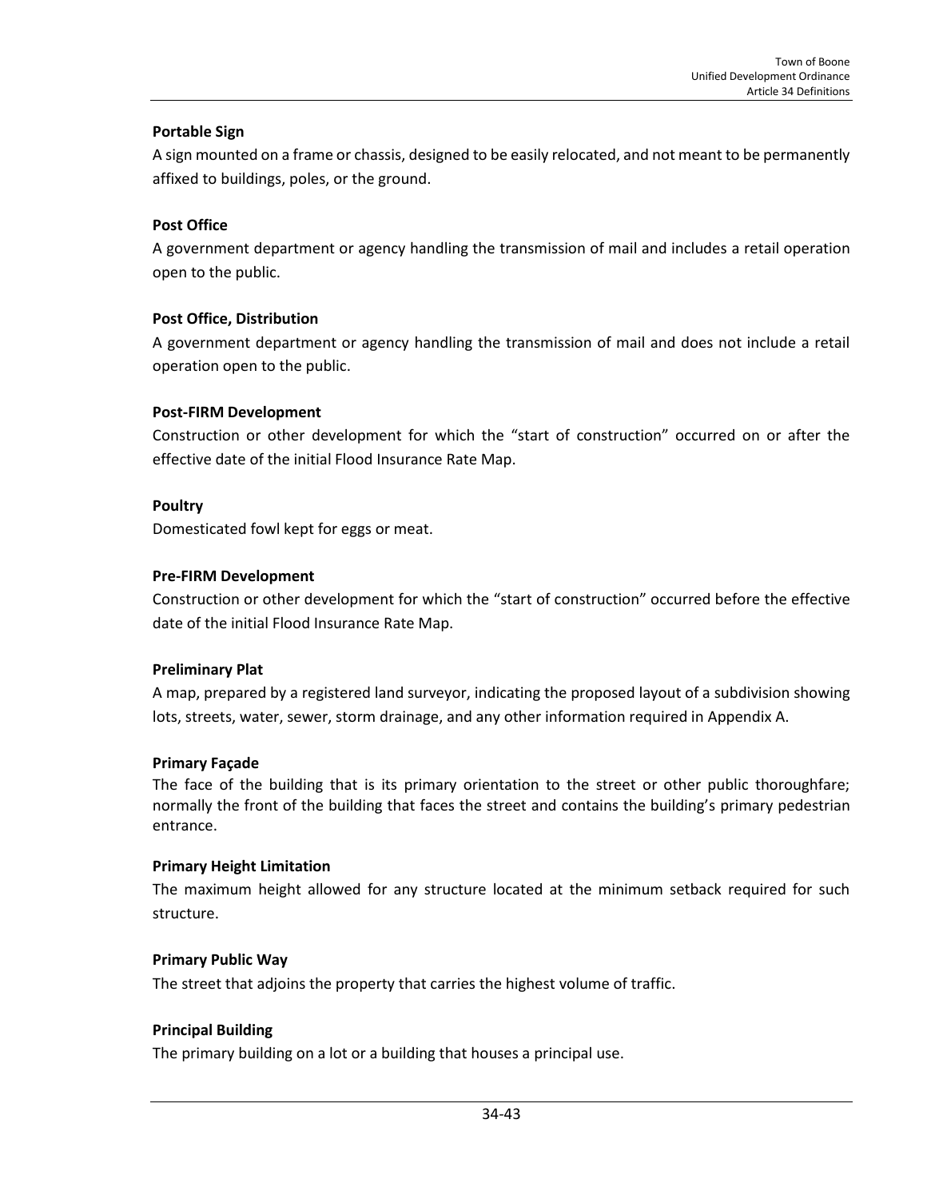**Portable Sign**

A sign mounted on a frame or chassis, designed to be easily relocated, and not meant to be permanently affixed to buildings, poles, or the ground.

**Post Office**

A government department or agency handling the transmission of mail and includes a retail operation open to the public.

**Post Office, Distribution**

A government department or agency handling the transmission of mail and does not include a retail operation open to the public.

**Post-FIRM Development**

Construction or other development for which the "start of construction" occurred on or after the effective date of the initial Flood Insurance Rate Map.

**Poultry**

Domesticated fowl kept for eggs or meat.

**Pre-FIRM Development**

Construction or other development for which the "start of construction" occurred before the effective date of the initial Flood Insurance Rate Map.

**Preliminary Plat**

A map, prepared by a registered land surveyor, indicating the proposed layout of a subdivision showing lots, streets, water, sewer, storm drainage, and any other information required in Appendix A.

**Primary Façade**

The face of the building that is its primary orientation to the street or other public thoroughfare; normally the front of the building that faces the street and contains the building's primary pedestrian entrance.

**Primary Height Limitation**

The maximum height allowed for any structure located at the minimum setback required for such structure.

**Primary Public Way**

The street that adjoins the property that carries the highest volume of traffic.

**Principal Building**

The primary building on a lot or a building that houses a principal use.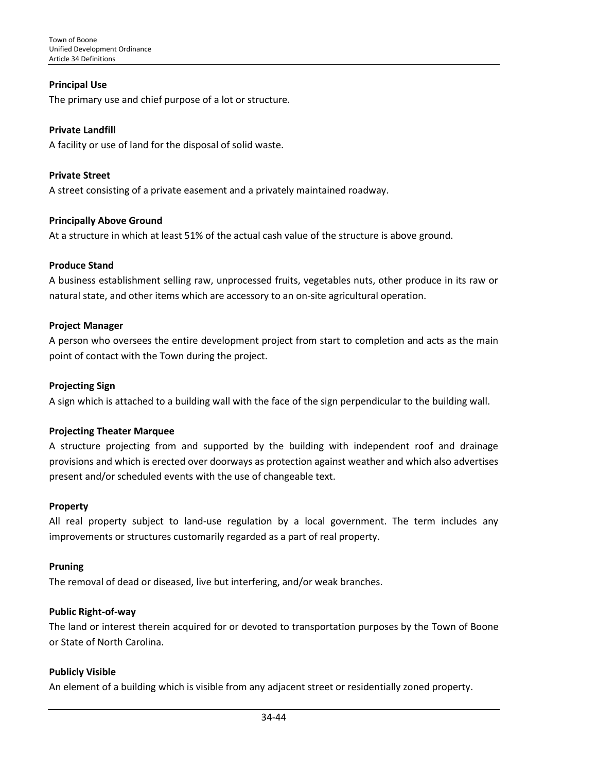**Principal Use**

The primary use and chief purpose of a lot or structure.

**Private Landfill**

A facility or use of land for the disposal of solid waste.

**Private Street**

A street consisting of a private easement and a privately maintained roadway.

**Principally Above Ground**

At a structure in which at least 51% of the actual cash value of the structure is above ground.

**Produce Stand**

A business establishment selling raw, unprocessed fruits, vegetables nuts, other produce in its raw or natural state, and other items which are accessory to an on-site agricultural operation.

**Project Manager**

A person who oversees the entire development project from start to completion and acts as the main point of contact with the Town during the project.

**Projecting Sign**

A sign which is attached to a building wall with the face of the sign perpendicular to the building wall.

**Projecting Theater Marquee**

A structure projecting from and supported by the building with independent roof and drainage provisions and which is erected over doorways as protection against weather and which also advertises present and/or scheduled events with the use of changeable text.

**Property**

All real property subject to land-use regulation by a local government. The term includes any improvements or structures customarily regarded as a part of real property.

**Pruning**

The removal of dead or diseased, live but interfering, and/or weak branches.

**Public Right-of-way**

The land or interest therein acquired for or devoted to transportation purposes by the Town of Boone or State of North Carolina.

**Publicly Visible**

An element of a building which is visible from any adjacent street or residentially zoned property.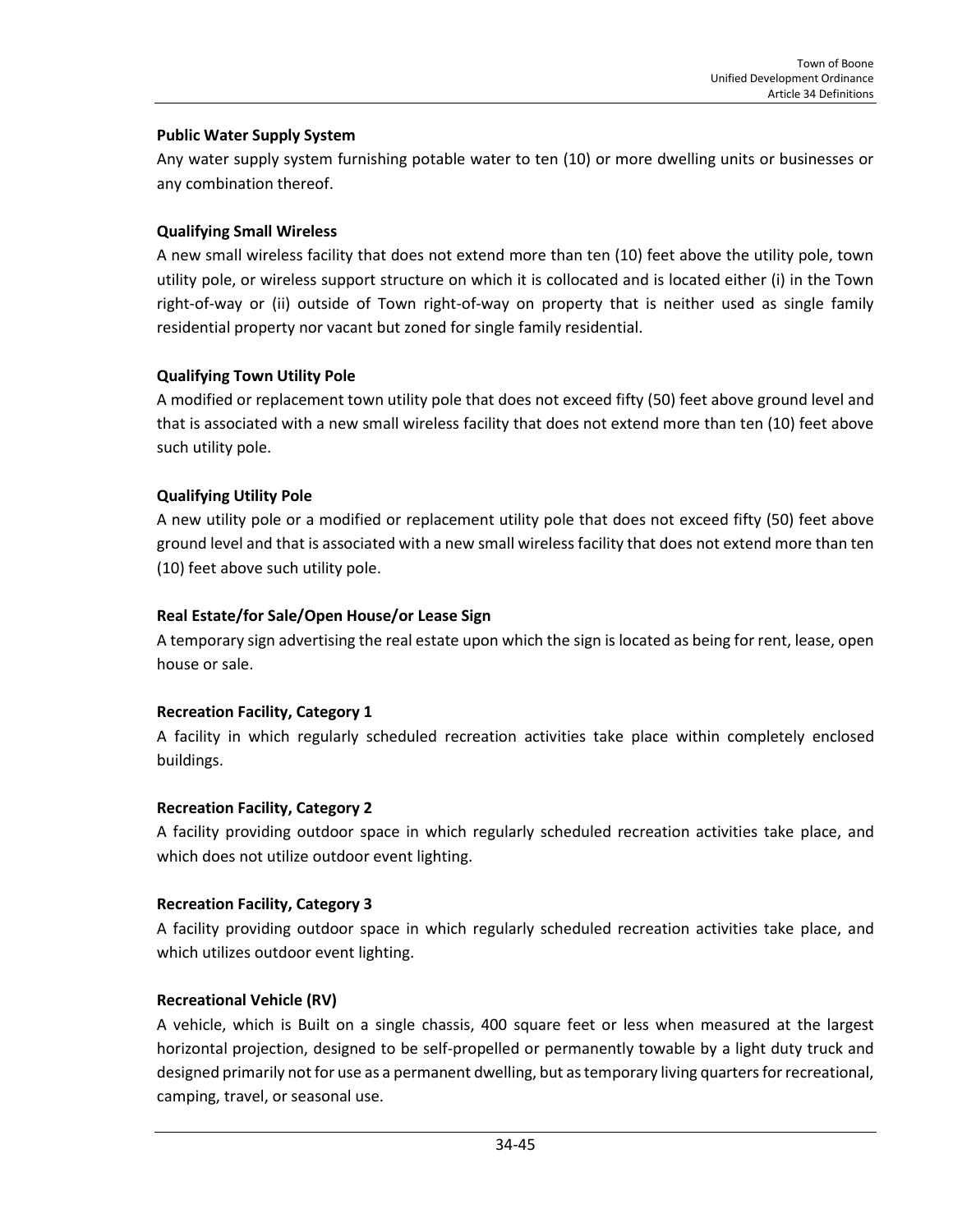**Public Water Supply System**

Any water supply system furnishing potable water to ten (10) or more dwelling units or businesses or any combination thereof.

**Qualifying Small Wireless**

A new small wireless facility that does not extend more than ten (10) feet above the utility pole, town utility pole, or wireless support structure on which it is collocated and is located either (i) in the Town right-of-way or (ii) outside of Town right-of-way on property that is neither used as single family residential property nor vacant but zoned for single family residential.

**Qualifying Town Utility Pole**

A modified or replacement town utility pole that does not exceed fifty (50) feet above ground level and that is associated with a new small wireless facility that does not extend more than ten (10) feet above such utility pole.

**Qualifying Utility Pole**

A new utility pole or a modified or replacement utility pole that does not exceed fifty (50) feet above ground level and that is associated with a new small wireless facility that does not extend more than ten (10) feet above such utility pole.

**Real Estate/for Sale/Open House/or Lease Sign**

A temporary sign advertising the real estate upon which the sign is located as being for rent, lease, open house or sale.

**Recreation Facility, Category 1**

A facility in which regularly scheduled recreation activities take place within completely enclosed buildings.

**Recreation Facility, Category 2**

A facility providing outdoor space in which regularly scheduled recreation activities take place, and which does not utilize outdoor event lighting.

**Recreation Facility, Category 3**

A facility providing outdoor space in which regularly scheduled recreation activities take place, and which utilizes outdoor event lighting.

**Recreational Vehicle (RV)**

A vehicle, which is Built on a single chassis, 400 square feet or less when measured at the largest horizontal projection, designed to be self-propelled or permanently towable by a light duty truck and designed primarily not for use as a permanent dwelling, but as temporary living quarters for recreational, camping, travel, or seasonal use.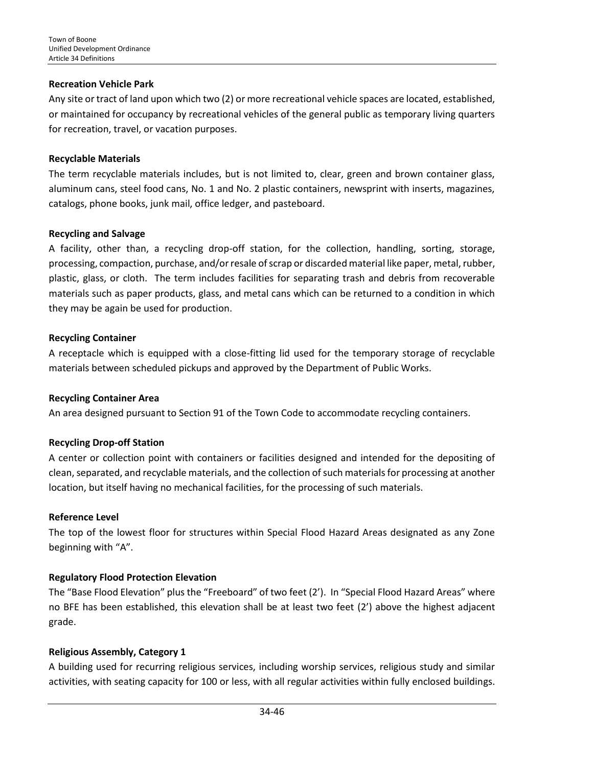**Recreation Vehicle Park**

Any site or tract of land upon which two (2) or more recreational vehicle spaces are located, established, or maintained for occupancy by recreational vehicles of the general public as temporary living quarters for recreation, travel, or vacation purposes.

**Recyclable Materials**

The term recyclable materials includes, but is not limited to, clear, green and brown container glass, aluminum cans, steel food cans, No. 1 and No. 2 plastic containers, newsprint with inserts, magazines, catalogs, phone books, junk mail, office ledger, and pasteboard.

**Recycling and Salvage**

A facility, other than, a recycling drop-off station, for the collection, handling, sorting, storage, processing, compaction, purchase, and/or resale of scrap or discarded material like paper, metal, rubber, plastic, glass, or cloth. The term includes facilities for separating trash and debris from recoverable materials such as paper products, glass, and metal cans which can be returned to a condition in which they may be again be used for production.

**Recycling Container**

A receptacle which is equipped with a close-fitting lid used for the temporary storage of recyclable materials between scheduled pickups and approved by the Department of Public Works.

**Recycling Container Area**

An area designed pursuant to Section 91 of the Town Code to accommodate recycling containers.

**Recycling Drop-off Station**

A center or collection point with containers or facilities designed and intended for the depositing of clean, separated, and recyclable materials, and the collection of such materials for processing at another location, but itself having no mechanical facilities, for the processing of such materials.

**Reference Level**

The top of the lowest floor for structures within Special Flood Hazard Areas designated as any Zone beginning with "A".

**Regulatory Flood Protection Elevation**

The "Base Flood Elevation" plus the "Freeboard" of two feet (2'). In "Special Flood Hazard Areas" where no BFE has been established, this elevation shall be at least two feet (2') above the highest adjacent grade.

**Religious Assembly, Category 1**

A building used for recurring religious services, including worship services, religious study and similar activities, with seating capacity for 100 or less, with all regular activities within fully enclosed buildings.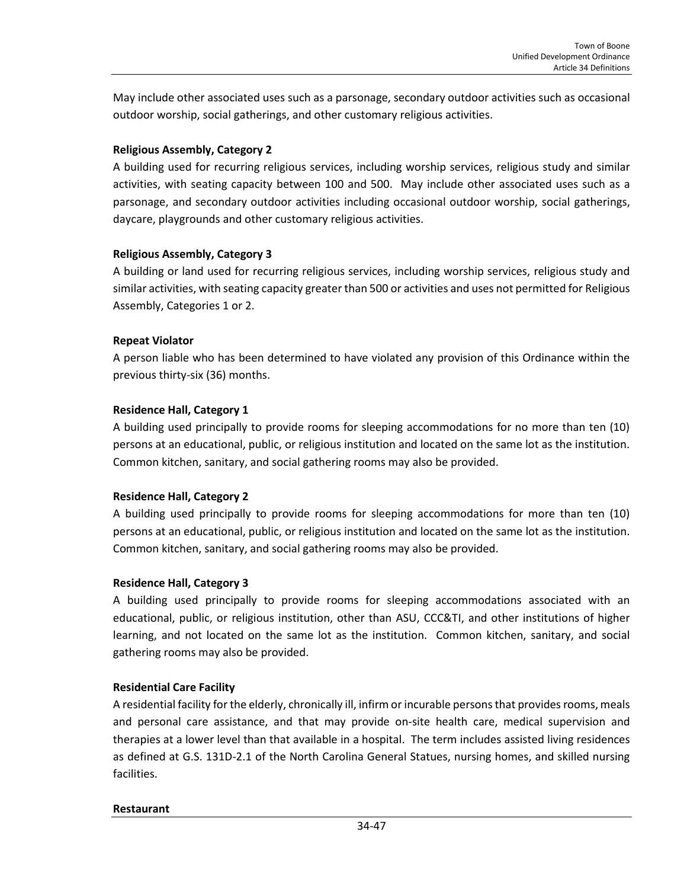May include other associated uses such as a parsonage, secondary outdoor activities such as occasional outdoor worship, social gatherings, and other customary religious activities.

**Religious Assembly, Category 2**

A building used for recurring religious services, including worship services, religious study and similar activities, with seating capacity between 100 and 500. May include other associated uses such as a parsonage, and secondary outdoor activities including occasional outdoor worship, social gatherings, daycare, playgrounds and other customary religious activities.

**Religious Assembly, Category 3**

A building or land used for recurring religious services, including worship services, religious study and similar activities, with seating capacity greater than 500 or activities and uses not permitted for Religious Assembly, Categories 1 or 2.

**Repeat Violator**

A person liable who has been determined to have violated any provision of this Ordinance within the previous thirty-six (36) months.

**Residence Hall, Category 1**

A building used principally to provide rooms for sleeping accommodations for no more than ten (10) persons at an educational, public, or religious institution and located on the same lot as the institution. Common kitchen, sanitary, and social gathering rooms may also be provided.

**Residence Hall, Category 2**

A building used principally to provide rooms for sleeping accommodations for more than ten (10) persons at an educational, public, or religious institution and located on the same lot as the institution. Common kitchen, sanitary, and social gathering rooms may also be provided.

**Residence Hall, Category 3**

A building used principally to provide rooms for sleeping accommodations associated with an educational, public, or religious institution, other than ASU, CCC&TI, and other institutions of higher learning, and not located on the same lot as the institution. Common kitchen, sanitary, and social gathering rooms may also be provided.

**Residential Care Facility**

A residential facility for the elderly, chronically ill, infirm or incurable persons that provides rooms, meals and personal care assistance, and that may provide on-site health care, medical supervision and therapies at a lower level than that available in a hospital. The term includes assisted living residences as defined at G.S. 131D-2.1 of the North Carolina General Statues, nursing homes, and skilled nursing facilities.

**Restaurant**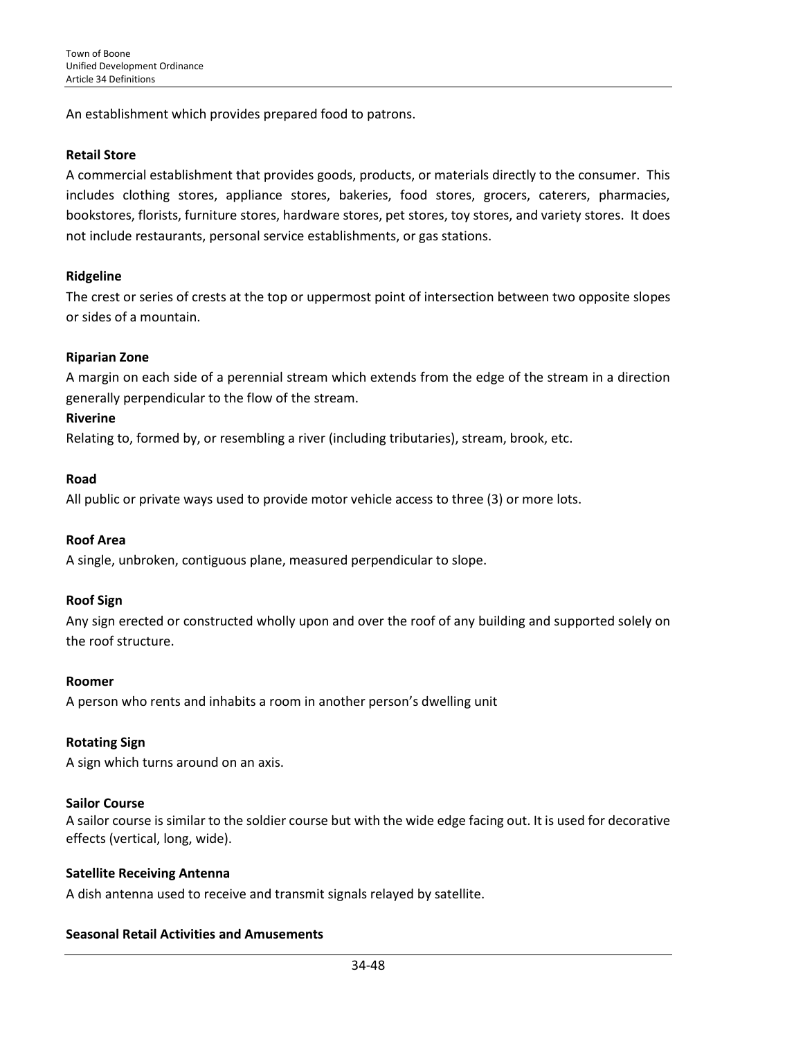An establishment which provides prepared food to patrons.

**Retail Store**

A commercial establishment that provides goods, products, or materials directly to the consumer. This includes clothing stores, appliance stores, bakeries, food stores, grocers, caterers, pharmacies, bookstores, florists, furniture stores, hardware stores, pet stores, toy stores, and variety stores. It does not include restaurants, personal service establishments, or gas stations.

**Ridgeline**

The crest or series of crests at the top or uppermost point of intersection between two opposite slopes or sides of a mountain.

**Riparian Zone**

A margin on each side of a perennial stream which extends from the edge of the stream in a direction generally perpendicular to the flow of the stream.

**Riverine**

Relating to, formed by, or resembling a river (including tributaries), stream, brook, etc.

**Road**

All public or private ways used to provide motor vehicle access to three (3) or more lots.

**Roof Area**

A single, unbroken, contiguous plane, measured perpendicular to slope.

**Roof Sign**

Any sign erected or constructed wholly upon and over the roof of any building and supported solely on the roof structure.

**Roomer**

A person who rents and inhabits a room in another person's dwelling unit

**Rotating Sign**

A sign which turns around on an axis.

**Sailor Course**

A sailor course is similar to the soldier course but with the wide edge facing out. It is used for decorative effects (vertical, long, wide).

**Satellite Receiving Antenna**

A dish antenna used to receive and transmit signals relayed by satellite.

**Seasonal Retail Activities and Amusements**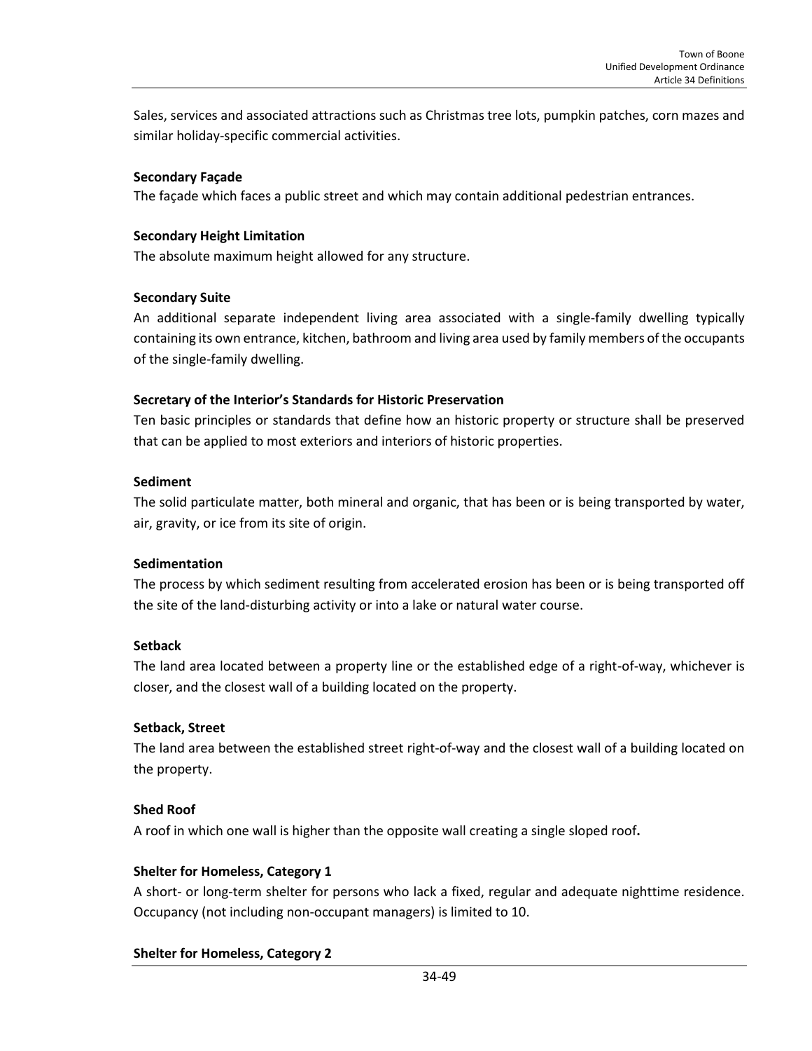Sales, services and associated attractions such as Christmas tree lots, pumpkin patches, corn mazes and similar holiday-specific commercial activities.

**Secondary Façade**
The façade which faces a public street and which may contain additional pedestrian entrances.

**Secondary Height Limitation**
The absolute maximum height allowed for any structure.

**Secondary Suite**
An additional separate independent living area associated with a single-family dwelling typically containing its own entrance, kitchen, bathroom and living area used by family members of the occupants of the single-family dwelling.

**Secretary of the Interior's Standards for Historic Preservation**
Ten basic principles or standards that define how an historic property or structure shall be preserved that can be applied to most exteriors and interiors of historic properties.

**Sediment**
The solid particulate matter, both mineral and organic, that has been or is being transported by water, air, gravity, or ice from its site of origin.

**Sedimentation**
The process by which sediment resulting from accelerated erosion has been or is being transported off the site of the land-disturbing activity or into a lake or natural water course.

**Setback**
The land area located between a property line or the established edge of a right-of-way, whichever is closer, and the closest wall of a building located on the property.

**Setback, Street**
The land area between the established street right-of-way and the closest wall of a building located on the property.

**Shed Roof**
A roof in which one wall is higher than the opposite wall creating a single sloped roof**.**

**Shelter for Homeless, Category 1**
A short- or long-term shelter for persons who lack a fixed, regular and adequate nighttime residence. Occupancy (not including non-occupant managers) is limited to 10.

**Shelter for Homeless, Category 2**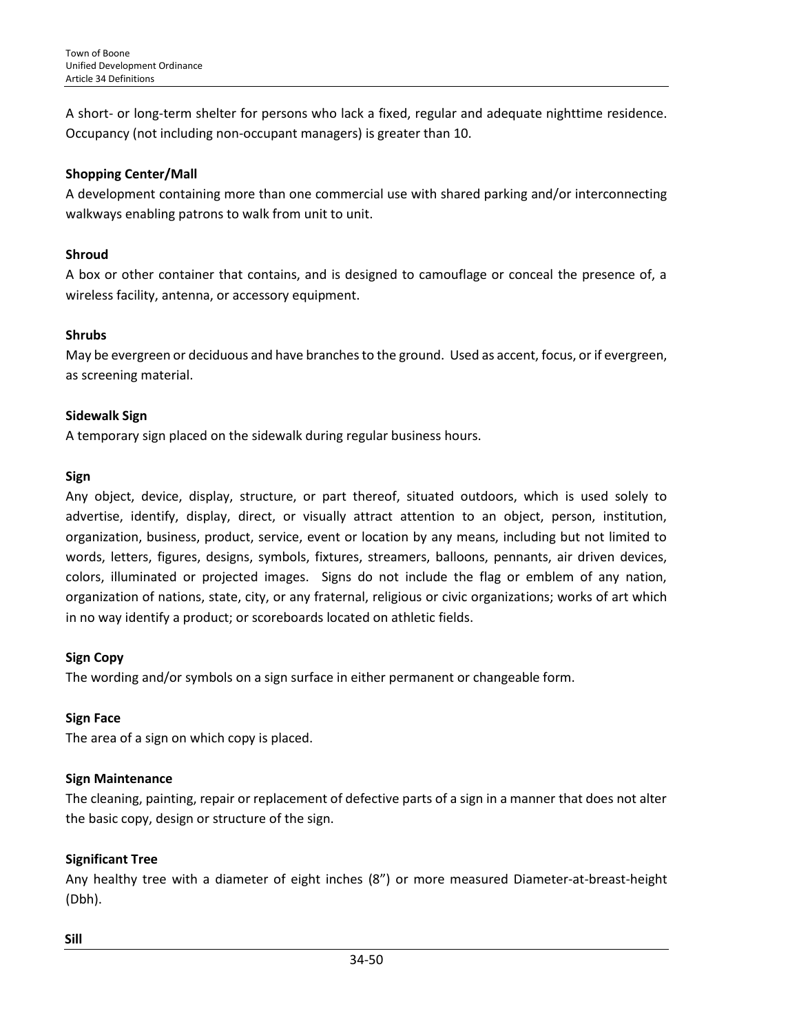A short- or long-term shelter for persons who lack a fixed, regular and adequate nighttime residence. Occupancy (not including non-occupant managers) is greater than 10.

**Shopping Center/Mall**

A development containing more than one commercial use with shared parking and/or interconnecting walkways enabling patrons to walk from unit to unit.

**Shroud**

A box or other container that contains, and is designed to camouflage or conceal the presence of, a wireless facility, antenna, or accessory equipment.

**Shrubs**

May be evergreen or deciduous and have branches to the ground. Used as accent, focus, or if evergreen, as screening material.

**Sidewalk Sign**

A temporary sign placed on the sidewalk during regular business hours.

**Sign**

Any object, device, display, structure, or part thereof, situated outdoors, which is used solely to advertise, identify, display, direct, or visually attract attention to an object, person, institution, organization, business, product, service, event or location by any means, including but not limited to words, letters, figures, designs, symbols, fixtures, streamers, balloons, pennants, air driven devices, colors, illuminated or projected images. Signs do not include the flag or emblem of any nation, organization of nations, state, city, or any fraternal, religious or civic organizations; works of art which in no way identify a product; or scoreboards located on athletic fields.

**Sign Copy**

The wording and/or symbols on a sign surface in either permanent or changeable form.

**Sign Face**

The area of a sign on which copy is placed.

**Sign Maintenance**

The cleaning, painting, repair or replacement of defective parts of a sign in a manner that does not alter the basic copy, design or structure of the sign.

**Significant Tree**

Any healthy tree with a diameter of eight inches (8") or more measured Diameter-at-breast-height (Dbh).

**Sill**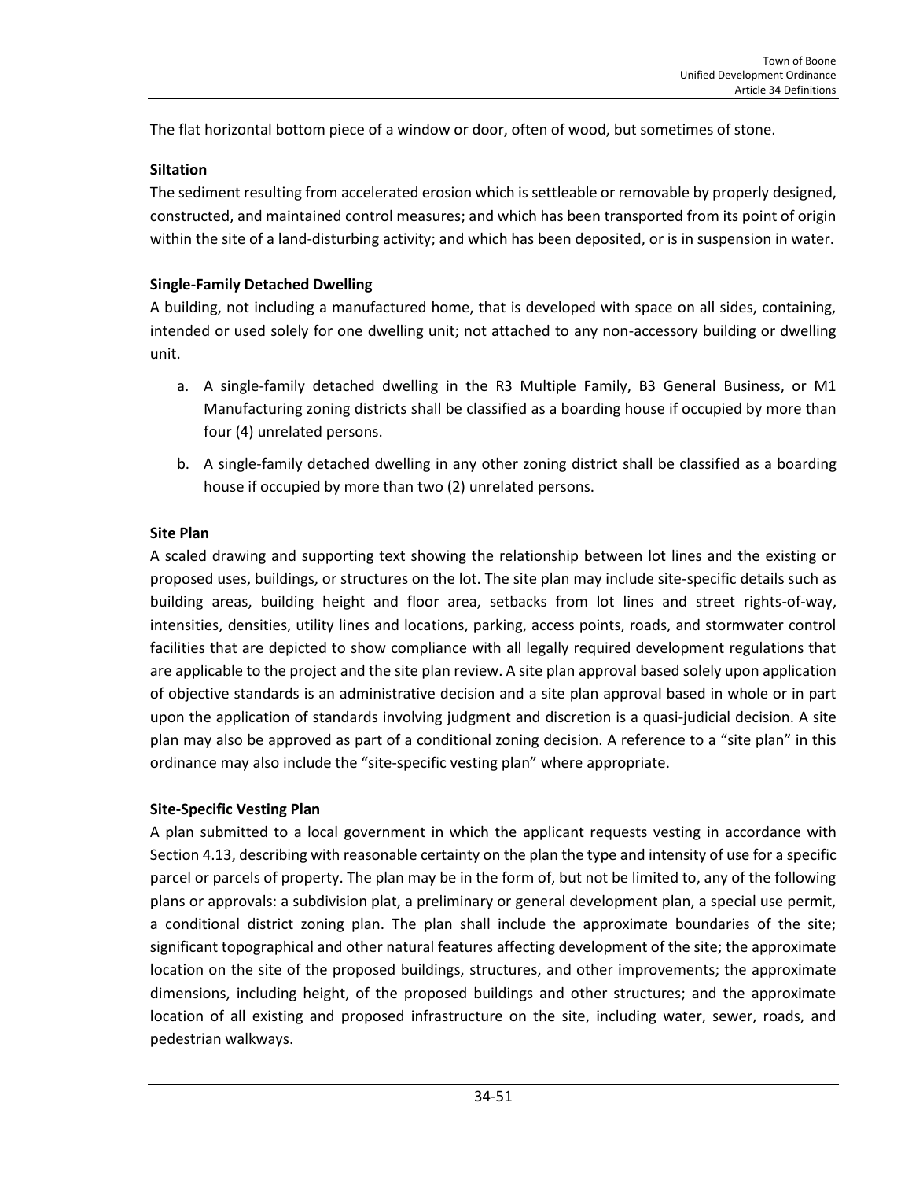The flat horizontal bottom piece of a window or door, often of wood, but sometimes of stone.

**Siltation**

The sediment resulting from accelerated erosion which is settleable or removable by properly designed, constructed, and maintained control measures; and which has been transported from its point of origin within the site of a land-disturbing activity; and which has been deposited, or is in suspension in water.

**Single-Family Detached Dwelling**

A building, not including a manufactured home, that is developed with space on all sides, containing, intended or used solely for one dwelling unit; not attached to any non-accessory building or dwelling unit.

a. A single-family detached dwelling in the R3 Multiple Family, B3 General Business, or M1 Manufacturing zoning districts shall be classified as a boarding house if occupied by more than four (4) unrelated persons.

b. A single-family detached dwelling in any other zoning district shall be classified as a boarding house if occupied by more than two (2) unrelated persons.

**Site Plan**

A scaled drawing and supporting text showing the relationship between lot lines and the existing or proposed uses, buildings, or structures on the lot. The site plan may include site-specific details such as building areas, building height and floor area, setbacks from lot lines and street rights-of-way, intensities, densities, utility lines and locations, parking, access points, roads, and stormwater control facilities that are depicted to show compliance with all legally required development regulations that are applicable to the project and the site plan review. A site plan approval based solely upon application of objective standards is an administrative decision and a site plan approval based in whole or in part upon the application of standards involving judgment and discretion is a quasi-judicial decision. A site plan may also be approved as part of a conditional zoning decision. A reference to a "site plan" in this ordinance may also include the "site-specific vesting plan" where appropriate.

**Site-Specific Vesting Plan**

A plan submitted to a local government in which the applicant requests vesting in accordance with Section 4.13, describing with reasonable certainty on the plan the type and intensity of use for a specific parcel or parcels of property. The plan may be in the form of, but not be limited to, any of the following plans or approvals: a subdivision plat, a preliminary or general development plan, a special use permit, a conditional district zoning plan. The plan shall include the approximate boundaries of the site; significant topographical and other natural features affecting development of the site; the approximate location on the site of the proposed buildings, structures, and other improvements; the approximate dimensions, including height, of the proposed buildings and other structures; and the approximate location of all existing and proposed infrastructure on the site, including water, sewer, roads, and pedestrian walkways.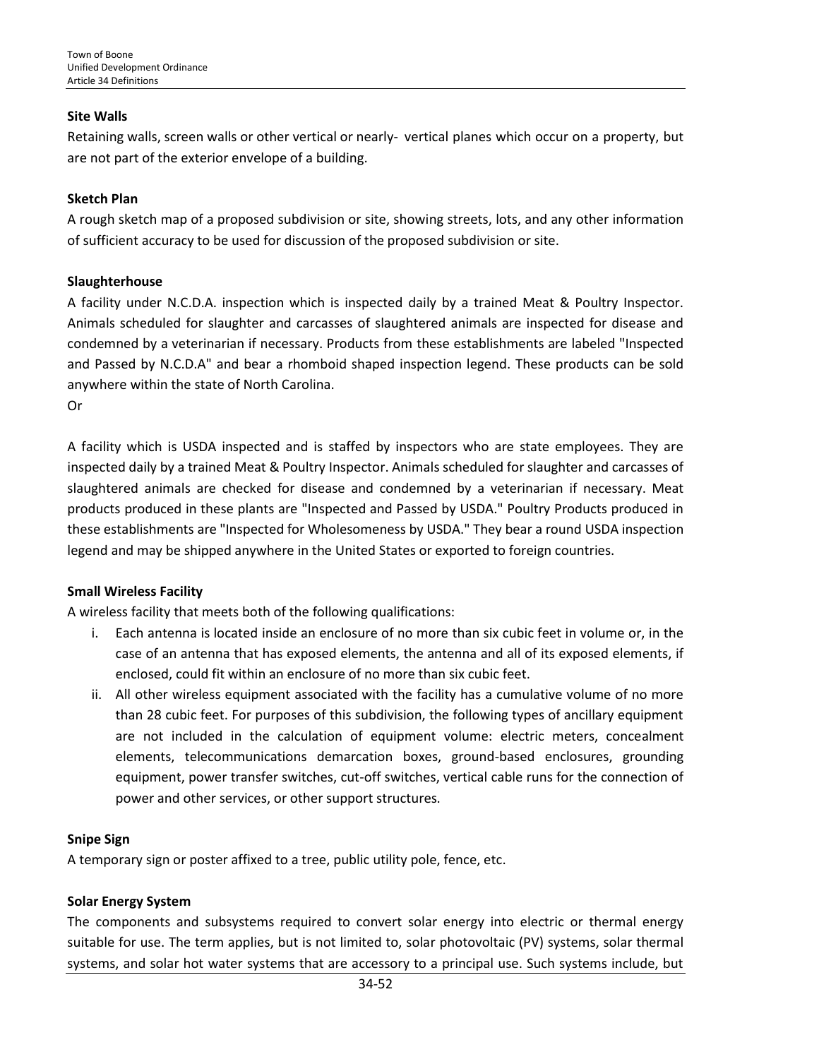**Site Walls**

Retaining walls, screen walls or other vertical or nearly- vertical planes which occur on a property, but are not part of the exterior envelope of a building.

**Sketch Plan**

A rough sketch map of a proposed subdivision or site, showing streets, lots, and any other information of sufficient accuracy to be used for discussion of the proposed subdivision or site.

**Slaughterhouse**

A facility under N.C.D.A. inspection which is inspected daily by a trained Meat & Poultry Inspector. Animals scheduled for slaughter and carcasses of slaughtered animals are inspected for disease and condemned by a veterinarian if necessary. Products from these establishments are labeled "Inspected and Passed by N.C.D.A" and bear a rhomboid shaped inspection legend. These products can be sold anywhere within the state of North Carolina.

Or

A facility which is USDA inspected and is staffed by inspectors who are state employees. They are inspected daily by a trained Meat & Poultry Inspector. Animals scheduled for slaughter and carcasses of slaughtered animals are checked for disease and condemned by a veterinarian if necessary. Meat products produced in these plants are "Inspected and Passed by USDA." Poultry Products produced in these establishments are "Inspected for Wholesomeness by USDA." They bear a round USDA inspection legend and may be shipped anywhere in the United States or exported to foreign countries.

**Small Wireless Facility**

A wireless facility that meets both of the following qualifications:

i. Each antenna is located inside an enclosure of no more than six cubic feet in volume or, in the case of an antenna that has exposed elements, the antenna and all of its exposed elements, if enclosed, could fit within an enclosure of no more than six cubic feet.

ii. All other wireless equipment associated with the facility has a cumulative volume of no more than 28 cubic feet. For purposes of this subdivision, the following types of ancillary equipment are not included in the calculation of equipment volume: electric meters, concealment elements, telecommunications demarcation boxes, ground-based enclosures, grounding equipment, power transfer switches, cut-off switches, vertical cable runs for the connection of power and other services, or other support structures.

**Snipe Sign**

A temporary sign or poster affixed to a tree, public utility pole, fence, etc.

**Solar Energy System**

The components and subsystems required to convert solar energy into electric or thermal energy suitable for use. The term applies, but is not limited to, solar photovoltaic (PV) systems, solar thermal systems, and solar hot water systems that are accessory to a principal use. Such systems include, but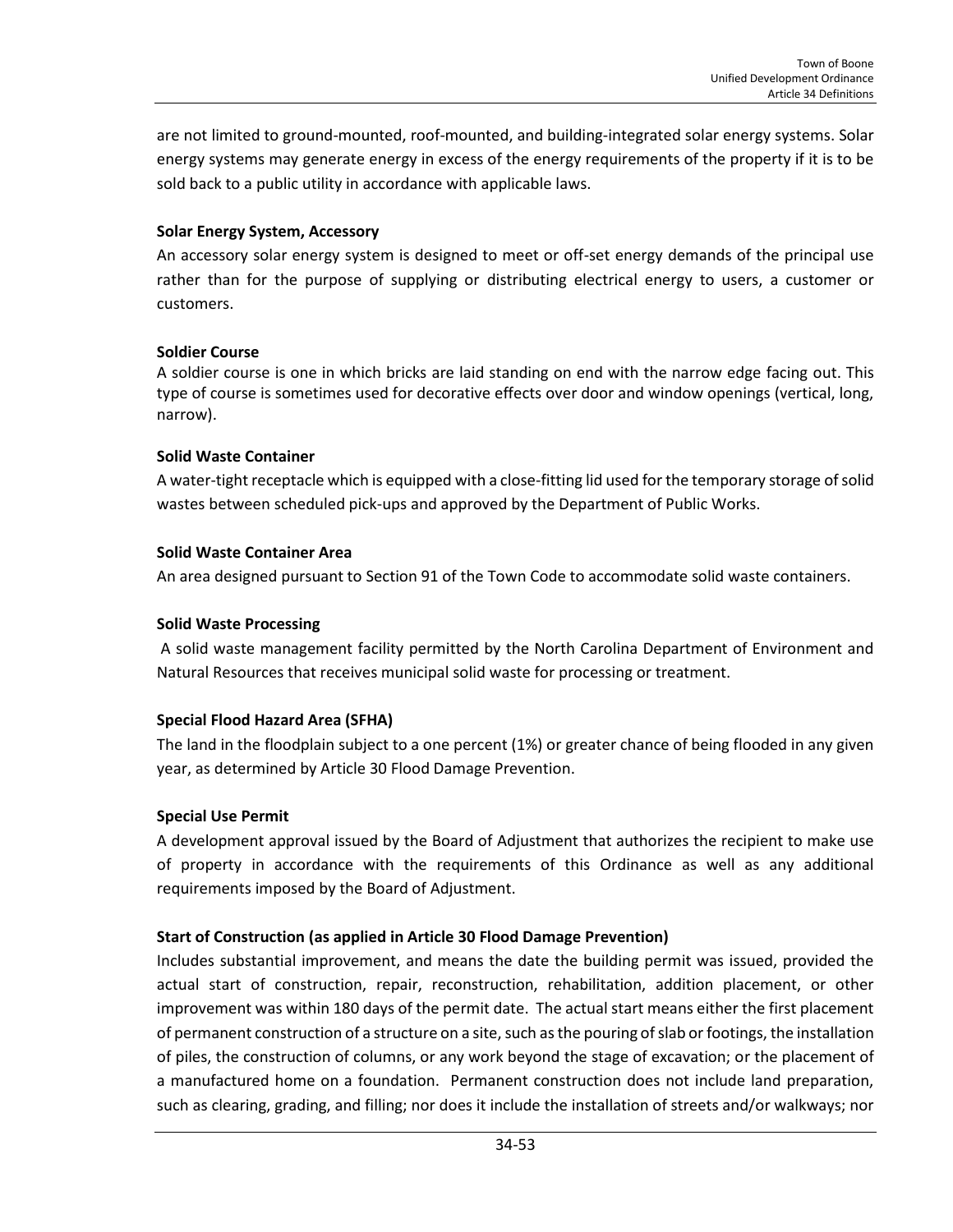are not limited to ground-mounted, roof-mounted, and building-integrated solar energy systems. Solar energy systems may generate energy in excess of the energy requirements of the property if it is to be sold back to a public utility in accordance with applicable laws.

**Solar Energy System, Accessory**

An accessory solar energy system is designed to meet or off-set energy demands of the principal use rather than for the purpose of supplying or distributing electrical energy to users, a customer or customers.

**Soldier Course**

A soldier course is one in which bricks are laid standing on end with the narrow edge facing out. This type of course is sometimes used for decorative effects over door and window openings (vertical, long, narrow).

**Solid Waste Container**

A water-tight receptacle which is equipped with a close-fitting lid used for the temporary storage of solid wastes between scheduled pick-ups and approved by the Department of Public Works.

**Solid Waste Container Area**

An area designed pursuant to Section 91 of the Town Code to accommodate solid waste containers.

**Solid Waste Processing**

A solid waste management facility permitted by the North Carolina Department of Environment and Natural Resources that receives municipal solid waste for processing or treatment.

**Special Flood Hazard Area (SFHA)**

The land in the floodplain subject to a one percent (1%) or greater chance of being flooded in any given year, as determined by Article 30 Flood Damage Prevention.

**Special Use Permit**

A development approval issued by the Board of Adjustment that authorizes the recipient to make use of property in accordance with the requirements of this Ordinance as well as any additional requirements imposed by the Board of Adjustment.

**Start of Construction (as applied in Article 30 Flood Damage Prevention)**

Includes substantial improvement, and means the date the building permit was issued, provided the actual start of construction, repair, reconstruction, rehabilitation, addition placement, or other improvement was within 180 days of the permit date. The actual start means either the first placement of permanent construction of a structure on a site, such as the pouring of slab or footings, the installation of piles, the construction of columns, or any work beyond the stage of excavation; or the placement of a manufactured home on a foundation. Permanent construction does not include land preparation, such as clearing, grading, and filling; nor does it include the installation of streets and/or walkways; nor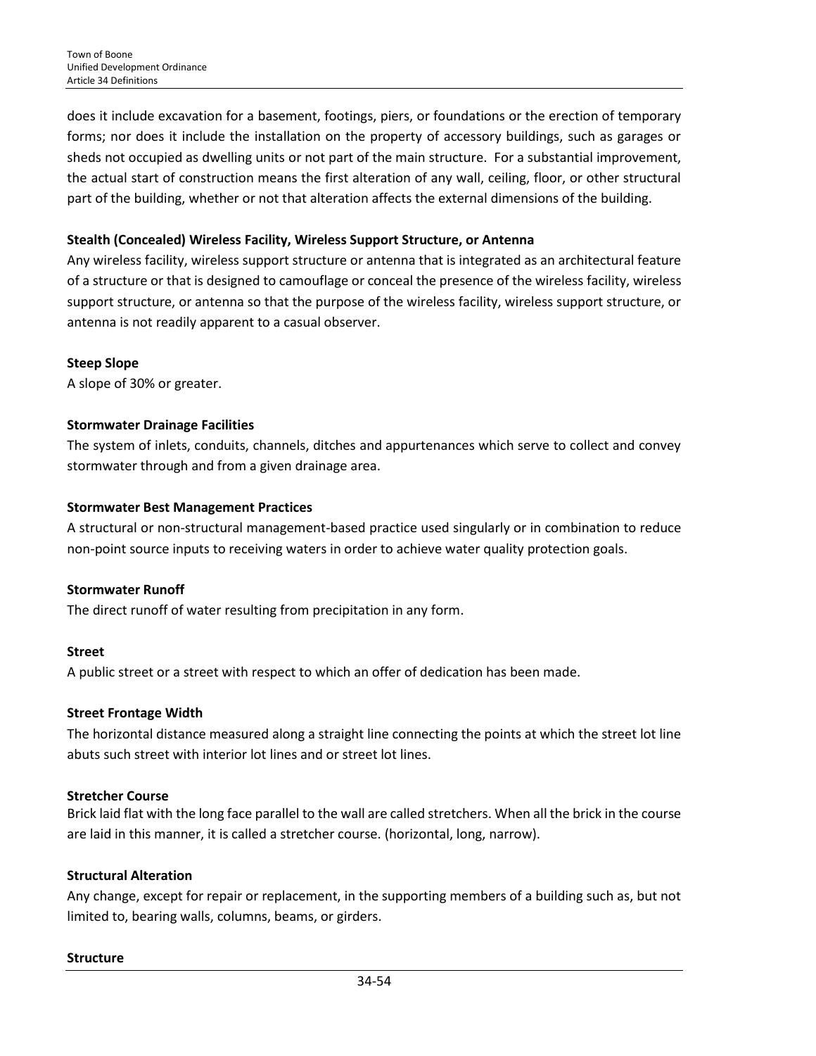does it include excavation for a basement, footings, piers, or foundations or the erection of temporary forms; nor does it include the installation on the property of accessory buildings, such as garages or sheds not occupied as dwelling units or not part of the main structure. For a substantial improvement, the actual start of construction means the first alteration of any wall, ceiling, floor, or other structural part of the building, whether or not that alteration affects the external dimensions of the building.

**Stealth (Concealed) Wireless Facility, Wireless Support Structure, or Antenna**

Any wireless facility, wireless support structure or antenna that is integrated as an architectural feature of a structure or that is designed to camouflage or conceal the presence of the wireless facility, wireless support structure, or antenna so that the purpose of the wireless facility, wireless support structure, or antenna is not readily apparent to a casual observer.

**Steep Slope**

A slope of 30% or greater.

**Stormwater Drainage Facilities**

The system of inlets, conduits, channels, ditches and appurtenances which serve to collect and convey stormwater through and from a given drainage area.

**Stormwater Best Management Practices**

A structural or non-structural management-based practice used singularly or in combination to reduce non-point source inputs to receiving waters in order to achieve water quality protection goals.

**Stormwater Runoff**

The direct runoff of water resulting from precipitation in any form.

**Street**

A public street or a street with respect to which an offer of dedication has been made.

**Street Frontage Width**

The horizontal distance measured along a straight line connecting the points at which the street lot line abuts such street with interior lot lines and or street lot lines.

**Stretcher Course**

Brick laid flat with the long face parallel to the wall are called stretchers. When all the brick in the course are laid in this manner, it is called a stretcher course. (horizontal, long, narrow).

**Structural Alteration**

Any change, except for repair or replacement, in the supporting members of a building such as, but not limited to, bearing walls, columns, beams, or girders.

**Structure**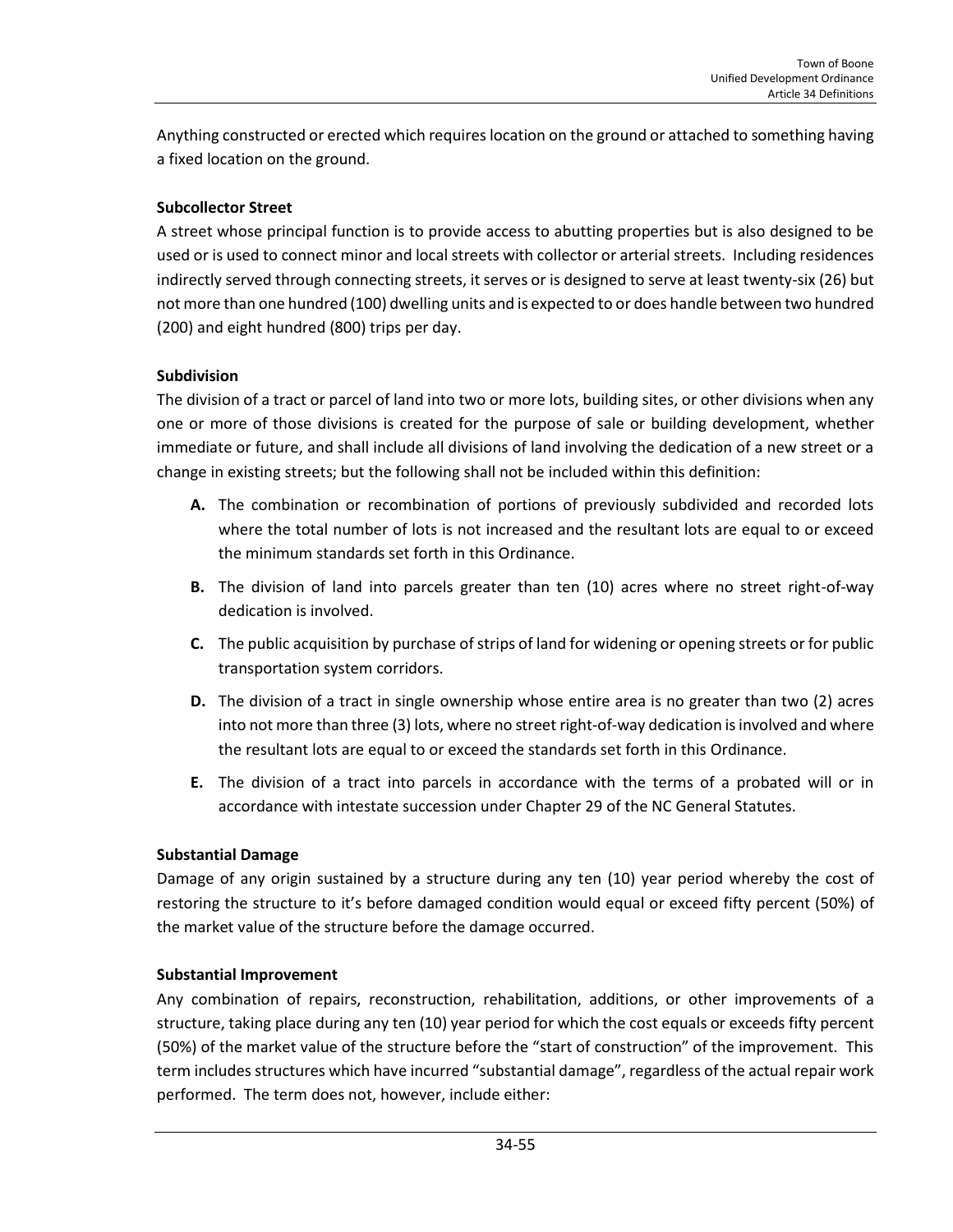Anything constructed or erected which requires location on the ground or attached to something having a fixed location on the ground.

**Subcollector Street**

A street whose principal function is to provide access to abutting properties but is also designed to be used or is used to connect minor and local streets with collector or arterial streets. Including residences indirectly served through connecting streets, it serves or is designed to serve at least twenty-six (26) but not more than one hundred (100) dwelling units and is expected to or does handle between two hundred (200) and eight hundred (800) trips per day.

**Subdivision**

The division of a tract or parcel of land into two or more lots, building sites, or other divisions when any one or more of those divisions is created for the purpose of sale or building development, whether immediate or future, and shall include all divisions of land involving the dedication of a new street or a change in existing streets; but the following shall not be included within this definition:

- **A.** The combination or recombination of portions of previously subdivided and recorded lots where the total number of lots is not increased and the resultant lots are equal to or exceed the minimum standards set forth in this Ordinance.
- **B.** The division of land into parcels greater than ten (10) acres where no street right-of-way dedication is involved.
- **C.** The public acquisition by purchase of strips of land for widening or opening streets or for public transportation system corridors.
- **D.** The division of a tract in single ownership whose entire area is no greater than two (2) acres into not more than three (3) lots, where no street right-of-way dedication is involved and where the resultant lots are equal to or exceed the standards set forth in this Ordinance.
- **E.** The division of a tract into parcels in accordance with the terms of a probated will or in accordance with intestate succession under Chapter 29 of the NC General Statutes.

**Substantial Damage**

Damage of any origin sustained by a structure during any ten (10) year period whereby the cost of restoring the structure to it's before damaged condition would equal or exceed fifty percent (50%) of the market value of the structure before the damage occurred.

**Substantial Improvement**

Any combination of repairs, reconstruction, rehabilitation, additions, or other improvements of a structure, taking place during any ten (10) year period for which the cost equals or exceeds fifty percent (50%) of the market value of the structure before the "start of construction" of the improvement. This term includes structures which have incurred "substantial damage", regardless of the actual repair work performed. The term does not, however, include either: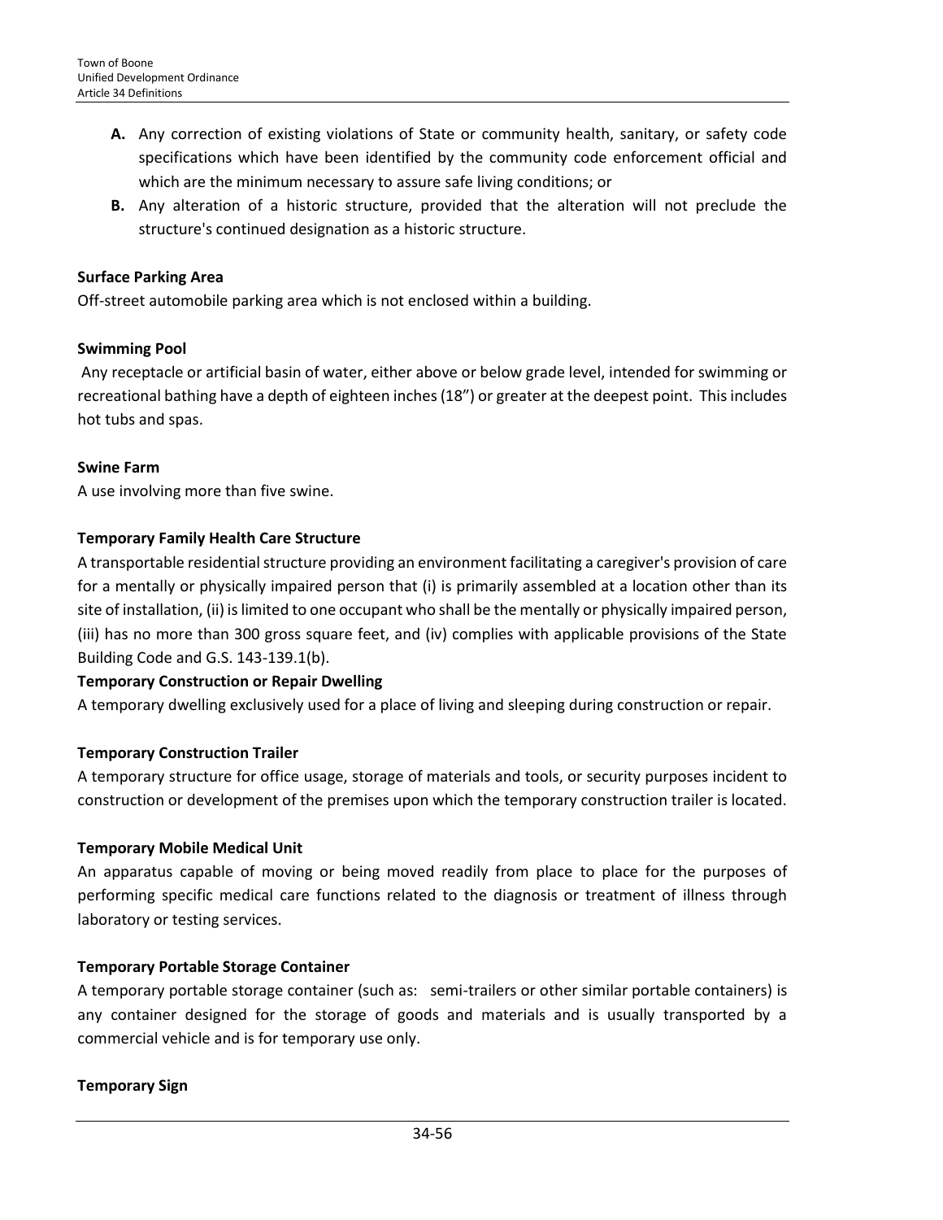**A.** Any correction of existing violations of State or community health, sanitary, or safety code specifications which have been identified by the community code enforcement official and which are the minimum necessary to assure safe living conditions; or

**B.** Any alteration of a historic structure, provided that the alteration will not preclude the structure's continued designation as a historic structure.

**Surface Parking Area**

Off-street automobile parking area which is not enclosed within a building.

**Swimming Pool**

Any receptacle or artificial basin of water, either above or below grade level, intended for swimming or recreational bathing have a depth of eighteen inches (18") or greater at the deepest point. This includes hot tubs and spas.

**Swine Farm**

A use involving more than five swine.

**Temporary Family Health Care Structure**

A transportable residential structure providing an environment facilitating a caregiver's provision of care for a mentally or physically impaired person that (i) is primarily assembled at a location other than its site of installation, (ii) is limited to one occupant who shall be the mentally or physically impaired person, (iii) has no more than 300 gross square feet, and (iv) complies with applicable provisions of the State Building Code and G.S. 143-139.1(b).

**Temporary Construction or Repair Dwelling**

A temporary dwelling exclusively used for a place of living and sleeping during construction or repair.

**Temporary Construction Trailer**

A temporary structure for office usage, storage of materials and tools, or security purposes incident to construction or development of the premises upon which the temporary construction trailer is located.

**Temporary Mobile Medical Unit**

An apparatus capable of moving or being moved readily from place to place for the purposes of performing specific medical care functions related to the diagnosis or treatment of illness through laboratory or testing services.

**Temporary Portable Storage Container**

A temporary portable storage container (such as: semi-trailers or other similar portable containers) is any container designed for the storage of goods and materials and is usually transported by a commercial vehicle and is for temporary use only.

**Temporary Sign**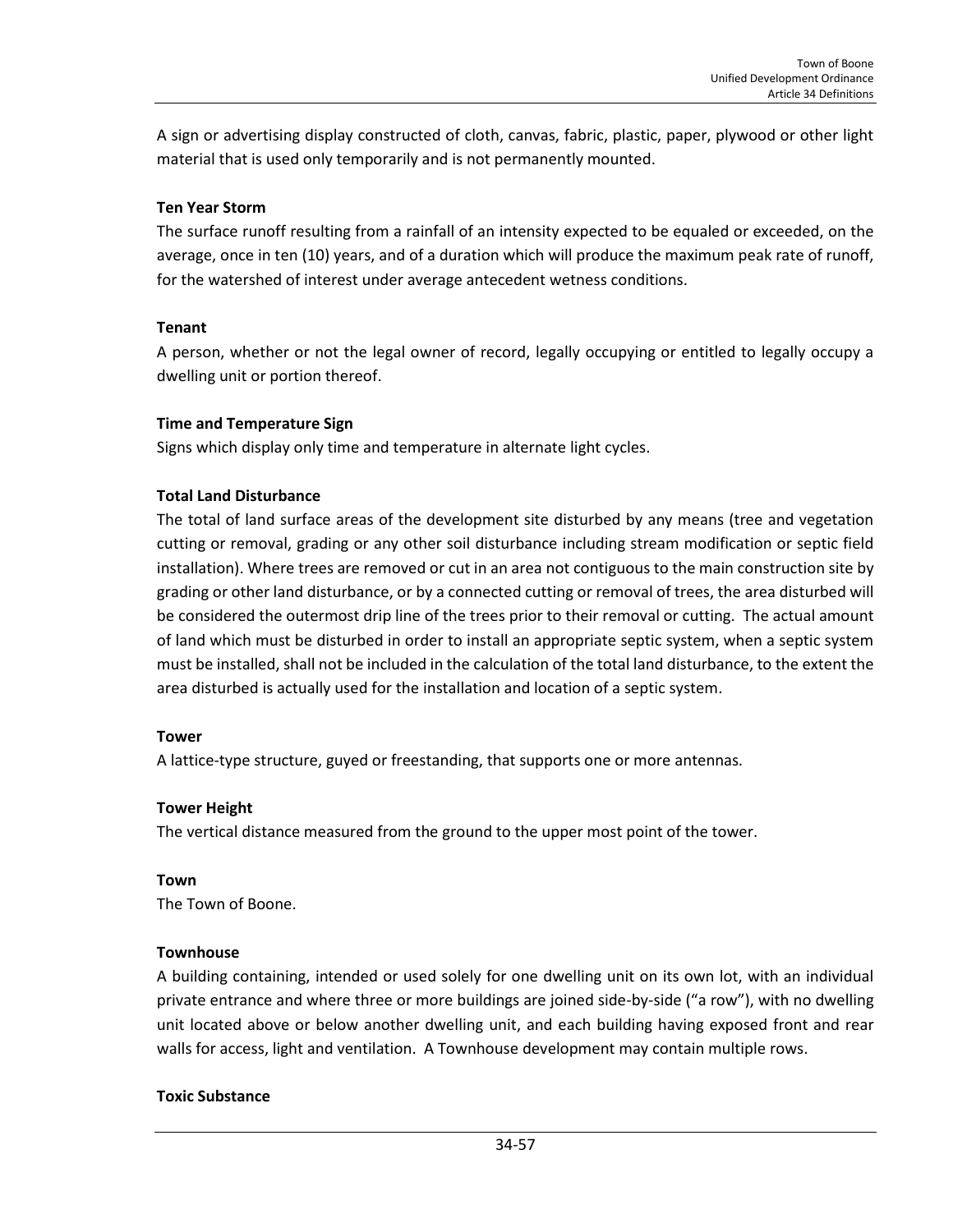A sign or advertising display constructed of cloth, canvas, fabric, plastic, paper, plywood or other light material that is used only temporarily and is not permanently mounted.

**Ten Year Storm**

The surface runoff resulting from a rainfall of an intensity expected to be equaled or exceeded, on the average, once in ten (10) years, and of a duration which will produce the maximum peak rate of runoff, for the watershed of interest under average antecedent wetness conditions.

**Tenant**

A person, whether or not the legal owner of record, legally occupying or entitled to legally occupy a dwelling unit or portion thereof.

**Time and Temperature Sign**

Signs which display only time and temperature in alternate light cycles.

**Total Land Disturbance**

The total of land surface areas of the development site disturbed by any means (tree and vegetation cutting or removal, grading or any other soil disturbance including stream modification or septic field installation). Where trees are removed or cut in an area not contiguous to the main construction site by grading or other land disturbance, or by a connected cutting or removal of trees, the area disturbed will be considered the outermost drip line of the trees prior to their removal or cutting. The actual amount of land which must be disturbed in order to install an appropriate septic system, when a septic system must be installed, shall not be included in the calculation of the total land disturbance, to the extent the area disturbed is actually used for the installation and location of a septic system.

**Tower**

A lattice-type structure, guyed or freestanding, that supports one or more antennas.

**Tower Height**

The vertical distance measured from the ground to the upper most point of the tower.

**Town**

The Town of Boone.

**Townhouse**

A building containing, intended or used solely for one dwelling unit on its own lot, with an individual private entrance and where three or more buildings are joined side-by-side ("a row"), with no dwelling unit located above or below another dwelling unit, and each building having exposed front and rear walls for access, light and ventilation. A Townhouse development may contain multiple rows.

**Toxic Substance**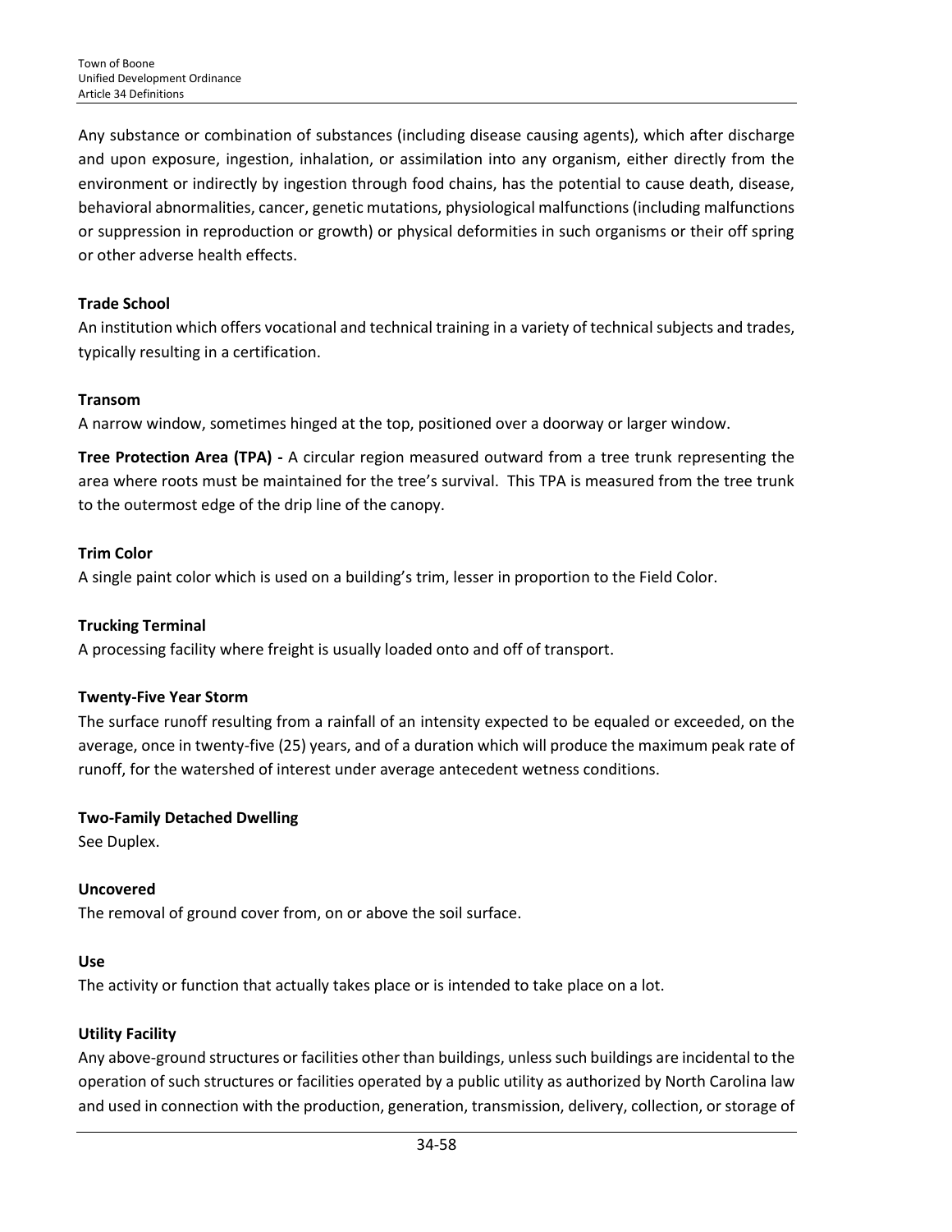Any substance or combination of substances (including disease causing agents), which after discharge and upon exposure, ingestion, inhalation, or assimilation into any organism, either directly from the environment or indirectly by ingestion through food chains, has the potential to cause death, disease, behavioral abnormalities, cancer, genetic mutations, physiological malfunctions (including malfunctions or suppression in reproduction or growth) or physical deformities in such organisms or their off spring or other adverse health effects.

**Trade School**
An institution which offers vocational and technical training in a variety of technical subjects and trades, typically resulting in a certification.

**Transom**
A narrow window, sometimes hinged at the top, positioned over a doorway or larger window.

**Tree Protection Area (TPA) -** A circular region measured outward from a tree trunk representing the area where roots must be maintained for the tree's survival. This TPA is measured from the tree trunk to the outermost edge of the drip line of the canopy.

**Trim Color**
A single paint color which is used on a building's trim, lesser in proportion to the Field Color.

**Trucking Terminal**
A processing facility where freight is usually loaded onto and off of transport.

**Twenty-Five Year Storm**
The surface runoff resulting from a rainfall of an intensity expected to be equaled or exceeded, on the average, once in twenty-five (25) years, and of a duration which will produce the maximum peak rate of runoff, for the watershed of interest under average antecedent wetness conditions.

**Two-Family Detached Dwelling**
See Duplex.

**Uncovered**
The removal of ground cover from, on or above the soil surface.

**Use**
The activity or function that actually takes place or is intended to take place on a lot.

**Utility Facility**
Any above-ground structures or facilities other than buildings, unless such buildings are incidental to the operation of such structures or facilities operated by a public utility as authorized by North Carolina law and used in connection with the production, generation, transmission, delivery, collection, or storage of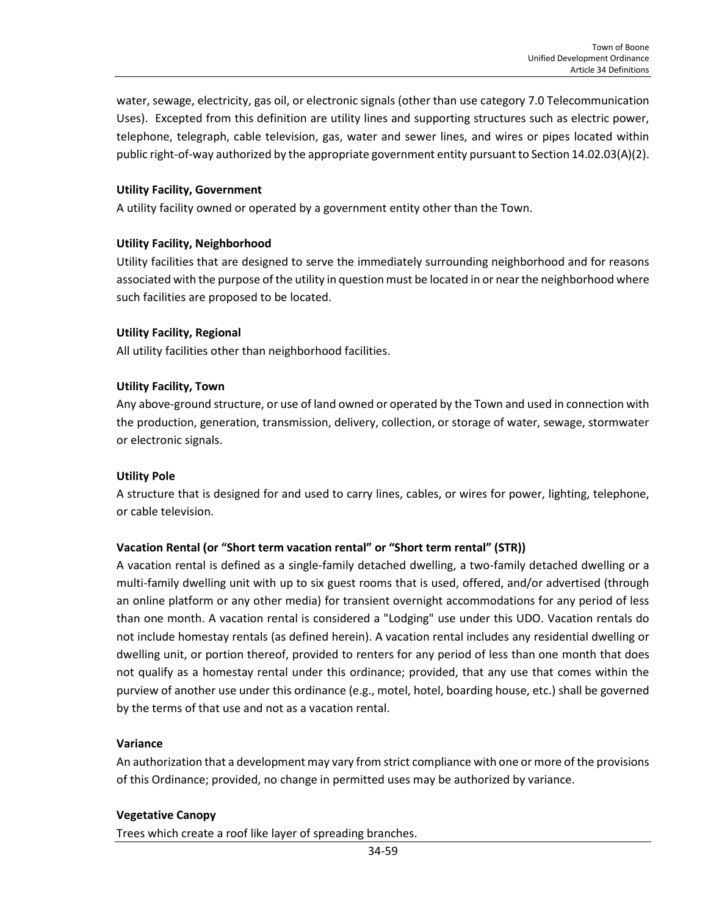water, sewage, electricity, gas oil, or electronic signals (other than use category 7.0 Telecommunication Uses). Excepted from this definition are utility lines and supporting structures such as electric power, telephone, telegraph, cable television, gas, water and sewer lines, and wires or pipes located within public right-of-way authorized by the appropriate government entity pursuant to Section 14.02.03(A)(2).

**Utility Facility, Government**

A utility facility owned or operated by a government entity other than the Town.

**Utility Facility, Neighborhood**

Utility facilities that are designed to serve the immediately surrounding neighborhood and for reasons associated with the purpose of the utility in question must be located in or near the neighborhood where such facilities are proposed to be located.

**Utility Facility, Regional**

All utility facilities other than neighborhood facilities.

**Utility Facility, Town**

Any above-ground structure, or use of land owned or operated by the Town and used in connection with the production, generation, transmission, delivery, collection, or storage of water, sewage, stormwater or electronic signals.

**Utility Pole**

A structure that is designed for and used to carry lines, cables, or wires for power, lighting, telephone, or cable television.

**Vacation Rental (or "Short term vacation rental" or "Short term rental" (STR))**

A vacation rental is defined as a single-family detached dwelling, a two-family detached dwelling or a multi-family dwelling unit with up to six guest rooms that is used, offered, and/or advertised (through an online platform or any other media) for transient overnight accommodations for any period of less than one month. A vacation rental is considered a "Lodging" use under this UDO. Vacation rentals do not include homestay rentals (as defined herein). A vacation rental includes any residential dwelling or dwelling unit, or portion thereof, provided to renters for any period of less than one month that does not qualify as a homestay rental under this ordinance; provided, that any use that comes within the purview of another use under this ordinance (e.g., motel, hotel, boarding house, etc.) shall be governed by the terms of that use and not as a vacation rental.

**Variance**

An authorization that a development may vary from strict compliance with one or more of the provisions of this Ordinance; provided, no change in permitted uses may be authorized by variance.

**Vegetative Canopy**

Trees which create a roof like layer of spreading branches.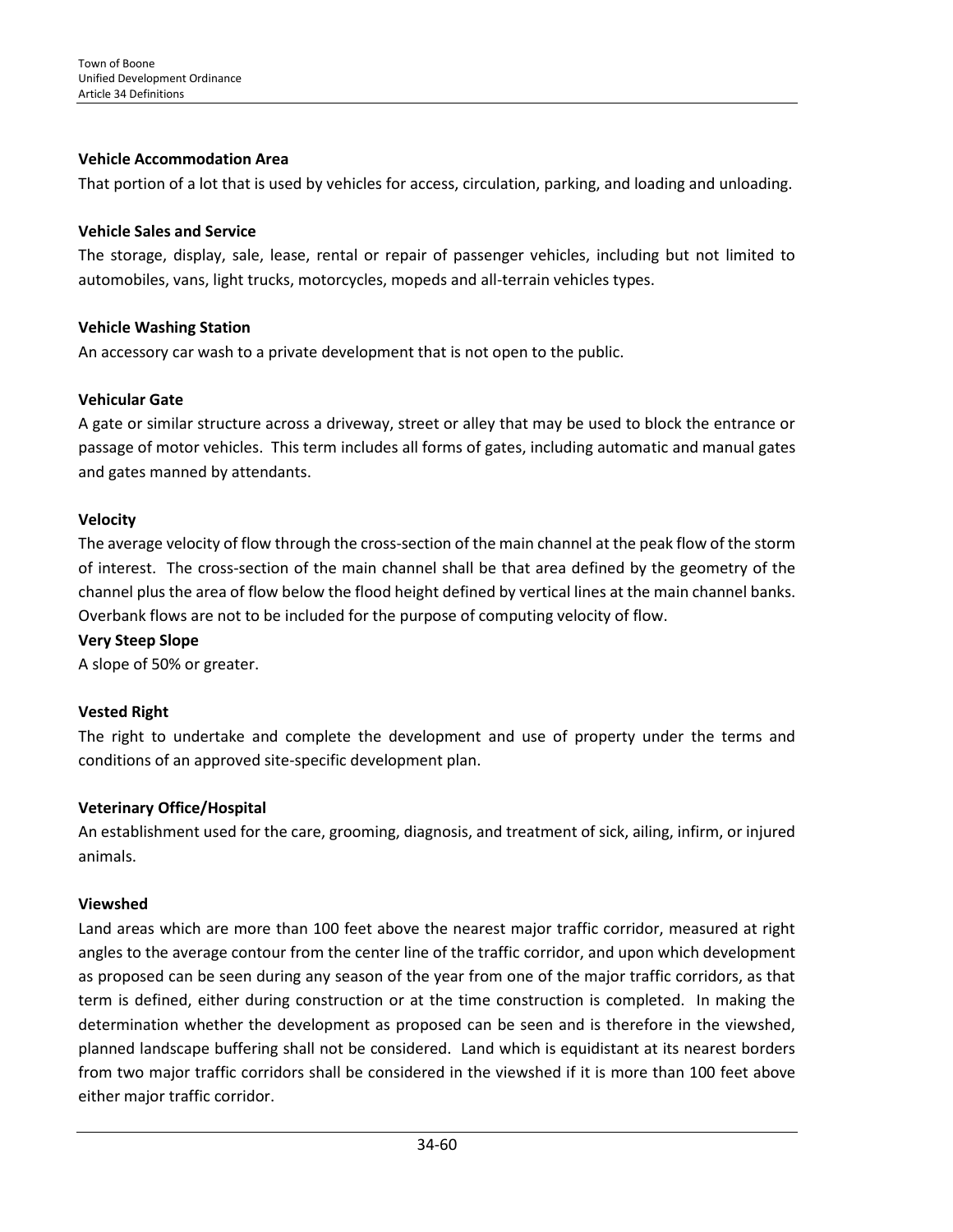**Vehicle Accommodation Area**

That portion of a lot that is used by vehicles for access, circulation, parking, and loading and unloading.

**Vehicle Sales and Service**

The storage, display, sale, lease, rental or repair of passenger vehicles, including but not limited to automobiles, vans, light trucks, motorcycles, mopeds and all-terrain vehicles types.

**Vehicle Washing Station**

An accessory car wash to a private development that is not open to the public.

**Vehicular Gate**

A gate or similar structure across a driveway, street or alley that may be used to block the entrance or passage of motor vehicles. This term includes all forms of gates, including automatic and manual gates and gates manned by attendants.

**Velocity**

The average velocity of flow through the cross-section of the main channel at the peak flow of the storm of interest. The cross-section of the main channel shall be that area defined by the geometry of the channel plus the area of flow below the flood height defined by vertical lines at the main channel banks. Overbank flows are not to be included for the purpose of computing velocity of flow.

**Very Steep Slope**

A slope of 50% or greater.

**Vested Right**

The right to undertake and complete the development and use of property under the terms and conditions of an approved site-specific development plan.

**Veterinary Office/Hospital**

An establishment used for the care, grooming, diagnosis, and treatment of sick, ailing, infirm, or injured animals.

**Viewshed**

Land areas which are more than 100 feet above the nearest major traffic corridor, measured at right angles to the average contour from the center line of the traffic corridor, and upon which development as proposed can be seen during any season of the year from one of the major traffic corridors, as that term is defined, either during construction or at the time construction is completed. In making the determination whether the development as proposed can be seen and is therefore in the viewshed, planned landscape buffering shall not be considered. Land which is equidistant at its nearest borders from two major traffic corridors shall be considered in the viewshed if it is more than 100 feet above either major traffic corridor.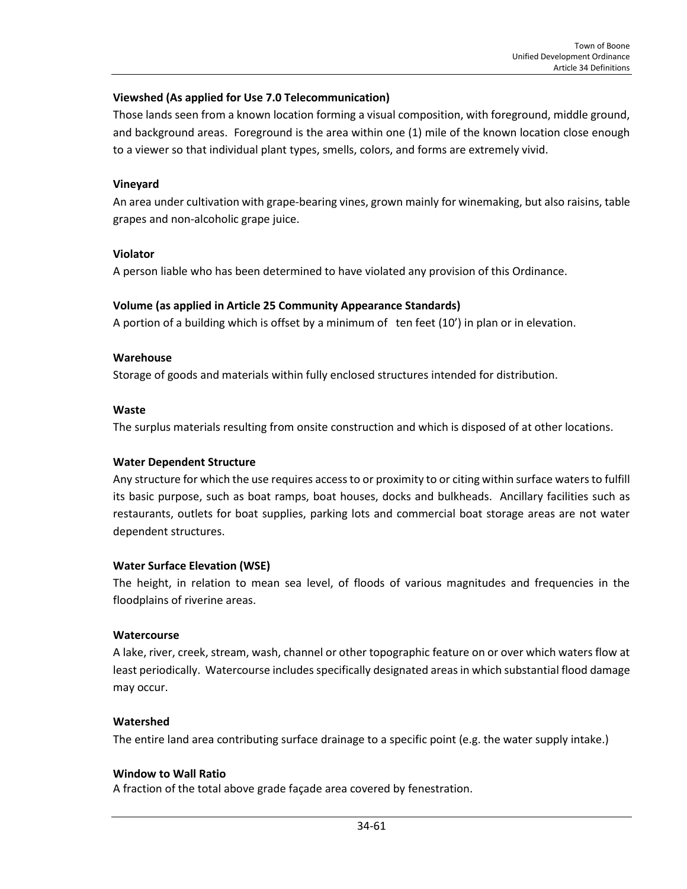**Viewshed (As applied for Use 7.0 Telecommunication)**

Those lands seen from a known location forming a visual composition, with foreground, middle ground, and background areas. Foreground is the area within one (1) mile of the known location close enough to a viewer so that individual plant types, smells, colors, and forms are extremely vivid.

**Vineyard**

An area under cultivation with grape-bearing vines, grown mainly for winemaking, but also raisins, table grapes and non-alcoholic grape juice.

**Violator**

A person liable who has been determined to have violated any provision of this Ordinance.

**Volume (as applied in Article 25 Community Appearance Standards)**

A portion of a building which is offset by a minimum of ten feet (10') in plan or in elevation.

**Warehouse**

Storage of goods and materials within fully enclosed structures intended for distribution.

**Waste**

The surplus materials resulting from onsite construction and which is disposed of at other locations.

**Water Dependent Structure**

Any structure for which the use requires access to or proximity to or citing within surface waters to fulfill its basic purpose, such as boat ramps, boat houses, docks and bulkheads. Ancillary facilities such as restaurants, outlets for boat supplies, parking lots and commercial boat storage areas are not water dependent structures.

**Water Surface Elevation (WSE)**

The height, in relation to mean sea level, of floods of various magnitudes and frequencies in the floodplains of riverine areas.

**Watercourse**

A lake, river, creek, stream, wash, channel or other topographic feature on or over which waters flow at least periodically. Watercourse includes specifically designated areas in which substantial flood damage may occur.

**Watershed**

The entire land area contributing surface drainage to a specific point (e.g. the water supply intake.)

**Window to Wall Ratio**

A fraction of the total above grade façade area covered by fenestration.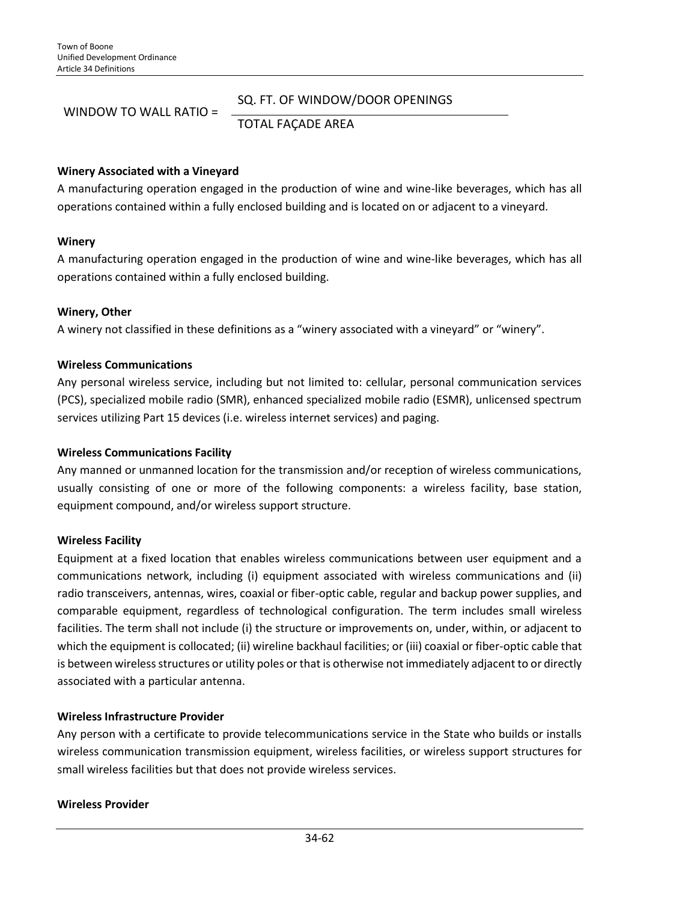$$\text{WINDOW TO WALL RATIO} = \frac{\text{SQ. FT. OF WINDOW/DOOR OPENINGS}}{\text{TOTAL FAÇADE AREA}}$$

**Winery Associated with a Vineyard**

A manufacturing operation engaged in the production of wine and wine-like beverages, which has all operations contained within a fully enclosed building and is located on or adjacent to a vineyard.

**Winery**

A manufacturing operation engaged in the production of wine and wine-like beverages, which has all operations contained within a fully enclosed building.

**Winery, Other**

A winery not classified in these definitions as a "winery associated with a vineyard" or "winery".

**Wireless Communications**

Any personal wireless service, including but not limited to: cellular, personal communication services (PCS), specialized mobile radio (SMR), enhanced specialized mobile radio (ESMR), unlicensed spectrum services utilizing Part 15 devices (i.e. wireless internet services) and paging.

**Wireless Communications Facility**

Any manned or unmanned location for the transmission and/or reception of wireless communications, usually consisting of one or more of the following components: a wireless facility, base station, equipment compound, and/or wireless support structure.

**Wireless Facility**

Equipment at a fixed location that enables wireless communications between user equipment and a communications network, including (i) equipment associated with wireless communications and (ii) radio transceivers, antennas, wires, coaxial or fiber-optic cable, regular and backup power supplies, and comparable equipment, regardless of technological configuration. The term includes small wireless facilities. The term shall not include (i) the structure or improvements on, under, within, or adjacent to which the equipment is collocated; (ii) wireline backhaul facilities; or (iii) coaxial or fiber-optic cable that is between wireless structures or utility poles or that is otherwise not immediately adjacent to or directly associated with a particular antenna.

**Wireless Infrastructure Provider**

Any person with a certificate to provide telecommunications service in the State who builds or installs wireless communication transmission equipment, wireless facilities, or wireless support structures for small wireless facilities but that does not provide wireless services.

**Wireless Provider**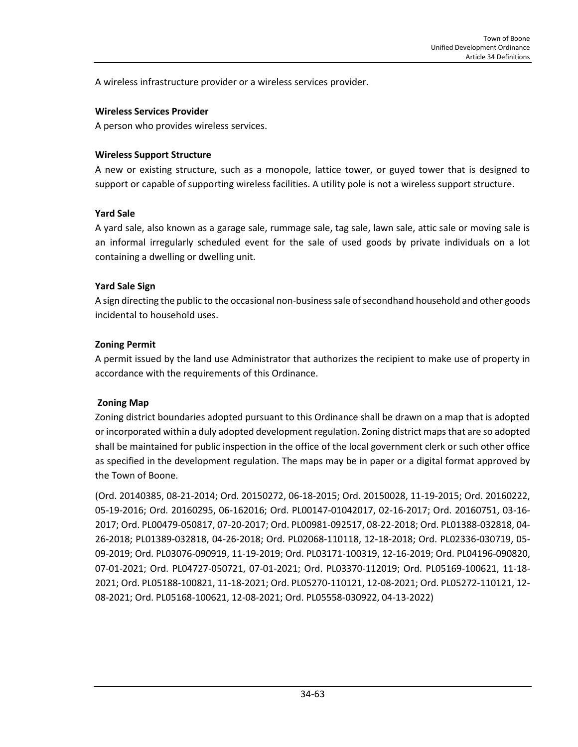A wireless infrastructure provider or a wireless services provider.

**Wireless Services Provider**

A person who provides wireless services.

**Wireless Support Structure**

A new or existing structure, such as a monopole, lattice tower, or guyed tower that is designed to support or capable of supporting wireless facilities. A utility pole is not a wireless support structure.

**Yard Sale**

A yard sale, also known as a garage sale, rummage sale, tag sale, lawn sale, attic sale or moving sale is an informal irregularly scheduled event for the sale of used goods by private individuals on a lot containing a dwelling or dwelling unit.

**Yard Sale Sign**

A sign directing the public to the occasional non-business sale of secondhand household and other goods incidental to household uses.

**Zoning Permit**

A permit issued by the land use Administrator that authorizes the recipient to make use of property in accordance with the requirements of this Ordinance.

**Zoning Map**

Zoning district boundaries adopted pursuant to this Ordinance shall be drawn on a map that is adopted or incorporated within a duly adopted development regulation. Zoning district maps that are so adopted shall be maintained for public inspection in the office of the local government clerk or such other office as specified in the development regulation. The maps may be in paper or a digital format approved by the Town of Boone.

(Ord. 20140385, 08-21-2014; Ord. 20150272, 06-18-2015; Ord. 20150028, 11-19-2015; Ord. 20160222, 05-19-2016; Ord. 20160295, 06-162016; Ord. PL00147-01042017, 02-16-2017; Ord. 20160751, 03-16-2017; Ord. PL00479-050817, 07-20-2017; Ord. PL00981-092517, 08-22-2018; Ord. PL01388-032818, 04-26-2018; PL01389-032818, 04-26-2018; Ord. PL02068-110118, 12-18-2018; Ord. PL02336-030719, 05-09-2019; Ord. PL03076-090919, 11-19-2019; Ord. PL03171-100319, 12-16-2019; Ord. PL04196-090820, 07-01-2021; Ord. PL04727-050721, 07-01-2021; Ord. PL03370-112019; Ord. PL05169-100621, 11-18-2021; Ord. PL05188-100821, 11-18-2021; Ord. PL05270-110121, 12-08-2021; Ord. PL05272-110121, 12-08-2021; Ord. PL05168-100621, 12-08-2021; Ord. PL05558-030922, 04-13-2022)